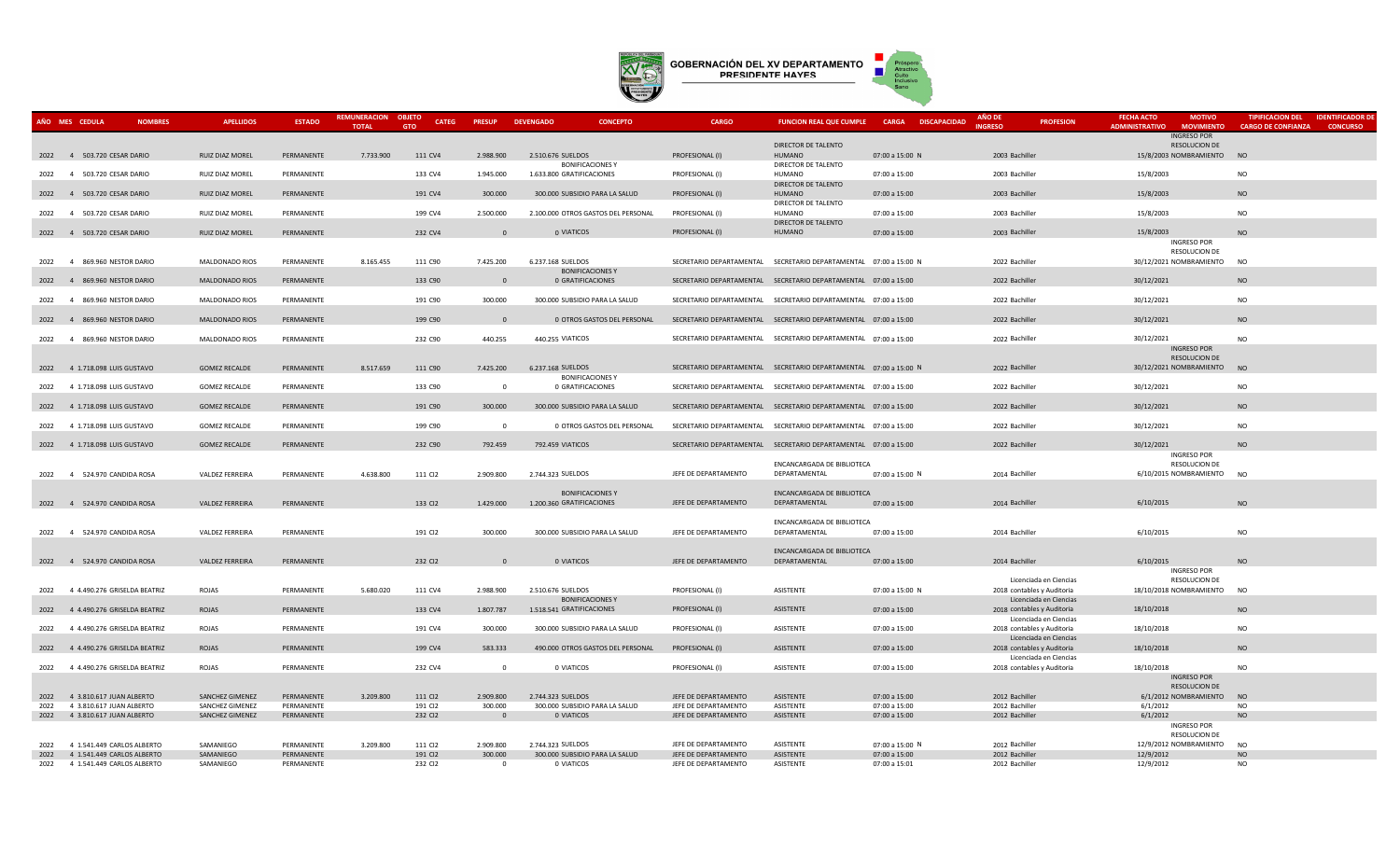# GOBERNACIÓN DEL XV DEPARTAMENTO PRESIDENTE HAYES

| AÑO | MES | CEDULA | NOMBRES | APELLIDOS | ESTADO | REMUNERACION TOTAL | OBJETO GTO | CATEG | PRESUP | DEVENGADO | CONCEPTO | CARGO | FUNCION REAL QUE CUMPLE | CARGA | DISCAPACIDAD | AÑO DE INGRESO | PROFESION | FECHA ACTO ADMINISTRATIVO | MOTIVO MOVIMIENTO | TIPIFICACION DEL CARGO DE CONFIANZA | IDENTIFICADOR DE CONCURSO |
|---|---|---|---|---|---|---|---|---|---|---|---|---|---|---|---|---|---|---|---|---|---|
| 2022 | 4 | 503.720 | CESAR DARIO | RUIZ DIAZ MOREL | PERMANENTE | 7.733.900 | 111 | CV4 | 2.988.900 | 2.510.676 | SUELDOS | PROFESIONAL (I) | DIRECTOR DE TALENTO HUMANO | 07:00 a 15:00 | N | 2003 | Bachiller | 15/8/2003 | INGRESO POR RESOLUCION DE NOMBRAMIENTO | NO | |
| 2022 | 4 | 503.720 | CESAR DARIO | RUIZ DIAZ MOREL | PERMANENTE | | 133 | CV4 | 1.945.000 | 1.633.800 | BONIFICACIONES Y GRATIFICACIONES | PROFESIONAL (I) | DIRECTOR DE TALENTO HUMANO | 07:00 a 15:00 | | 2003 | Bachiller | 15/8/2003 | | NO | |
| 2022 | 4 | 503.720 | CESAR DARIO | RUIZ DIAZ MOREL | PERMANENTE | | 191 | CV4 | 300.000 | 300.000 | SUBSIDIO PARA LA SALUD | PROFESIONAL (I) | DIRECTOR DE TALENTO HUMANO | 07:00 a 15:00 | | 2003 | Bachiller | 15/8/2003 | | NO | |
| 2022 | 4 | 503.720 | CESAR DARIO | RUIZ DIAZ MOREL | PERMANENTE | | 199 | CV4 | 2.500.000 | 2.100.000 | OTROS GASTOS DEL PERSONAL | PROFESIONAL (I) | DIRECTOR DE TALENTO HUMANO | 07:00 a 15:00 | | 2003 | Bachiller | 15/8/2003 | | NO | |
| 2022 | 4 | 503.720 | CESAR DARIO | RUIZ DIAZ MOREL | PERMANENTE | | 232 | CV4 | 0 | 0 | VIATICOS | PROFESIONAL (I) | DIRECTOR DE TALENTO HUMANO | 07:00 a 15:00 | | 2003 | Bachiller | 15/8/2003 | | NO | |
| 2022 | 4 | 869.960 | NESTOR DARIO | MALDONADO RIOS | PERMANENTE | 8.165.455 | 111 | C90 | 7.425.200 | 6.237.168 | SUELDOS | SECRETARIO DEPARTAMENTAL | SECRETARIO DEPARTAMENTAL | 07:00 a 15:00 | N | 2022 | Bachiller | 30/12/2021 | INGRESO POR RESOLUCION DE NOMBRAMIENTO | NO | |
| 2022 | 4 | 869.960 | NESTOR DARIO | MALDONADO RIOS | PERMANENTE | | 133 | C90 | 0 | 0 | BONIFICACIONES Y GRATIFICACIONES | SECRETARIO DEPARTAMENTAL | SECRETARIO DEPARTAMENTAL | 07:00 a 15:00 | | 2022 | Bachiller | 30/12/2021 | | NO | |
| 2022 | 4 | 869.960 | NESTOR DARIO | MALDONADO RIOS | PERMANENTE | | 191 | C90 | 300.000 | 300.000 | SUBSIDIO PARA LA SALUD | SECRETARIO DEPARTAMENTAL | SECRETARIO DEPARTAMENTAL | 07:00 a 15:00 | | 2022 | Bachiller | 30/12/2021 | | NO | |
| 2022 | 4 | 869.960 | NESTOR DARIO | MALDONADO RIOS | PERMANENTE | | 199 | C90 | 0 | 0 | OTROS GASTOS DEL PERSONAL | SECRETARIO DEPARTAMENTAL | SECRETARIO DEPARTAMENTAL | 07:00 a 15:00 | | 2022 | Bachiller | 30/12/2021 | | NO | |
| 2022 | 4 | 869.960 | NESTOR DARIO | MALDONADO RIOS | PERMANENTE | | 232 | C90 | 440.255 | 440.255 | VIATICOS | SECRETARIO DEPARTAMENTAL | SECRETARIO DEPARTAMENTAL | 07:00 a 15:00 | | 2022 | Bachiller | 30/12/2021 | | NO | |
| 2022 | 4 | 1.718.098 | LUIS GUSTAVO | GOMEZ RECALDE | PERMANENTE | 8.517.659 | 111 | C90 | 7.425.200 | 6.237.168 | SUELDOS | SECRETARIO DEPARTAMENTAL | SECRETARIO DEPARTAMENTAL | 07:00 a 15:00 | N | 2022 | Bachiller | 30/12/2021 | INGRESO POR RESOLUCION DE NOMBRAMIENTO | NO | |
| 2022 | 4 | 1.718.098 | LUIS GUSTAVO | GOMEZ RECALDE | PERMANENTE | | 133 | C90 | 0 | 0 | BONIFICACIONES Y GRATIFICACIONES | SECRETARIO DEPARTAMENTAL | SECRETARIO DEPARTAMENTAL | 07:00 a 15:00 | | 2022 | Bachiller | 30/12/2021 | | NO | |
| 2022 | 4 | 1.718.098 | LUIS GUSTAVO | GOMEZ RECALDE | PERMANENTE | | 191 | C90 | 300.000 | 300.000 | SUBSIDIO PARA LA SALUD | SECRETARIO DEPARTAMENTAL | SECRETARIO DEPARTAMENTAL | 07:00 a 15:00 | | 2022 | Bachiller | 30/12/2021 | | NO | |
| 2022 | 4 | 1.718.098 | LUIS GUSTAVO | GOMEZ RECALDE | PERMANENTE | | 199 | C90 | 0 | 0 | OTROS GASTOS DEL PERSONAL | SECRETARIO DEPARTAMENTAL | SECRETARIO DEPARTAMENTAL | 07:00 a 15:00 | | 2022 | Bachiller | 30/12/2021 | | NO | |
| 2022 | 4 | 1.718.098 | LUIS GUSTAVO | GOMEZ RECALDE | PERMANENTE | | 232 | C90 | 792.459 | 792.459 | VIATICOS | SECRETARIO DEPARTAMENTAL | SECRETARIO DEPARTAMENTAL | 07:00 a 15:00 | | 2022 | Bachiller | 30/12/2021 | | NO | |
| 2022 | 4 | 524.970 | CANDIDA ROSA | VALDEZ FERREIRA | PERMANENTE | 4.638.800 | 111 | CI2 | 2.909.800 | 2.744.323 | SUELDOS | JEFE DE DEPARTAMENTO | ENCANCARGADA DE BIBLIOTECA DEPARTAMENTAL | 07:00 a 15:00 | N | 2014 | Bachiller | 6/10/2015 | INGRESO POR RESOLUCION DE NOMBRAMIENTO | NO | |
| 2022 | 4 | 524.970 | CANDIDA ROSA | VALDEZ FERREIRA | PERMANENTE | | 133 | CI2 | 1.429.000 | 1.200.360 | BONIFICACIONES Y GRATIFICACIONES | JEFE DE DEPARTAMENTO | ENCANCARGADA DE BIBLIOTECA DEPARTAMENTAL | 07:00 a 15:00 | | 2014 | Bachiller | 6/10/2015 | | NO | |
| 2022 | 4 | 524.970 | CANDIDA ROSA | VALDEZ FERREIRA | PERMANENTE | | 191 | CI2 | 300.000 | 300.000 | SUBSIDIO PARA LA SALUD | JEFE DE DEPARTAMENTO | ENCANCARGADA DE BIBLIOTECA DEPARTAMENTAL | 07:00 a 15:00 | | 2014 | Bachiller | 6/10/2015 | | NO | |
| 2022 | 4 | 524.970 | CANDIDA ROSA | VALDEZ FERREIRA | PERMANENTE | | 232 | CI2 | 0 | 0 | VIATICOS | JEFE DE DEPARTAMENTO | ENCANCARGADA DE BIBLIOTECA DEPARTAMENTAL | 07:00 a 15:00 | | 2014 | Bachiller | 6/10/2015 | | NO | |
| 2022 | 4 | 4.490.276 | GRISELDA BEATRIZ | ROJAS | PERMANENTE | 5.680.020 | 111 | CV4 | 2.988.900 | 2.510.676 | SUELDOS | PROFESIONAL (I) | ASISTENTE | 07:00 a 15:00 | N | 2018 | Licenciada en Ciencias contables y Auditoria | 18/10/2018 | INGRESO POR RESOLUCION DE NOMBRAMIENTO | NO | |
| 2022 | 4 | 4.490.276 | GRISELDA BEATRIZ | ROJAS | PERMANENTE | | 133 | CV4 | 1.807.787 | 1.518.541 | BONIFICACIONES Y GRATIFICACIONES | PROFESIONAL (I) | ASISTENTE | 07:00 a 15:00 | | 2018 | Licenciada en Ciencias contables y Auditoria | 18/10/2018 | | NO | |
| 2022 | 4 | 4.490.276 | GRISELDA BEATRIZ | ROJAS | PERMANENTE | | 191 | CV4 | 300.000 | 300.000 | SUBSIDIO PARA LA SALUD | PROFESIONAL (I) | ASISTENTE | 07:00 a 15:00 | | 2018 | Licenciada en Ciencias contables y Auditoria | 18/10/2018 | | NO | |
| 2022 | 4 | 4.490.276 | GRISELDA BEATRIZ | ROJAS | PERMANENTE | | 199 | CV4 | 583.333 | 490.000 | OTROS GASTOS DEL PERSONAL | PROFESIONAL (I) | ASISTENTE | 07:00 a 15:00 | | 2018 | Licenciada en Ciencias contables y Auditoria | 18/10/2018 | | NO | |
| 2022 | 4 | 4.490.276 | GRISELDA BEATRIZ | ROJAS | PERMANENTE | | 232 | CV4 | 0 | 0 | VIATICOS | PROFESIONAL (I) | ASISTENTE | 07:00 a 15:00 | | 2018 | Licenciada en Ciencias contables y Auditoria | 18/10/2018 | | NO | |
| 2022 | 4 | 3.810.617 | JUAN ALBERTO | SANCHEZ GIMENEZ | PERMANENTE | 3.209.800 | 111 | CI2 | 2.909.800 | 2.744.323 | SUELDOS | JEFE DE DEPARTAMENTO | ASISTENTE | 07:00 a 15:00 | | 2012 | Bachiller | 6/1/2012 | INGRESO POR RESOLUCION DE NOMBRAMIENTO | NO | |
| 2022 | 4 | 3.810.617 | JUAN ALBERTO | SANCHEZ GIMENEZ | PERMANENTE | | 191 | CI2 | 300.000 | 300.000 | SUBSIDIO PARA LA SALUD | JEFE DE DEPARTAMENTO | ASISTENTE | 07:00 a 15:00 | | 2012 | Bachiller | 6/1/2012 | | NO | |
| 2022 | 4 | 3.810.617 | JUAN ALBERTO | SANCHEZ GIMENEZ | PERMANENTE | | 232 | CI2 | 0 | 0 | VIATICOS | JEFE DE DEPARTAMENTO | ASISTENTE | 07:00 a 15:00 | | 2012 | Bachiller | 6/1/2012 | | NO | |
| 2022 | 4 | 1.541.449 | CARLOS ALBERTO | SAMANIEGO | PERMANENTE | 3.209.800 | 111 | CI2 | 2.909.800 | 2.744.323 | SUELDOS | JEFE DE DEPARTAMENTO | ASISTENTE | 07:00 a 15:00 | N | 2012 | Bachiller | 12/9/2012 | INGRESO POR RESOLUCION DE NOMBRAMIENTO | NO | |
| 2022 | 4 | 1.541.449 | CARLOS ALBERTO | SAMANIEGO | PERMANENTE | | 191 | CI2 | 300.000 | 300.000 | SUBSIDIO PARA LA SALUD | JEFE DE DEPARTAMENTO | ASISTENTE | 07:00 a 15:00 | | 2012 | Bachiller | 12/9/2012 | | NO | |
| 2022 | 4 | 1.541.449 | CARLOS ALBERTO | SAMANIEGO | PERMANENTE | | 232 | CI2 | 0 | 0 | VIATICOS | JEFE DE DEPARTAMENTO | ASISTENTE | 07:00 a 15:01 | | 2012 | Bachiller | 12/9/2012 | | NO | |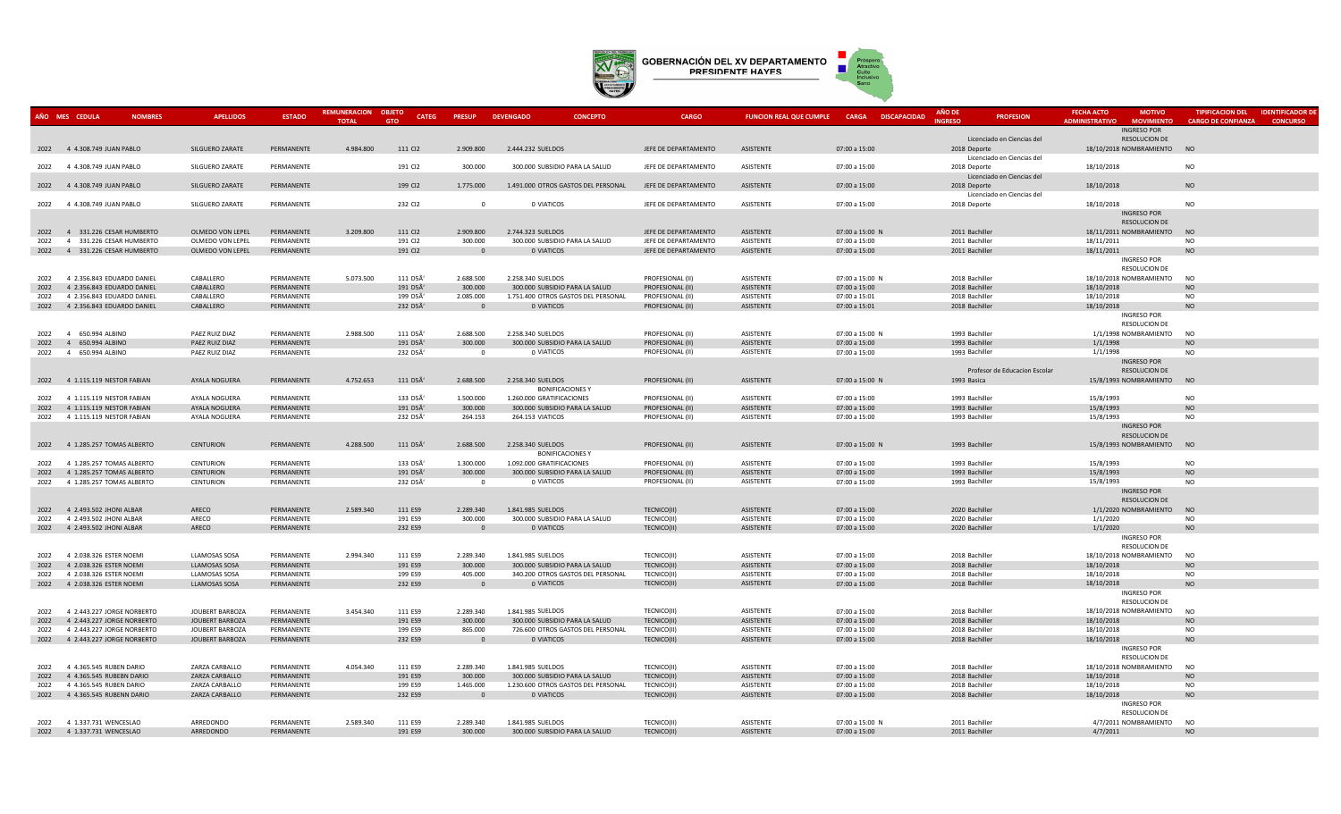# GOBERNACIÓN DEL XV DEPARTAMENTO PRESIDENTE HAYES

| AÑO | MES | CEDULA | NOMBRES | APELLIDOS | ESTADO | REMUNERACION TOTAL | OBJETO GTO | CATEG | PRESUP | DEVENGADO | CONCEPTO | CARGO | FUNCION REAL QUE CUMPLE | CARGA | DISCAPACIDAD | AÑO DE INGRESO | PROFESION | FECHA ACTO ADMINISTRATIVO | MOTIVO MOVIMIENTO | TIPIFICACION DEL CARGO DE CONFIANZA | IDENTIFICADOR DE CONCURSO |
|---|---|---|---|---|---|---|---|---|---|---|---|---|---|---|---|---|---|---|---|---|---|
| 2022 | 4 | 4.308.749 | JUAN PABLO | SILGUERO ZARATE | PERMANENTE | 4.984.800 | 111 | CI2 | 2.909.800 | 2.444.232 | SUELDOS | JEFE DE DEPARTAMENTO | ASISTENTE | 07:00 a 15:00 | | 2018 | Licenciado en Ciencias del Deporte | 18/10/2018 | INGRESO POR RESOLUCION DE NOMBRAMIENTO | NO | |
| 2022 | 4 | 4.308.749 | JUAN PABLO | SILGUERO ZARATE | PERMANENTE | | 191 | CI2 | 300.000 | 300.000 | SUBSIDIO PARA LA SALUD | JEFE DE DEPARTAMENTO | ASISTENTE | 07:00 a 15:00 | | 2018 | Licenciado en Ciencias del Deporte | 18/10/2018 | | NO | |
| 2022 | 4 | 4.308.749 | JUAN PABLO | SILGUERO ZARATE | PERMANENTE | | 199 | CI2 | 1.775.000 | 1.491.000 | OTROS GASTOS DEL PERSONAL | JEFE DE DEPARTAMENTO | ASISTENTE | 07:00 a 15:00 | | 2018 | Licenciado en Ciencias del Deporte | 18/10/2018 | | NO | |
| 2022 | 4 | 4.308.749 | JUAN PABLO | SILGUERO ZARATE | PERMANENTE | | 232 | CI2 | 0 | 0 | VIATICOS | JEFE DE DEPARTAMENTO | ASISTENTE | 07:00 a 15:00 | | 2018 | Licenciado en Ciencias del Deporte | 18/10/2018 | | NO | |
| 2022 | 4 | 331.226 | CESAR HUMBERTO | OLMEDO VON LEPEL | PERMANENTE | 3.209.800 | 111 | CI2 | 2.909.800 | 2.744.323 | SUELDOS | JEFE DE DEPARTAMENTO | ASISTENTE | 07:00 a 15:00 | N | 2011 | Bachiller | 18/11/2011 | INGRESO POR RESOLUCION DE NOMBRAMIENTO | NO | |
| 2022 | 4 | 331.226 | CESAR HUMBERTO | OLMEDO VON LEPEL | PERMANENTE | | 191 | CI2 | 300.000 | 300.000 | SUBSIDIO PARA LA SALUD | JEFE DE DEPARTAMENTO | ASISTENTE | 07:00 a 15:00 | | 2011 | Bachiller | 18/11/2011 | | NO | |
| 2022 | 4 | 331.226 | CESAR HUMBERTO | OLMEDO VON LEPEL | PERMANENTE | | 191 | CI2 | 0 | 0 | VIATICOS | JEFE DE DEPARTAMENTO | ASISTENTE | 07:00 a 15:00 | | 2011 | Bachiller | 18/11/2011 | | NO | |
| 2022 | 4 | 2.356.843 | EDUARDO DANIEL | CABALLERO | PERMANENTE | 5.073.500 | 111 | DSÃ' | 2.688.500 | 2.258.340 | SUELDOS | PROFESIONAL (II) | ASISTENTE | 07:00 a 15:00 | N | 2018 | Bachiller | 18/10/2018 | INGRESO POR RESOLUCION DE NOMBRAMIENTO | NO | |
| 2022 | 4 | 2.356.843 | EDUARDO DANIEL | CABALLERO | PERMANENTE | | 191 | DSÃ' | 300.000 | 300.000 | SUBSIDIO PARA LA SALUD | PROFESIONAL (II) | ASISTENTE | 07:00 a 15:00 | | 2018 | Bachiller | 18/10/2018 | | NO | |
| 2022 | 4 | 2.356.843 | EDUARDO DANIEL | CABALLERO | PERMANENTE | | 199 | DSÃ' | 2.085.000 | 1.751.400 | OTROS GASTOS DEL PERSONAL | PROFESIONAL (II) | ASISTENTE | 07:00 a 15:01 | | 2018 | Bachiller | 18/10/2018 | | NO | |
| 2022 | 4 | 2.356.843 | EDUARDO DANIEL | CABALLERO | PERMANENTE | | 232 | DSÃ' | 0 | 0 | VIATICOS | PROFESIONAL (II) | ASISTENTE | 07:00 a 15:01 | | 2018 | Bachiller | 18/10/2018 | | NO | |
| 2022 | 4 | 650.994 | ALBINO | PAEZ RUIZ DIAZ | PERMANENTE | 2.988.500 | 111 | DSÃ' | 2.688.500 | 2.258.340 | SUELDOS | PROFESIONAL (II) | ASISTENTE | 07:00 a 15:00 | N | 1993 | Bachiller | 1/1/1998 | INGRESO POR RESOLUCION DE NOMBRAMIENTO | NO | |
| 2022 | 4 | 650.994 | ALBINO | PAEZ RUIZ DIAZ | PERMANENTE | | 191 | DSÃ' | 300.000 | 300.000 | SUBSIDIO PARA LA SALUD | PROFESIONAL (II) | ASISTENTE | 07:00 a 15:00 | | 1993 | Bachiller | 1/1/1998 | | NO | |
| 2022 | 4 | 650.994 | ALBINO | PAEZ RUIZ DIAZ | PERMANENTE | | 232 | DSÃ' | 0 | 0 | VIATICOS | PROFESIONAL (II) | ASISTENTE | 07:00 a 15:00 | | 1993 | Bachiller | 1/1/1998 | | NO | |
| 2022 | 4 | 1.115.119 | NESTOR FABIAN | AYALA NOGUERA | PERMANENTE | 4.752.653 | 111 | DSÃ' | 2.688.500 | 2.258.340 | SUELDOS | PROFESIONAL (II) | ASISTENTE | 07:00 a 15:00 | N | 1993 | Profesor de Educacion Escolar Basica | 15/8/1993 | INGRESO POR RESOLUCION DE NOMBRAMIENTO | NO | |
| 2022 | 4 | 1.115.119 | NESTOR FABIAN | AYALA NOGUERA | PERMANENTE | | 133 | DSÃ' | 1.500.000 | 1.260.000 | BONIFICACIONES Y GRATIFICACIONES | PROFESIONAL (II) | ASISTENTE | 07:00 a 15:00 | | 1993 | Bachiller | 15/8/1993 | | NO | |
| 2022 | 4 | 1.115.119 | NESTOR FABIAN | AYALA NOGUERA | PERMANENTE | | 191 | DSÃ' | 300.000 | 300.000 | SUBSIDIO PARA LA SALUD | PROFESIONAL (II) | ASISTENTE | 07:00 a 15:00 | | 1993 | Bachiller | 15/8/1993 | | NO | |
| 2022 | 4 | 1.115.119 | NESTOR FABIAN | AYALA NOGUERA | PERMANENTE | | 232 | DSÃ' | 264.153 | 264.153 | VIATICOS | PROFESIONAL (II) | ASISTENTE | 07:00 a 15:00 | | 1993 | Bachiller | 15/8/1993 | | NO | |
| 2022 | 4 | 1.285.257 | TOMAS ALBERTO | CENTURION | PERMANENTE | 4.288.500 | 111 | DSÃ' | 2.688.500 | 2.258.340 | SUELDOS | PROFESIONAL (II) | ASISTENTE | 07:00 a 15:00 | N | 1993 | Bachiller | 15/8/1993 | INGRESO POR RESOLUCION DE NOMBRAMIENTO | NO | |
| 2022 | 4 | 1.285.257 | TOMAS ALBERTO | CENTURION | PERMANENTE | | 133 | DSÃ' | 1.300.000 | 1.092.000 | BONIFICACIONES Y GRATIFICACIONES | PROFESIONAL (II) | ASISTENTE | 07:00 a 15:00 | | 1993 | Bachiller | 15/8/1993 | | NO | |
| 2022 | 4 | 1.285.257 | TOMAS ALBERTO | CENTURION | PERMANENTE | | 191 | DSÃ' | 300.000 | 300.000 | SUBSIDIO PARA LA SALUD | PROFESIONAL (II) | ASISTENTE | 07:00 a 15:00 | | 1993 | Bachiller | 15/8/1993 | | NO | |
| 2022 | 4 | 1.285.257 | TOMAS ALBERTO | CENTURION | PERMANENTE | | 232 | DSÃ' | 0 | 0 | VIATICOS | PROFESIONAL (II) | ASISTENTE | 07:00 a 15:00 | | 1993 | Bachiller | 15/8/1993 | | NO | |
| 2022 | 4 | 2.493.502 | JHONI ALBAR | ARECO | PERMANENTE | 2.589.340 | 111 | ES9 | 2.289.340 | 1.841.985 | SUELDOS | TECNICO(II) | ASISTENTE | 07:00 a 15:00 | | 2020 | Bachiller | 1/1/2020 | INGRESO POR RESOLUCION DE NOMBRAMIENTO | NO | |
| 2022 | 4 | 2.493.502 | JHONI ALBAR | ARECO | PERMANENTE | | 191 | ES9 | 300.000 | 300.000 | SUBSIDIO PARA LA SALUD | TECNICO(II) | ASISTENTE | 07:00 a 15:00 | | 2020 | Bachiller | 1/1/2020 | | NO | |
| 2022 | 4 | 2.493.502 | JHONI ALBAR | ARECO | PERMANENTE | | 232 | ES9 | 0 | 0 | VIATICOS | TECNICO(II) | ASISTENTE | 07:00 a 15:00 | | 2020 | Bachiller | 1/1/2020 | | NO | |
| 2022 | 4 | 2.038.326 | ESTER NOEMI | LLAMOSAS SOSA | PERMANENTE | 2.994.340 | 111 | ES9 | 2.289.340 | 1.841.985 | SUELDOS | TECNICO(II) | ASISTENTE | 07:00 a 15:00 | | 2018 | Bachiller | 18/10/2018 | INGRESO POR RESOLUCION DE NOMBRAMIENTO | NO | |
| 2022 | 4 | 2.038.326 | ESTER NOEMI | LLAMOSAS SOSA | PERMANENTE | | 191 | ES9 | 300.000 | 300.000 | SUBSIDIO PARA LA SALUD | TECNICO(II) | ASISTENTE | 07:00 a 15:00 | | 2018 | Bachiller | 18/10/2018 | | NO | |
| 2022 | 4 | 2.038.326 | ESTER NOEMI | LLAMOSAS SOSA | PERMANENTE | | 199 | ES9 | 405.000 | 340.200 | OTROS GASTOS DEL PERSONAL | TECNICO(II) | ASISTENTE | 07:00 a 15:00 | | 2018 | Bachiller | 18/10/2018 | | NO | |
| 2022 | 4 | 2.038.326 | ESTER NOEMI | LLAMOSAS SOSA | PERMANENTE | | 232 | ES9 | 0 | 0 | VIATICOS | TECNICO(II) | ASISTENTE | 07:00 a 15:00 | | 2018 | Bachiller | 18/10/2018 | | NO | |
| 2022 | 4 | 2.443.227 | JORGE NORBERTO | JOUBERT BARBOZA | PERMANENTE | 3.454.340 | 111 | ES9 | 2.289.340 | 1.841.985 | SUELDOS | TECNICO(II) | ASISTENTE | 07:00 a 15:00 | | 2018 | Bachiller | 18/10/2018 | INGRESO POR RESOLUCION DE NOMBRAMIENTO | NO | |
| 2022 | 4 | 2.443.227 | JORGE NORBERTO | JOUBERT BARBOZA | PERMANENTE | | 191 | ES9 | 300.000 | 300.000 | SUBSIDIO PARA LA SALUD | TECNICO(II) | ASISTENTE | 07:00 a 15:00 | | 2018 | Bachiller | 18/10/2018 | | NO | |
| 2022 | 4 | 2.443.227 | JORGE NORBERTO | JOUBERT BARBOZA | PERMANENTE | | 199 | ES9 | 865.000 | 726.600 | OTROS GASTOS DEL PERSONAL | TECNICO(II) | ASISTENTE | 07:00 a 15:00 | | 2018 | Bachiller | 18/10/2018 | | NO | |
| 2022 | 4 | 2.443.227 | JORGE NORBERTO | JOUBERT BARBOZA | PERMANENTE | | 232 | ES9 | 0 | 0 | VIATICOS | TECNICO(II) | ASISTENTE | 07:00 a 15:00 | | 2018 | Bachiller | 18/10/2018 | | NO | |
| 2022 | 4 | 4.365.545 | RUBEN DARIO | ZARZA CARBALLO | PERMANENTE | 4.054.340 | 111 | ES9 | 2.289.340 | 1.841.985 | SUELDOS | TECNICO(II) | ASISTENTE | 07:00 a 15:00 | | 2018 | Bachiller | 18/10/2018 | INGRESO POR RESOLUCION DE NOMBRAMIENTO | NO | |
| 2022 | 4 | 4.365.545 | RUBEBN DARIO | ZARZA CARBALLO | PERMANENTE | | 191 | ES9 | 300.000 | 300.000 | SUBSIDIO PARA LA SALUD | TECNICO(II) | ASISTENTE | 07:00 a 15:00 | | 2018 | Bachiller | 18/10/2018 | | NO | |
| 2022 | 4 | 4.365.545 | RUBEN DARIO | ZARZA CARBALLO | PERMANENTE | | 199 | ES9 | 1.465.000 | 1.230.600 | OTROS GASTOS DEL PERSONAL | TECNICO(II) | ASISTENTE | 07:00 a 15:00 | | 2018 | Bachiller | 18/10/2018 | | NO | |
| 2022 | 4 | 4.365.545 | RUBEBN DARIO | ZARZA CARBALLO | PERMANENTE | | 232 | ES9 | 0 | 0 | VIATICOS | TECNICO(II) | ASISTENTE | 07:00 a 15:00 | | 2018 | Bachiller | 18/10/2018 | | NO | |
| 2022 | 4 | 1.337.731 | WENCESLAO | ARREDONDO | PERMANENTE | 2.589.340 | 111 | ES9 | 2.289.340 | 1.841.985 | SUELDOS | TECNICO(II) | ASISTENTE | 07:00 a 15:00 | N | 2011 | Bachiller | 4/7/2011 | INGRESO POR RESOLUCION DE NOMBRAMIENTO | NO | |
| 2022 | 4 | 1.337.731 | WENCESLAO | ARREDONDO | PERMANENTE | | 191 | ES9 | 300.000 | 300.000 | SUBSIDIO PARA LA SALUD | TECNICO(II) | ASISTENTE | 07:00 a 15:00 | | 2011 | Bachiller | 4/7/2011 | | NO | |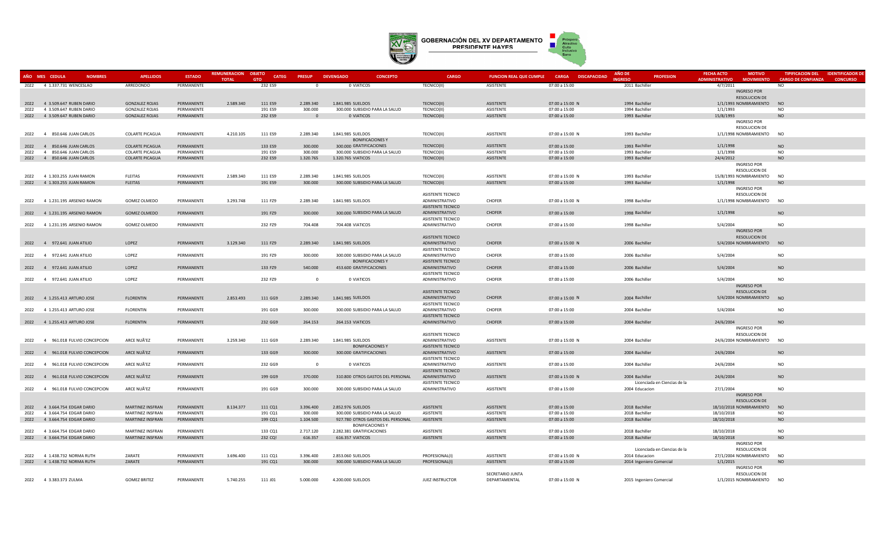# GOBERNACIÓN DEL XV DEPARTAMENTO PRESIDENTE HAYES

| AÑO | MES | CEDULA | NOMBRES | APELLIDOS | ESTADO | REMUNERACION TOTAL | OBJETO GTO | CATEG | PRESUP | DEVENGADO | CONCEPTO | CARGO | FUNCION REAL QUE CUMPLE | CARGA | DISCAPACIDAD | AÑO DE INGRESO | PROFESION | FECHA ACTO ADMINISTRATIVO | MOTIVO MOVIMIENTO | TIPIFICACION DEL CARGO DE CONFIANZA | IDENTIFICADOR DE CONCURSO |
|---|---|---|---|---|---|---|---|---|---|---|---|---|---|---|---|---|---|---|---|---|---|
| 2022 | 4 | 1.337.731 | WENCESLAO | ARREDONDO | PERMANENTE | | 232 | ES9 | 0 | 0 | VIATICOS | TECNICO(II) | ASISTENTE | 07:00 a 15:00 | | 2011 | Bachiller | 4/7/2011 | | NO | |
| 2022 | 4 | 3.509.647 | RUBEN DARIO | GONZALEZ ROJAS | PERMANENTE | 2.589.340 | 111 | ES9 | 2.289.340 | 1.841.985 | SUELDOS | TECNICO(II) | ASISTENTE | 07:00 a 15:00 | N | 1994 | Bachiller | 1/1/1993 | INGRESO POR RESOLUCION DE NOMBRAMIENTO | NO | |
| 2022 | 4 | 3.509.647 | RUBEN DARIO | GONZALEZ ROJAS | PERMANENTE | | 191 | ES9 | 300.000 | 300.000 | SUBSIDIO PARA LA SALUD | TECNICO(II) | ASISTENTE | 07:00 a 15:00 | | 1994 | Bachiller | 1/1/1993 | | NO | |
| 2022 | 4 | 3.509.647 | RUBEN DARIO | GONZALEZ ROJAS | PERMANENTE | | 232 | ES9 | 0 | 0 | VIATICOS | TECNICO(II) | ASISTENTE | 07:00 a 15:00 | | 1993 | Bachiller | 15/8/1993 | | NO | |
| 2022 | 4 | 850.646 | JUAN CARLOS | COLARTE PICAGUA | PERMANENTE | 4.210.105 | 111 | ES9 | 2.289.340 | 1.841.985 | SUELDOS | TECNICO(II) | ASISTENTE | 07:00 a 15:00 | N | 1993 | Bachiller | 1/1/1998 | INGRESO POR RESOLUCION DE NOMBRAMIENTO | NO | |
| 2022 | 4 | 850.646 | JUAN CARLOS | COLARTE PICAGUA | PERMANENTE | | 133 | ES9 | 300.000 | 300.000 | BONIFICACIONES Y GRATIFICACIONES | TECNICO(II) | ASISTENTE | 07:00 a 15:00 | | 1993 | Bachiller | 1/1/1998 | | NO | |
| 2022 | 4 | 850.646 | JUAN CARLOS | COLARTE PICAGUA | PERMANENTE | | 191 | ES9 | 300.000 | 300.000 | SUBSIDIO PARA LA SALUD | TECNICO(II) | ASISTENTE | 07:00 a 15:00 | | 1993 | Bachiller | 1/1/1998 | | NO | |
| 2022 | 4 | 850.646 | JUAN CARLOS | COLARTE PICAGUA | PERMANENTE | | 232 | ES9 | 1.320.765 | 1.320.765 | VIATICOS | TECNICO(II) | ASISTENTE | 07:00 a 15:00 | | 1993 | Bachiller | 24/4/2012 | | NO | |
| 2022 | 4 | 1.303.255 | JUAN RAMON | FLEITAS | PERMANENTE | 2.589.340 | 111 | ES9 | 2.289.340 | 1.841.985 | SUELDOS | TECNICO(II) | ASISTENTE | 07:00 a 15:00 | N | 1993 | Bachiller | 15/8/1993 | INGRESO POR RESOLUCION DE NOMBRAMIENTO | NO | |
| 2022 | 4 | 1.303.255 | JUAN RAMON | FLEITAS | PERMANENTE | | 191 | ES9 | 300.000 | 300.000 | SUBSIDIO PARA LA SALUD | TECNICO(II) | ASISTENTE | 07:00 a 15:00 | | 1993 | Bachiller | 1/1/1998 | | NO | |
| 2022 | 4 | 1.231.195 | ARSENIO RAMON | GOMEZ OLMEDO | PERMANENTE | 3.293.748 | 111 | FZ9 | 2.289.340 | 1.841.985 | SUELDOS | ASISTENTE TECNICO ADMINISTRATIVO | CHOFER | 07:00 a 15:00 | N | 1998 | Bachiller | 1/1/1998 | INGRESO POR RESOLUCION DE NOMBRAMIENTO | NO | |
| 2022 | 4 | 1.231.195 | ARSENIO RAMON | GOMEZ OLMEDO | PERMANENTE | | 191 | FZ9 | 300.000 | 300.000 | SUBSIDIO PARA LA SALUD | ASISTENTE TECNICO ADMINISTRATIVO | CHOFER | 07:00 a 15:00 | | 1998 | Bachiller | 1/1/1998 | | NO | |
| 2022 | 4 | 1.231.195 | ARSENIO RAMON | GOMEZ OLMEDO | PERMANENTE | | 232 | FZ9 | 704.408 | 704.408 | VIATICOS | ASISTENTE TECNICO ADMINISTRATIVO | CHOFER | 07:00 a 15:00 | | 1998 | Bachiller | 5/4/2004 | | NO | |
| 2022 | 4 | 972.641 | JUAN ATILIO | LOPEZ | PERMANENTE | 3.129.340 | 111 | FZ9 | 2.289.340 | 1.841.985 | SUELDOS | ASISTENTE TECNICO ADMINISTRATIVO | CHOFER | 07:00 a 15:00 | N | 2006 | Bachiller | 5/4/2004 | INGRESO POR RESOLUCION DE NOMBRAMIENTO | NO | |
| 2022 | 4 | 972.641 | JUAN ATILIO | LOPEZ | PERMANENTE | | 191 | FZ9 | 300.000 | 300.000 | SUBSIDIO PARA LA SALUD | ASISTENTE TECNICO ADMINISTRATIVO | CHOFER | 07:00 a 15:00 | | 2006 | Bachiller | 5/4/2004 | | NO | |
| 2022 | 4 | 972.641 | JUAN ATILIO | LOPEZ | PERMANENTE | | 133 | FZ9 | 540.000 | 453.600 | BONIFICACIONES Y GRATIFICACIONES | ASISTENTE TECNICO ADMINISTRATIVO | CHOFER | 07:00 a 15:00 | | 2006 | Bachiller | 5/4/2004 | | NO | |
| 2022 | 4 | 972.641 | JUAN ATILIO | LOPEZ | PERMANENTE | | 232 | FZ9 | 0 | 0 | VIATICOS | ASISTENTE TECNICO ADMINISTRATIVO | CHOFER | 07:00 a 15:00 | | 2006 | Bachiller | 5/4/2004 | | NO | |
| 2022 | 4 | 1.255.413 | ARTURO JOSE | FLORENTIN | PERMANENTE | 2.853.493 | 111 | GG9 | 2.289.340 | 1.841.985 | SUELDOS | ASISTENTE TECNICO ADMINISTRATIVO | CHOFER | 07:00 a 15:00 | N | 2004 | Bachiller | 5/4/2004 | INGRESO POR RESOLUCION DE NOMBRAMIENTO | NO | |
| 2022 | 4 | 1.255.413 | ARTURO JOSE | FLORENTIN | PERMANENTE | | 191 | GG9 | 300.000 | 300.000 | SUBSIDIO PARA LA SALUD | ASISTENTE TECNICO ADMINISTRATIVO | CHOFER | 07:00 a 15:00 | | 2004 | Bachiller | 5/4/2004 | | NO | |
| 2022 | 4 | 1.255.413 | ARTURO JOSE | FLORENTIN | PERMANENTE | | 232 | GG9 | 264.153 | 264.153 | VIATICOS | ASISTENTE TECNICO ADMINISTRATIVO | CHOFER | 07:00 a 15:00 | | 2004 | Bachiller | 24/6/2004 | | NO | |
| 2022 | 4 | 961.018 | FULVIO CONCEPCION | ARCE NUÃ'EZ | PERMANENTE | 3.259.340 | 111 | GG9 | 2.289.340 | 1.841.985 | SUELDOS | ASISTENTE TECNICO ADMINISTRATIVO | ASISTENTE | 07:00 a 15:00 | N | 2004 | Bachiller | 24/6/2004 | INGRESO POR RESOLUCION DE NOMBRAMIENTO | NO | |
| 2022 | 4 | 961.018 | FULVIO CONCEPCION | ARCE NUÃ'EZ | PERMANENTE | | 133 | GG9 | 300.000 | 300.000 | BONIFICACIONES Y GRATIFICACIONES | ASISTENTE TECNICO ADMINISTRATIVO | ASISTENTE | 07:00 a 15:00 | | 2004 | Bachiller | 24/6/2004 | | NO | |
| 2022 | 4 | 961.018 | FULVIO CONCEPCION | ARCE NUÃ'EZ | PERMANENTE | | 232 | GG9 | 0 | 0 | VIATICOS | ASISTENTE TECNICO ADMINISTRATIVO | ASISTENTE | 07:00 a 15:00 | | 2004 | Bachiller | 24/6/2004 | | NO | |
| 2022 | 4 | 961.018 | FULVIO CONCEPCION | ARCE NUÃ'EZ | PERMANENTE | | 199 | GG9 | 370.000 | 310.800 | OTROS GASTOS DEL PERSONAL | ASISTENTE TECNICO ADMINISTRATIVO | ASISTENTE | 07:00 a 15:00 | N | 2004 | Bachiller | 24/6/2004 | | NO | |
| 2022 | 4 | 961.018 | FULVIO CONCEPCION | ARCE NUÃ'EZ | PERMANENTE | | 191 | GG9 | 300.000 | 300.000 | SUBSIDIO PARA LA SALUD | ASISTENTE TECNICO ADMINISTRATIVO | ASISTENTE | 07:00 a 15:00 | | 2004 | Licenciada en Ciencias de la Educacion | 27/1/2004 | | NO | |
| 2022 | 4 | 3.664.754 | EDGAR DARIO | MARTINEZ INSFRAN | PERMANENTE | 8.134.377 | 111 | CQ1 | 3.396.400 | 2.852.976 | SUELDOS | ASISTENTE | ASISTENTE | 07:00 a 15:00 | | 2018 | Bachiller | 18/10/2018 | INGRESO POR RESOLUCION DE NOMBRAMIENTO | NO | |
| 2022 | 4 | 3.664.754 | EDGAR DARIO | MARTINEZ INSFRAN | PERMANENTE | | 191 | CQ1 | 300.000 | 300.000 | SUBSIDIO PARA LA SALUD | ASISTENTE | ASISTENTE | 07:00 a 15:00 | | 2018 | Bachiller | 18/10/2018 | | NO | |
| 2022 | 4 | 3.664.754 | EDGAR DARIO | MARTINEZ INSFRAN | PERMANENTE | | 199 | CQ1 | 1.104.500 | 927.780 | OTROS GASTOS DEL PERSONAL | ASISTENTE | ASISTENTE | 07:00 a 15:00 | | 2018 | Bachiller | 18/10/2018 | | NO | |
| 2022 | 4 | 3.664.754 | EDGAR DARIO | MARTINEZ INSFRAN | PERMANENTE | | 133 | CQ1 | 2.717.120 | 2.282.381 | BONIFICACIONES Y GRATIFICACIONES | ASISTENTE | ASISTENTE | 07:00 a 15:00 | | 2018 | Bachiller | 18/10/2018 | | NO | |
| 2022 | 4 | 3.664.754 | EDGAR DARIO | MARTINEZ INSFRAN | PERMANENTE | | 232 | CQ1 | 616.357 | 616.357 | VIATICOS | ASISTENTE | ASISTENTE | 07:00 a 15:00 | | 2018 | Bachiller | 18/10/2018 | | NO | |
| 2022 | 4 | 1.438.732 | NORMA RUTH | ZARATE | PERMANENTE | 3.696.400 | 111 | CQ1 | 3.396.400 | 2.853.060 | SUELDOS | PROFESIONAL(I) | ASISTENTE | 07:00 a 15:00 | N | 2014 | Licenciada en Ciencias de la Educacion | 27/1/2004 | INGRESO POR RESOLUCION DE NOMBRAMIENTO | NO | |
| 2022 | 4 | 1.438.732 | NORMA RUTH | ZARATE | PERMANENTE | | 191 | CQ1 | 300.000 | 300.000 | SUBSIDIO PARA LA SALUD | PROFESIONAL(I) | ASISTENTE | 07:00 a 15:00 | | 2014 | Ingeniero Comercial | 1/1/2015 | | NO | |
| 2022 | 4 | 3.383.373 | ZULMA | GOMEZ BRITEZ | PERMANENTE | 5.740.255 | 111 | J01 | 5.000.000 | 4.200.000 | SUELDOS | JUEZ INSTRUCTOR | SECRETARIO JUNTA DEPARTAMENTAL | 07:00 a 15:00 | N | 2015 | Ingeniero Comercial | 1/1/2015 | INGRESO POR RESOLUCION DE NOMBRAMIENTO | NO | |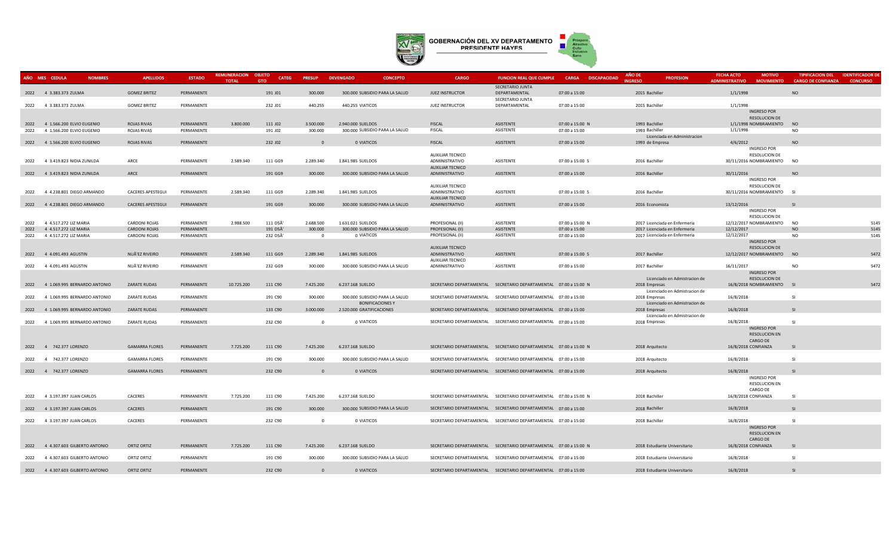# GOBERNACIÓN DEL XV DEPARTAMENTO PRESIDENTE HAYES

| AÑO | MES | CEDULA | NOMBRES | APELLIDOS | ESTADO | REMUNERACION TOTAL | OBJETO GTO | CATEG | PRESUP | DEVENGADO | CONCEPTO | CARGO | FUNCION REAL QUE CUMPLE | CARGA | DISCAPACIDAD | AÑO DE INGRESO | PROFESION | FECHA ACTO ADMINISTRATIVO | MOTIVO MOVIMIENTO | TIPIFICACION DEL CARGO DE CONFIANZA | IDENTIFICADOR DE CONCURSO |
|---|---|---|---|---|---|---|---|---|---|---|---|---|---|---|---|---|---|---|---|---|---|
| 2022 | 4 | 3.383.373 | ZULMA | GOMEZ BRITEZ | PERMANENTE | | 191 | J01 | 300.000 | 300.000 | SUBSIDIO PARA LA SALUD | JUEZ INSTRUCTOR | SECRETARIO JUNTA DEPARTAMENTAL | 07:00 a 15:00 | | 2015 | Bachiller | 1/1/1998 | | NO | |
| 2022 | 4 | 3.383.373 | ZULMA | GOMEZ BRITEZ | PERMANENTE | | 232 | J01 | 440.255 | 440.255 | VIATICOS | JUEZ INSTRUCTOR | SECRETARIO JUNTA DEPARTAMENTAL | 07:00 a 15:00 | | 2015 | Bachiller | 1/1/1998 | | | |
| 2022 | 4 | 1.566.200 | ELVIO EUGENIO | ROJAS RIVAS | PERMANENTE | 3.800.000 | 111 | J02 | 3.500.000 | 2.940.000 | SUELDOS | FISCAL | ASISTENTE | 07:00 a 15:00 | N | 1993 | Bachiller | 1/1/1998 | INGRESO POR RESOLUCION DE NOMBRAMIENTO | NO | |
| 2022 | 4 | 1.566.200 | ELVIO EUGENIO | ROJAS RIVAS | PERMANENTE | | 191 | J02 | 300.000 | 300.000 | SUBSIDIO PARA LA SALUD | FISCAL | ASISTENTE | 07:00 a 15:00 | | 1993 | Bachiller | 1/1/1998 | | NO | |
| 2022 | 4 | 1.566.200 | ELVIO EUGENIO | ROJAS RIVAS | PERMANENTE | | 232 | J02 | 0 | 0 | VIATICOS | FISCAL | ASISTENTE | 07:00 a 15:00 | | 1993 | Licenciada en Administracion de Empresa | 4/6/2012 | | NO | |
| 2022 | 4 | 3.419.823 | NIDIA ZUNILDA | ARCE | PERMANENTE | 2.589.340 | 111 | GG9 | 2.289.340 | 1.841.985 | SUELDOS | AUXILIAR TECNICO ADMINISTRATIVO | ASISTENTE | 07:00 a 15:00 | S | 2016 | Bachiller | 30/11/2016 | INGRESO POR RESOLUCION DE NOMBRAMIENTO | NO | |
| 2022 | 4 | 3.419.823 | NIDIA ZUNILDA | ARCE | PERMANENTE | | 191 | GG9 | 300.000 | 300.000 | SUBSIDIO PARA LA SALUD | AUXILIAR TECNICO ADMINISTRATIVO | ASISTENTE | 07:00 a 15:00 | | 2016 | Bachiller | 30/11/2016 | | NO | |
| 2022 | 4 | 4.238.801 | DIEGO ARMANDO | CACERES APESTEGUI | PERMANENTE | 2.589.340 | 111 | GG9 | 2.289.340 | 1.841.985 | SUELDOS | AUXILIAR TECNICO ADMINISTRATIVO | ASISTENTE | 07:00 a 15:00 | S | 2016 | Bachiller | 30/11/2016 | INGRESO POR RESOLUCION DE NOMBRAMIENTO | SI | |
| 2022 | 4 | 4.238.801 | DIEGO ARMANDO | CACERES APESTEGUI | PERMANENTE | | 191 | GG9 | 300.000 | 300.000 | SUBSIDIO PARA LA SALUD | AUXILIAR TECNICO ADMINISTRATIVO | ASISTENTE | 07:00 a 15:00 | | 2016 | Economista | 13/12/2016 | | SI | |
| 2022 | 4 | 4.517.272 | LIZ MARIA | CARDONI ROJAS | PERMANENTE | 2.988.500 | 111 | DSÃ' | 2.688.500 | 1.631.021 | SUELDOS | PROFESIONAL (II) | ASISTENTE | 07:00 a 15:00 | N | 2017 | Licenciada en Enfermeria | 12/12/2017 | INGRESO POR RESOLUCION DE NOMBRAMIENTO | NO | 5145 |
| 2022 | 4 | 4.517.272 | LIZ MARIA | CARDONI ROJAS | PERMANENTE | | 191 | DSÃ' | 300.000 | 300.000 | SUBSIDIO PARA LA SALUD | PROFESIONAL (II) | ASISTENTE | 07:00 a 15:00 | | 2017 | Licenciada en Enfermeria | 12/12/2017 | | NO | 5145 |
| 2022 | 4 | 4.517.272 | LIZ MARIA | CARDONI ROJAS | PERMANENTE | | 232 | DSÃ' | 0 | 0 | VIATICOS | PROFESIONAL (II) | ASISTENTE | 07:00 a 15:00 | | 2017 | Licenciada en Enfermeria | 12/12/2017 | | NO | 5145 |
| 2022 | 4 | 4.091.493 | AGUSTIN | NUÃ'EZ RIVEIRO | PERMANENTE | 2.589.340 | 111 | GG9 | 2.289.340 | 1.841.985 | SUELDOS | AUXILIAR TECNICO ADMINISTRATIVO | ASISTENTE | 07:00 a 15:00 | S | 2017 | Bachiller | 12/12/2017 | INGRESO POR RESOLUCION DE NOMBRAMIENTO | NO | 5472 |
| 2022 | 4 | 4.091.493 | AGUSTIN | NUÃ'EZ RIVEIRO | PERMANENTE | | 232 | GG9 | 300.000 | 300.000 | SUBSIDIO PARA LA SALUD | AUXILIAR TECNICO ADMINISTRATIVO | ASISTENTE | 07:00 a 15:00 | | 2017 | Bachiller | 16/11/2017 | | NO | 5472 |
| 2022 | 4 | 1.069.995 | BERNARDO ANTONIO | ZARATE RUDAS | PERMANENTE | 10.725.200 | 111 | C90 | 7.425.200 | 6.237.168 | SUELDO | SECRETARIO DEPARTAMENTAL | SECRETARIO DEPARTAMENTAL | 07:00 a 15:00 | N | 2018 | Licenciado en Admistracion de Empresas | 16/8/2018 | INGRESO POR RESOLUCION DE NOMBRAMIENTO | SI | 5472 |
| 2022 | 4 | 1.069.995 | BERNARDO ANTONIO | ZARATE RUDAS | PERMANENTE | | 191 | C90 | 300.000 | 300.000 | SUBSIDIO PARA LA SALUD | SECRETARIO DEPARTAMENTAL | SECRETARIO DEPARTAMENTAL | 07:00 a 15:00 | | 2018 | Licenciado en Admistracion de Empresas | 16/8/2018 | | SI | |
| 2022 | 4 | 1.069.995 | BERNARDO ANTONIO | ZARATE RUDAS | PERMANENTE | | 133 | C90 | 3.000.000 | 2.520.000 | BONIFICACIONES Y GRATIFICACIONES | SECRETARIO DEPARTAMENTAL | SECRETARIO DEPARTAMENTAL | 07:00 a 15:00 | | 2018 | Licenciado en Admistracion de Empresas | 16/8/2018 | | SI | |
| 2022 | 4 | 1.069.995 | BERNARDO ANTONIO | ZARATE RUDAS | PERMANENTE | | 232 | C90 | 0 | 0 | VIATICOS | SECRETARIO DEPARTAMENTAL | SECRETARIO DEPARTAMENTAL | 07:00 a 15:00 | | 2018 | Licenciado en Admistracion de Empresas | 16/8/2018 | | SI | |
| 2022 | 4 | 742.377 | LORENZO | GAMARRA FLORES | PERMANENTE | 7.725.200 | 111 | C90 | 7.425.200 | 6.237.168 | SUELDO | SECRETARIO DEPARTAMENTAL | SECRETARIO DEPARTAMENTAL | 07:00 a 15:00 | N | 2018 | Arquitecto | 16/8/2018 | INGRESO POR RESOLUCION EN CARGO DE CONFIANZA | SI | |
| 2022 | 4 | 742.377 | LORENZO | GAMARRA FLORES | PERMANENTE | | 191 | C90 | 300.000 | 300.000 | SUBSIDIO PARA LA SALUD | SECRETARIO DEPARTAMENTAL | SECRETARIO DEPARTAMENTAL | 07:00 a 15:00 | | 2018 | Arquitecto | 16/8/2018 | | SI | |
| 2022 | 4 | 742.377 | LORENZO | GAMARRA FLORES | PERMANENTE | | 232 | C90 | 0 | 0 | VIATICOS | SECRETARIO DEPARTAMENTAL | SECRETARIO DEPARTAMENTAL | 07:00 a 15:00 | | 2018 | Arquitecto | 16/8/2018 | | SI | |
| 2022 | 4 | 3.197.397 | JUAN CARLOS | CACERES | PERMANENTE | 7.725.200 | 111 | C90 | 7.425.200 | 6.237.168 | SUELDO | SECRETARIO DEPARTAMENTAL | SECRETARIO DEPARTAMENTAL | 07:00 a 15:00 | N | 2018 | Bachiller | 16/8/2018 | INGRESO POR RESOLUCION EN CARGO DE CONFIANZA | SI | |
| 2022 | 4 | 3.197.397 | JUAN CARLOS | CACERES | PERMANENTE | | 191 | C90 | 300.000 | 300.000 | SUBSIDIO PARA LA SALUD | SECRETARIO DEPARTAMENTAL | SECRETARIO DEPARTAMENTAL | 07:00 a 15:00 | | 2018 | Bachiller | 16/8/2018 | | SI | |
| 2022 | 4 | 3.197.397 | JUAN CARLOS | CACERES | PERMANENTE | | 232 | C90 | 0 | 0 | VIATICOS | SECRETARIO DEPARTAMENTAL | SECRETARIO DEPARTAMENTAL | 07:00 a 15:00 | | 2018 | Bachiller | 16/8/2018 | | SI | |
| 2022 | 4 | 4.307.603 | GILBERTO ANTONIO | ORTIZ ORTIZ | PERMANENTE | 7.725.200 | 111 | C90 | 7.425.200 | 6.237.168 | SUELDO | SECRETARIO DEPARTAMENTAL | SECRETARIO DEPARTAMENTAL | 07:00 a 15:00 | N | 2018 | Estudiante Universitario | 16/8/2018 | INGRESO POR RESOLUCION EN CARGO DE CONFIANZA | SI | |
| 2022 | 4 | 4.307.603 | GILBERTO ANTONIO | ORTIZ ORTIZ | PERMANENTE | | 191 | C90 | 300.000 | 300.000 | SUBSIDIO PARA LA SALUD | SECRETARIO DEPARTAMENTAL | SECRETARIO DEPARTAMENTAL | 07:00 a 15:00 | | 2018 | Estudiante Universitario | 16/8/2018 | | SI | |
| 2022 | 4 | 4.307.603 | GILBERTO ANTONIO | ORTIZ ORTIZ | PERMANENTE | | 232 | C90 | 0 | 0 | VIATICOS | SECRETARIO DEPARTAMENTAL | SECRETARIO DEPARTAMENTAL | 07:00 a 15:00 | | 2018 | Estudiante Universitario | 16/8/2018 | | SI | |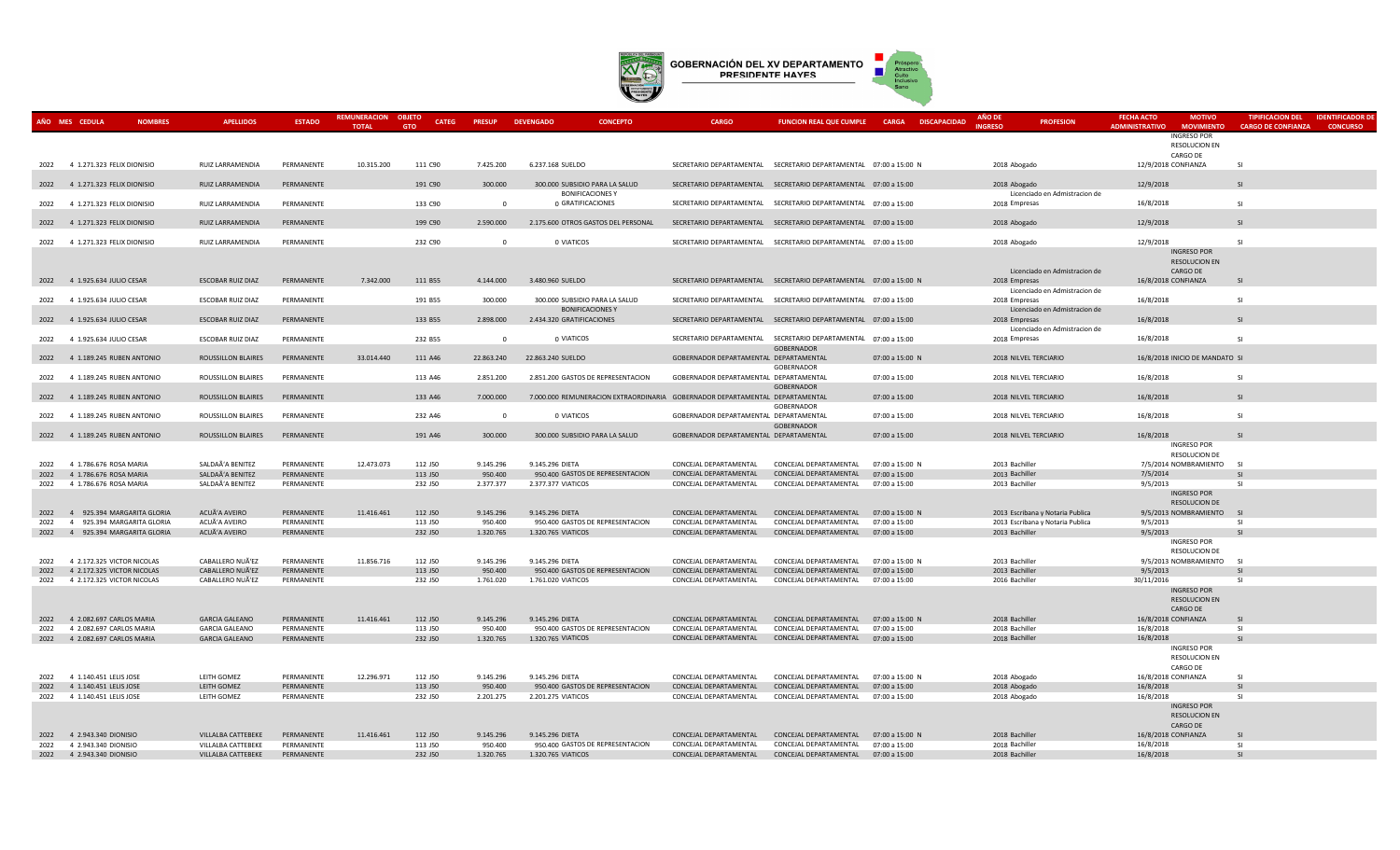# GOBERNACIÓN DEL XV DEPARTAMENTO PRESIDENTE HAYES

| AÑO | MES | CEDULA | NOMBRES | APELLIDOS | ESTADO | REMUNERACION TOTAL | OBJETO GTO | CATEG | PRESUP | DEVENGADO | CONCEPTO | CARGO | FUNCION REAL QUE CUMPLE | CARGA | DISCAPACIDAD | AÑO DE INGRESO | PROFESION | FECHA ACTO ADMINISTRATIVO | MOTIVO MOVIMIENTO | TIPIFICACION DEL CARGO DE CONFIANZA | IDENTIFICADOR DE CONCURSO |
|---|---|---|---|---|---|---|---|---|---|---|---|---|---|---|---|---|---|---|---|---|---|
| 2022 | 4 | 1.271.323 | FELIX DIONISIO | RUIZ LARRAMENDIA | PERMANENTE | 10.315.200 | 111 | C90 | 7.425.200 | 6.237.168 | SUELDO | SECRETARIO DEPARTAMENTAL | SECRETARIO DEPARTAMENTAL | 07:00 a 15:00 | N | 2018 | Abogado | 12/9/2018 | INGRESO POR RESOLUCION EN CARGO DE CONFIANZA | SI | |
| 2022 | 4 | 1.271.323 | FELIX DIONISIO | RUIZ LARRAMENDIA | PERMANENTE | | 191 | C90 | 300.000 | 300.000 | SUBSIDIO PARA LA SALUD | SECRETARIO DEPARTAMENTAL | SECRETARIO DEPARTAMENTAL | 07:00 a 15:00 | | 2018 | Abogado | 12/9/2018 | | SI | |
| 2022 | 4 | 1.271.323 | FELIX DIONISIO | RUIZ LARRAMENDIA | PERMANENTE | | 133 | C90 | 0 | 0 | BONIFICACIONES Y GRATIFICACIONES | SECRETARIO DEPARTAMENTAL | SECRETARIO DEPARTAMENTAL | 07:00 a 15:00 | | 2018 | Licenciado en Admistracion de Empresas | 16/8/2018 | | SI | |
| 2022 | 4 | 1.271.323 | FELIX DIONISIO | RUIZ LARRAMENDIA | PERMANENTE | | 199 | C90 | 2.590.000 | 2.175.600 | OTROS GASTOS DEL PERSONAL | SECRETARIO DEPARTAMENTAL | SECRETARIO DEPARTAMENTAL | 07:00 a 15:00 | | 2018 | Abogado | 12/9/2018 | | SI | |
| 2022 | 4 | 1.271.323 | FELIX DIONISIO | RUIZ LARRAMENDIA | PERMANENTE | | 232 | C90 | 0 | 0 | VIATICOS | SECRETARIO DEPARTAMENTAL | SECRETARIO DEPARTAMENTAL | 07:00 a 15:00 | | 2018 | Abogado | 12/9/2018 | | SI | |
| 2022 | 4 | 1.925.634 | JULIO CESAR | ESCOBAR RUIZ DIAZ | PERMANENTE | 7.342.000 | 111 | B55 | 4.144.000 | 3.480.960 | SUELDO | SECRETARIO DEPARTAMENTAL | SECRETARIO DEPARTAMENTAL | 07:00 a 15:00 | N | 2018 | Licenciado en Admistracion de Empresas | 16/8/2018 | INGRESO POR RESOLUCION EN CARGO DE CONFIANZA | SI | |
| 2022 | 4 | 1.925.634 | JULIO CESAR | ESCOBAR RUIZ DIAZ | PERMANENTE | | 191 | B55 | 300.000 | 300.000 | SUBSIDIO PARA LA SALUD | SECRETARIO DEPARTAMENTAL | SECRETARIO DEPARTAMENTAL | 07:00 a 15:00 | | 2018 | Licenciado en Admistracion de Empresas | 16/8/2018 | | SI | |
| 2022 | 4 | 1.925.634 | JULIO CESAR | ESCOBAR RUIZ DIAZ | PERMANENTE | | 133 | B55 | 2.898.000 | 2.434.320 | BONIFICACIONES Y GRATIFICACIONES | SECRETARIO DEPARTAMENTAL | SECRETARIO DEPARTAMENTAL | 07:00 a 15:00 | | 2018 | Licenciado en Admistracion de Empresas | 16/8/2018 | | SI | |
| 2022 | 4 | 1.925.634 | JULIO CESAR | ESCOBAR RUIZ DIAZ | PERMANENTE | | 232 | B55 | 0 | 0 | VIATICOS | SECRETARIO DEPARTAMENTAL | SECRETARIO DEPARTAMENTAL | 07:00 a 15:00 | | 2018 | Licenciado en Admistracion de Empresas | 16/8/2018 | | SI | |
| 2022 | 4 | 1.189.245 | RUBEN ANTONIO | ROUSSILLON BLAIRES | PERMANENTE | 33.014.440 | 111 | A46 | 22.863.240 | 22.863.240 | SUELDO | GOBERNADOR DEPARTAMENTAL | GOBERNADOR DEPARTAMENTAL | 07:00 a 15:00 | N | 2018 | NILVEL TERCIARIO | 16/8/2018 | INICIO DE MANDATO | SI | |
| 2022 | 4 | 1.189.245 | RUBEN ANTONIO | ROUSSILLON BLAIRES | PERMANENTE | | 113 | A46 | 2.851.200 | 2.851.200 | GASTOS DE REPRESENTACION | GOBERNADOR DEPARTAMENTAL | GOBERNADOR DEPARTAMENTAL | 07:00 a 15:00 | | 2018 | NILVEL TERCIARIO | 16/8/2018 | | SI | |
| 2022 | 4 | 1.189.245 | RUBEN ANTONIO | ROUSSILLON BLAIRES | PERMANENTE | | 133 | A46 | 7.000.000 | 7.000.000 | REMUNERACION EXTRAORDINARIA | GOBERNADOR DEPARTAMENTAL | GOBERNADOR DEPARTAMENTAL | 07:00 a 15:00 | | 2018 | NILVEL TERCIARIO | 16/8/2018 | | SI | |
| 2022 | 4 | 1.189.245 | RUBEN ANTONIO | ROUSSILLON BLAIRES | PERMANENTE | | 232 | A46 | 0 | 0 | VIATICOS | GOBERNADOR DEPARTAMENTAL | GOBERNADOR DEPARTAMENTAL | 07:00 a 15:00 | | 2018 | NILVEL TERCIARIO | 16/8/2018 | | SI | |
| 2022 | 4 | 1.189.245 | RUBEN ANTONIO | ROUSSILLON BLAIRES | PERMANENTE | | 191 | A46 | 300.000 | 300.000 | SUBSIDIO PARA LA SALUD | GOBERNADOR DEPARTAMENTAL | GOBERNADOR DEPARTAMENTAL | 07:00 a 15:00 | | 2018 | NILVEL TERCIARIO | 16/8/2018 | | SI | |
| 2022 | 4 | 1.786.676 | ROSA MARIA | SALDAÃ'A BENITEZ | PERMANENTE | 12.473.073 | 112 | J50 | 9.145.296 | 9.145.296 | DIETA | CONCEJAL DEPARTAMENTAL | CONCEJAL DEPARTAMENTAL | 07:00 a 15:00 | N | 2013 | Bachiller | 7/5/2014 | INGRESO POR RESOLUCION DE NOMBRAMIENTO | SI | |
| 2022 | 4 | 1.786.676 | ROSA MARIA | SALDAÃ'A BENITEZ | PERMANENTE | | 113 | J50 | 950.400 | 950.400 | GASTOS DE REPRESENTACION | CONCEJAL DEPARTAMENTAL | CONCEJAL DEPARTAMENTAL | 07:00 a 15:00 | | 2013 | Bachiller | 7/5/2014 | | SI | |
| 2022 | 4 | 1.786.676 | ROSA MARIA | SALDAÃ'A BENITEZ | PERMANENTE | | 232 | J50 | 2.377.377 | 2.377.377 | VIATICOS | CONCEJAL DEPARTAMENTAL | CONCEJAL DEPARTAMENTAL | 07:00 a 15:00 | | 2013 | Bachiller | 9/5/2013 | | SI | |
| 2022 | 4 | 925.394 | MARGARITA GLORIA | ACUÃ'A AVEIRO | PERMANENTE | 11.416.461 | 112 | J50 | 9.145.296 | 9.145.296 | DIETA | CONCEJAL DEPARTAMENTAL | CONCEJAL DEPARTAMENTAL | 07:00 a 15:00 | N | 2013 | Escribana y Notaria Publica | 9/5/2013 | INGRESO POR RESOLUCION DE NOMBRAMIENTO | SI | |
| 2022 | 4 | 925.394 | MARGARITA GLORIA | ACUÃ'A AVEIRO | PERMANENTE | | 113 | J50 | 950.400 | 950.400 | GASTOS DE REPRESENTACION | CONCEJAL DEPARTAMENTAL | CONCEJAL DEPARTAMENTAL | 07:00 a 15:00 | | 2013 | Escribana y Notaria Publica | 9/5/2013 | | SI | |
| 2022 | 4 | 925.394 | MARGARITA GLORIA | ACUÃ'A AVEIRO | PERMANENTE | | 232 | J50 | 1.320.765 | 1.320.765 | VIATICOS | CONCEJAL DEPARTAMENTAL | CONCEJAL DEPARTAMENTAL | 07:00 a 15:00 | | 2013 | Bachiller | 9/5/2013 | | SI | |
| 2022 | 4 | 2.172.325 | VICTOR NICOLAS | CABALLERO NUÃ'EZ | PERMANENTE | 11.856.716 | 112 | J50 | 9.145.296 | 9.145.296 | DIETA | CONCEJAL DEPARTAMENTAL | CONCEJAL DEPARTAMENTAL | 07:00 a 15:00 | N | 2013 | Bachiller | 9/5/2013 | INGRESO POR RESOLUCION DE NOMBRAMIENTO | SI | |
| 2022 | 4 | 2.172.325 | VICTOR NICOLAS | CABALLERO NUÃ'EZ | PERMANENTE | | 113 | J50 | 950.400 | 950.400 | GASTOS DE REPRESENTACION | CONCEJAL DEPARTAMENTAL | CONCEJAL DEPARTAMENTAL | 07:00 a 15:00 | | 2013 | Bachiller | 9/5/2013 | | SI | |
| 2022 | 4 | 2.172.325 | VICTOR NICOLAS | CABALLERO NUÃ'EZ | PERMANENTE | | 232 | J50 | 1.761.020 | 1.761.020 | VIATICOS | CONCEJAL DEPARTAMENTAL | CONCEJAL DEPARTAMENTAL | 07:00 a 15:00 | | 2016 | Bachiller | 30/11/2016 | | SI | |
| 2022 | 4 | 2.082.697 | CARLOS MARIA | GARCIA GALEANO | PERMANENTE | 11.416.461 | 112 | J50 | 9.145.296 | 9.145.296 | DIETA | CONCEJAL DEPARTAMENTAL | CONCEJAL DEPARTAMENTAL | 07:00 a 15:00 | N | 2018 | Bachiller | 16/8/2018 | INGRESO POR RESOLUCION EN CARGO DE CONFIANZA | SI | |
| 2022 | 4 | 2.082.697 | CARLOS MARIA | GARCIA GALEANO | PERMANENTE | | 113 | J50 | 950.400 | 950.400 | GASTOS DE REPRESENTACION | CONCEJAL DEPARTAMENTAL | CONCEJAL DEPARTAMENTAL | 07:00 a 15:00 | | 2018 | Bachiller | 16/8/2018 | | SI | |
| 2022 | 4 | 2.082.697 | CARLOS MARIA | GARCIA GALEANO | PERMANENTE | | 232 | J50 | 1.320.765 | 1.320.765 | VIATICOS | CONCEJAL DEPARTAMENTAL | CONCEJAL DEPARTAMENTAL | 07:00 a 15:00 | | 2018 | Bachiller | 16/8/2018 | | SI | |
| 2022 | 4 | 1.140.451 | LELIS JOSE | LEITH GOMEZ | PERMANENTE | 12.296.971 | 112 | J50 | 9.145.296 | 9.145.296 | DIETA | CONCEJAL DEPARTAMENTAL | CONCEJAL DEPARTAMENTAL | 07:00 a 15:00 | N | 2018 | Abogado | 16/8/2018 | INGRESO POR RESOLUCION EN CARGO DE CONFIANZA | SI | |
| 2022 | 4 | 1.140.451 | LELIS JOSE | LEITH GOMEZ | PERMANENTE | | 113 | J50 | 950.400 | 950.400 | GASTOS DE REPRESENTACION | CONCEJAL DEPARTAMENTAL | CONCEJAL DEPARTAMENTAL | 07:00 a 15:00 | | 2018 | Abogado | 16/8/2018 | | SI | |
| 2022 | 4 | 1.140.451 | LELIS JOSE | LEITH GOMEZ | PERMANENTE | | 232 | J50 | 2.201.275 | 2.201.275 | VIATICOS | CONCEJAL DEPARTAMENTAL | CONCEJAL DEPARTAMENTAL | 07:00 a 15:00 | | 2018 | Abogado | 16/8/2018 | | SI | |
| 2022 | 4 | 2.943.340 | DIONISIO | VILLALBA CATTEBEKE | PERMANENTE | 11.416.461 | 112 | J50 | 9.145.296 | 9.145.296 | DIETA | CONCEJAL DEPARTAMENTAL | CONCEJAL DEPARTAMENTAL | 07:00 a 15:00 | N | 2018 | Bachiller | 16/8/2018 | INGRESO POR RESOLUCION EN CARGO DE CONFIANZA | SI | |
| 2022 | 4 | 2.943.340 | DIONISIO | VILLALBA CATTEBEKE | PERMANENTE | | 113 | J50 | 950.400 | 950.400 | GASTOS DE REPRESENTACION | CONCEJAL DEPARTAMENTAL | CONCEJAL DEPARTAMENTAL | 07:00 a 15:00 | | 2018 | Bachiller | 16/8/2018 | | SI | |
| 2022 | 4 | 2.943.340 | DIONISIO | VILLALBA CATTEBEKE | PERMANENTE | | 232 | J50 | 1.320.765 | 1.320.765 | VIATICOS | CONCEJAL DEPARTAMENTAL | CONCEJAL DEPARTAMENTAL | 07:00 a 15:00 | | 2018 | Bachiller | 16/8/2018 | | SI | |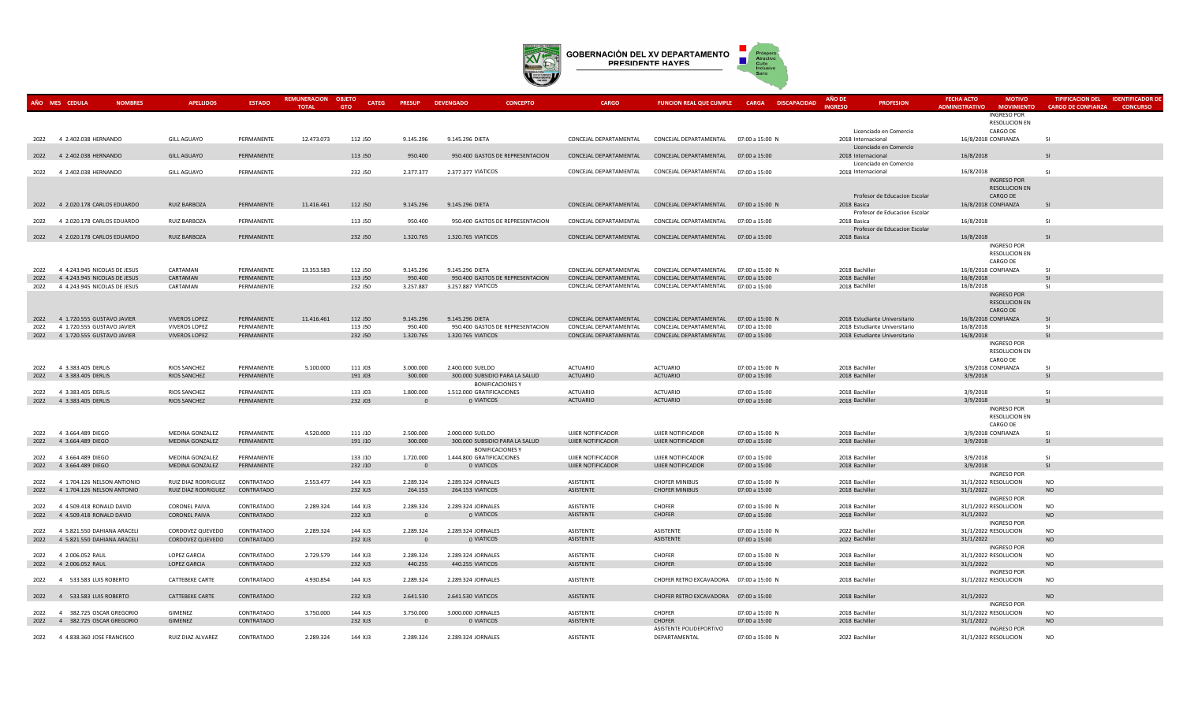# GOBERNACIÓN DEL XV DEPARTAMENTO PRESIDENTE HAYES

| AÑO | MES | CEDULA | NOMBRES | APELLIDOS | ESTADO | REMUNERACION TOTAL | OBJETO GTO | CATEG | PRESUP | DEVENGADO | CONCEPTO | CARGO | FUNCION REAL QUE CUMPLE | CARGA | DISCAPACIDAD | AÑO DE INGRESO | PROFESION | FECHA ACTO ADMINISTRATIVO | MOTIVO MOVIMIENTO | TIPIFICACION DEL CARGO DE CONFIANZA | IDENTIFICADOR DE CONCURSO |
|---|---|---|---|---|---|---|---|---|---|---|---|---|---|---|---|---|---|---|---|---|---|
| 2022 | 4 | 2.402.038 | HERNANDO | GILL AGUAYO | PERMANENTE | 12.473.073 | 112 | J50 | 9.145.296 | 9.145.296 | DIETA | CONCEJAL DEPARTAMENTAL | CONCEJAL DEPARTAMENTAL | 07:00 a 15:00 | N | 2018 | Licenciado en Comercio Internacional | 16/8/2018 | INGRESO POR RESOLUCION EN CARGO DE CONFIANZA | SI | |
| 2022 | 4 | 2.402.038 | HERNANDO | GILL AGUAYO | PERMANENTE | | 113 | J50 | 950.400 | 950.400 | GASTOS DE REPRESENTACION | CONCEJAL DEPARTAMENTAL | CONCEJAL DEPARTAMENTAL | 07:00 a 15:00 | | 2018 | Licenciado en Comercio Internacional | 16/8/2018 | | SI | |
| 2022 | 4 | 2.402.038 | HERNANDO | GILL AGUAYO | PERMANENTE | | 232 | J50 | 2.377.377 | 2.377.377 | VIATICOS | CONCEJAL DEPARTAMENTAL | CONCEJAL DEPARTAMENTAL | 07:00 a 15:00 | | 2018 | Licenciado en Comercio Internacional | 16/8/2018 | | SI | |
| 2022 | 4 | 2.020.178 | CARLOS EDUARDO | RUIZ BARBOZA | PERMANENTE | 11.416.461 | 112 | J50 | 9.145.296 | 9.145.296 | DIETA | CONCEJAL DEPARTAMENTAL | CONCEJAL DEPARTAMENTAL | 07:00 a 15:00 | N | 2018 | Profesor de Educacion Escolar Basica | 16/8/2018 | INGRESO POR RESOLUCION EN CARGO DE CONFIANZA | SI | |
| 2022 | 4 | 2.020.178 | CARLOS EDUARDO | RUIZ BARBOZA | PERMANENTE | | 113 | J50 | 950.400 | 950.400 | GASTOS DE REPRESENTACION | CONCEJAL DEPARTAMENTAL | CONCEJAL DEPARTAMENTAL | 07:00 a 15:00 | | 2018 | Profesor de Educacion Escolar Basica | 16/8/2018 | | SI | |
| 2022 | 4 | 2.020.178 | CARLOS EDUARDO | RUIZ BARBOZA | PERMANENTE | | 232 | J50 | 1.320.765 | 1.320.765 | VIATICOS | CONCEJAL DEPARTAMENTAL | CONCEJAL DEPARTAMENTAL | 07:00 a 15:00 | | 2018 | Profesor de Educacion Escolar Basica | 16/8/2018 | | SI | |
| 2022 | 4 | 4.243.945 | NICOLAS DE JESUS | CARTAMAN | PERMANENTE | 13.353.583 | 112 | J50 | 9.145.296 | 9.145.296 | DIETA | CONCEJAL DEPARTAMENTAL | CONCEJAL DEPARTAMENTAL | 07:00 a 15:00 | N | 2018 | Bachiller | 16/8/2018 | INGRESO POR RESOLUCION EN CARGO DE CONFIANZA | SI | |
| 2022 | 4 | 4.243.945 | NICOLAS DE JESUS | CARTAMAN | PERMANENTE | | 113 | J50 | 950.400 | 950.400 | GASTOS DE REPRESENTACION | CONCEJAL DEPARTAMENTAL | CONCEJAL DEPARTAMENTAL | 07:00 a 15:00 | | 2018 | Bachiller | 16/8/2018 | | SI | |
| 2022 | 4 | 4.243.945 | NICOLAS DE JESUS | CARTAMAN | PERMANENTE | | 232 | J50 | 3.257.887 | 3.257.887 | VIATICOS | CONCEJAL DEPARTAMENTAL | CONCEJAL DEPARTAMENTAL | 07:00 a 15:00 | | 2018 | Bachiller | 16/8/2018 | | SI | |
| 2022 | 4 | 1.720.555 | GUSTAVO JAVIER | VIVEROS LOPEZ | PERMANENTE | 11.416.461 | 112 | J50 | 9.145.296 | 9.145.296 | DIETA | CONCEJAL DEPARTAMENTAL | CONCEJAL DEPARTAMENTAL | 07:00 a 15:00 | N | 2018 | Estudiante Universitario | 16/8/2018 | INGRESO POR RESOLUCION EN CARGO DE CONFIANZA | SI | |
| 2022 | 4 | 1.720.555 | GUSTAVO JAVIER | VIVEROS LOPEZ | PERMANENTE | | 113 | J50 | 950.400 | 950.400 | GASTOS DE REPRESENTACION | CONCEJAL DEPARTAMENTAL | CONCEJAL DEPARTAMENTAL | 07:00 a 15:00 | | 2018 | Estudiante Universitario | 16/8/2018 | | SI | |
| 2022 | 4 | 1.720.555 | GUSTAVO JAVIER | VIVEROS LOPEZ | PERMANENTE | | 232 | J50 | 1.320.765 | 1.320.765 | VIATICOS | CONCEJAL DEPARTAMENTAL | CONCEJAL DEPARTAMENTAL | 07:00 a 15:00 | | 2018 | Estudiante Universitario | 16/8/2018 | | SI | |
| 2022 | 4 | 3.383.405 | DERLIS | RIOS SANCHEZ | PERMANENTE | 5.100.000 | 111 | J03 | 3.000.000 | 2.400.000 | SUELDO | ACTUARIO | ACTUARIO | 07:00 a 15:00 | N | 2018 | Bachiller | 3/9/2018 | INGRESO POR RESOLUCION EN CARGO DE CONFIANZA | SI | |
| 2022 | 4 | 3.383.405 | DERLIS | RIOS SANCHEZ | PERMANENTE | | 191 | J03 | 300.000 | 300.000 | SUBSIDIO PARA LA SALUD | ACTUARIO | ACTUARIO | 07:00 a 15:00 | | 2018 | Bachiller | 3/9/2018 | | SI | |
| 2022 | 4 | 3.383.405 | DERLIS | RIOS SANCHEZ | PERMANENTE | | 133 | J03 | 1.800.000 | 1.512.000 | BONIFICACIONES Y GRATIFICACIONES | ACTUARIO | ACTUARIO | 07:00 a 15:00 | | 2018 | Bachiller | 3/9/2018 | | SI | |
| 2022 | 4 | 3.383.405 | DERLIS | RIOS SANCHEZ | PERMANENTE | | 232 | J03 | 0 | 0 | VIATICOS | ACTUARIO | ACTUARIO | 07:00 a 15:00 | | 2018 | Bachiller | 3/9/2018 | | SI | |
| 2022 | 4 | 3.664.489 | DIEGO | MEDINA GONZALEZ | PERMANENTE | 4.520.000 | 111 | J10 | 2.500.000 | 2.000.000 | SUELDO | UJIER NOTIFICADOR | UJIER NOTIFICADOR | 07:00 a 15:00 | N | 2018 | Bachiller | 3/9/2018 | INGRESO POR RESOLUCION EN CARGO DE CONFIANZA | SI | |
| 2022 | 4 | 3.664.489 | DIEGO | MEDINA GONZALEZ | PERMANENTE | | 191 | J10 | 300.000 | 300.000 | SUBSIDIO PARA LA SALUD | UJIER NOTIFICADOR | UJIER NOTIFICADOR | 07:00 a 15:00 | | 2018 | Bachiller | 3/9/2018 | | SI | |
| 2022 | 4 | 3.664.489 | DIEGO | MEDINA GONZALEZ | PERMANENTE | | 133 | J10 | 1.720.000 | 1.444.800 | BONIFICACIONES Y GRATIFICACIONES | UJIER NOTIFICADOR | UJIER NOTIFICADOR | 07:00 a 15:00 | | 2018 | Bachiller | 3/9/2018 | | SI | |
| 2022 | 4 | 3.664.489 | DIEGO | MEDINA GONZALEZ | PERMANENTE | | 232 | J10 | 0 | 0 | VIATICOS | UJIER NOTIFICADOR | UJIER NOTIFICADOR | 07:00 a 15:00 | | 2018 | Bachiller | 3/9/2018 | | SI | |
| 2022 | 4 | 1.704.126 | NELSON ANTONIO | RUIZ DIAZ RODRIGUEZ | CONTRATADO | 2.553.477 | 144 | XJ3 | 2.289.324 | 2.289.324 | JORNALES | ASISTENTE | CHOFER MINIBUS | 07:00 a 15:00 | N | 2018 | Bachiller | 31/1/2022 | INGRESO POR RESOLUCION | NO | |
| 2022 | 4 | 1.704.126 | NELSON ANTONIO | RUIZ DIAZ RODRIGUEZ | CONTRATADO | | 232 | XJ3 | 264.153 | 264.153 | VIATICOS | ASISTENTE | CHOFER MINIBUS | 07:00 a 15:00 | | 2018 | Bachiller | 31/1/2022 | | NO | |
| 2022 | 4 | 4.509.418 | RONALD DAVID | CORONEL PAIVA | CONTRATADO | 2.289.324 | 144 | XJ3 | 2.289.324 | 2.289.324 | JORNALES | ASISTENTE | CHOFER | 07:00 a 15:00 | N | 2018 | Bachiller | 31/1/2022 | INGRESO POR RESOLUCION | NO | |
| 2022 | 4 | 4.509.418 | RONALD DAVID | CORONEL PAIVA | CONTRATADO | | 232 | XJ3 | 0 | 0 | VIATICOS | ASISTENTE | CHOFER | 07:00 a 15:00 | | 2018 | Bachiller | 31/1/2022 | | NO | |
| 2022 | 4 | 5.821.550 | DAHIANA ARACELI | CORDOVEZ QUEVEDO | CONTRATADO | 2.289.324 | 144 | XJ3 | 2.289.324 | 2.289.324 | JORNALES | ASISTENTE | ASISTENTE | 07:00 a 15:00 | N | 2022 | Bachiller | 31/1/2022 | INGRESO POR RESOLUCION | NO | |
| 2022 | 4 | 5.821.550 | DAHIANA ARACELI | CORDOVEZ QUEVEDO | CONTRATADO | | 232 | XJ3 | 0 | 0 | VIATICOS | ASISTENTE | ASISTENTE | 07:00 a 15:00 | | 2022 | Bachiller | 31/1/2022 | | NO | |
| 2022 | 4 | 2.006.052 | RAUL | LOPEZ GARCIA | CONTRATADO | 2.729.579 | 144 | XJ3 | 2.289.324 | 2.289.324 | JORNALES | ASISTENTE | CHOFER | 07:00 a 15:00 | N | 2018 | Bachiller | 31/1/2022 | INGRESO POR RESOLUCION | NO | |
| 2022 | 4 | 2.006.052 | RAUL | LOPEZ GARCIA | CONTRATADO | | 232 | XJ3 | 440.255 | 440.255 | VIATICOS | ASISTENTE | CHOFER | 07:00 a 15:00 | | 2018 | Bachiller | 31/1/2022 | | NO | |
| 2022 | 4 | 533.583 | LUIS ROBERTO | CATTEBEKE CARTE | CONTRATADO | 4.930.854 | 144 | XJ3 | 2.289.324 | 2.289.324 | JORNALES | ASISTENTE | CHOFER RETRO EXCAVADORA | 07:00 a 15:00 | N | 2018 | Bachiller | 31/1/2022 | INGRESO POR RESOLUCION | NO | |
| 2022 | 4 | 533.583 | LUIS ROBERTO | CATTEBEKE CARTE | CONTRATADO | | 232 | XJ3 | 2.641.530 | 2.641.530 | VIATICOS | ASISTENTE | CHOFER RETRO EXCAVADORA | 07:00 a 15:00 | | 2018 | Bachiller | 31/1/2022 | | NO | |
| 2022 | 4 | 382.725 | OSCAR GREGORIO | GIMENEZ | CONTRATADO | 3.750.000 | 144 | XJ3 | 3.750.000 | 3.000.000 | JORNALES | ASISTENTE | CHOFER | 07:00 a 15:00 | N | 2018 | Bachiller | 31/1/2022 | INGRESO POR RESOLUCION | NO | |
| 2022 | 4 | 382.725 | OSCAR GREGORIO | GIMENEZ | CONTRATADO | | 232 | XJ3 | 0 | 0 | VIATICOS | ASISTENTE | CHOFER | 07:00 a 15:00 | | 2018 | Bachiller | 31/1/2022 | | NO | |
| 2022 | 4 | 4.838.360 | JOSE FRANCISCO | RUIZ DIAZ ALVAREZ | CONTRATADO | 2.289.324 | 144 | XJ3 | 2.289.324 | 2.289.324 | JORNALES | ASISTENTE | ASISTENTE POLIDEPORTIVO DEPARTAMENTAL | 07:00 a 15:00 | N | 2022 | Bachiller | 31/1/2022 | INGRESO POR RESOLUCION | NO | |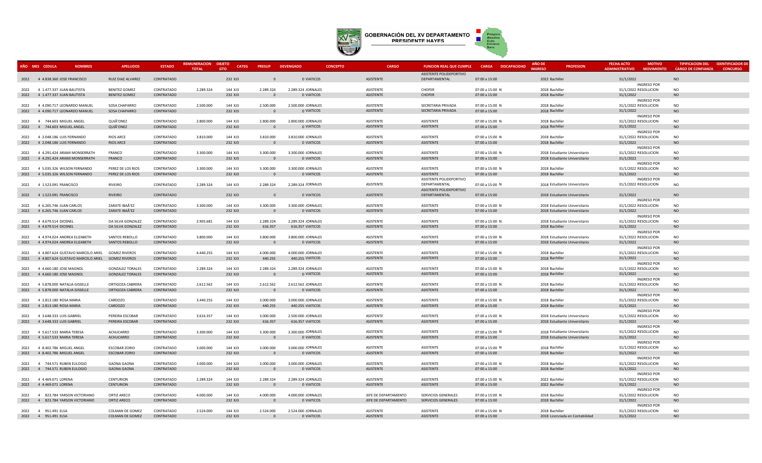# GOBERNACIÓN DEL XV DEPARTAMENTO PRESIDENTE HAYES

Próspero Atractivo Culto Inclusivo Sano

| AÑO | MES | CEDULA | NOMBRES | APELLIDOS | ESTADO | REMUNERACION TOTAL | OBJETO GTO | CATEG | PRESUP | DEVENGADO | CONCEPTO | CARGO | FUNCION REAL QUE CUMPLE | CARGA | DISCAPACIDAD | AÑO DE INGRESO | PROFESION | FECHA ACTO ADMINISTRATIVO | MOTIVO MOVIMIENTO | TIPIFICACION DEL CARGO DE CONFIANZA | IDENTIFICADOR DE CONCURSO |
|---|---|---|---|---|---|---|---|---|---|---|---|---|---|---|---|---|---|---|---|---|---|
| 2022 | 4 | 4.838.360 | JOSE FRANCISCO | RUIZ DIAZ ALVAREZ | CONTRATADO | | 232 | XJ3 | 0 | 0 | VIATICOS | ASISTENTE | ASISTENTE POLIDEPORTIVO DEPARTAMENTAL | 07:00 a 15:00 | | 2022 | Bachiller | 31/1/2022 | | NO | |
| 2022 | 4 | 1.477.337 | JUAN BAUTISTA | BENITEZ GOMEZ | CONTRATADO | 2.289.324 | 144 | XJ3 | 2.289.324 | 2.289.324 | JORNALES | ASISTENTE | CHOFER | 07:00 a 15:00 | N | 2018 | Bachiller | 31/1/2022 | INGRESO POR RESOLUCION | NO | |
| 2022 | 4 | 1.477.337 | JUAN BAUTISTA | BENITEZ GOMEZ | CONTRATADO | | 232 | XJ3 | 0 | 0 | VIATICOS | ASISTENTE | CHOFER | 07:00 a 15:00 | | 2018 | Bachiller | 31/1/2022 | | NO | |
| 2022 | 4 | 4.090.717 | LEONARDO MANUEL | SOSA CHAPARRO | CONTRATADO | 2.500.000 | 144 | XJ3 | 2.500.000 | 2.500.000 | JORNALES | ASISTENTE | SECRETARIA PRIVADA | 07:00 a 15:00 | N | 2018 | Bachiller | 31/1/2022 | INGRESO POR RESOLUCION | NO | |
| 2022 | 4 | 4.090.717 | LEONARDO MANUEL | SOSA CHAPARRO | CONTRATADO | | 232 | XJ3 | 0 | 0 | VIATICOS | ASISTENTE | SECRETARIA PRIVADA | 07:00 a 15:00 | | 2018 | Bachiller | 31/1/2022 | | NO | |
| 2022 | 4 | 744.603 | MIGUEL ANGEL | QUIÃ'ONEZ | CONTRATADO | 2.800.000 | 144 | XJ3 | 2.800.000 | 2.800.000 | JORNALES | ASISTENTE | ASISTENTE | 07:00 a 15:00 | N | 2018 | Bachiller | 31/1/2022 | INGRESO POR RESOLUCION | NO | |
| 2022 | 4 | 744.603 | MIGUEL ANGEL | QUIÃ'ONEZ | CONTRATADO | | 232 | XJ3 | 0 | 0 | VIATICOS | ASISTENTE | ASISTENTE | 07:00 a 15:00 | | 2018 | Bachiller | 31/1/2022 | | NO | |
| 2022 | 4 | 2.048.186 | LUIS FERNANDO | RIOS ARCE | CONTRATADO | 3.810.000 | 144 | XJ3 | 3.810.000 | 3.810.000 | JORNALES | ASISTENTE | ASISTENTE | 07:00 a 15:00 | N | 2018 | Bachiller | 31/1/2022 | INGRESO POR RESOLUCION | NO | |
| 2022 | 4 | 2.048.186 | LUIS FERNANDO | RIOS ARCE | CONTRATADO | | 232 | XJ3 | 0 | 0 | VIATICOS | ASISTENTE | ASISTENTE | 07:00 a 15:00 | | 2018 | Bachiller | 31/1/2022 | | NO | |
| 2022 | 4 | 4.291.424 | ARAMI MONSERRATH | FRANCO | CONTRATADO | 3.300.000 | 144 | XJ3 | 3.300.000 | 3.300.000 | JORNALES | ASISTENTE | ASISTENTE | 07:00 a 15:00 | N | 2018 | Estudiante Universitario | 31/1/2022 | INGRESO POR RESOLUCION | NO | |
| 2022 | 4 | 4.291.424 | ARAMI MONSERRATH | FRANCO | CONTRATADO | | 232 | XJ3 | 0 | 0 | VIATICOS | ASISTENTE | ASISTENTE | 07:00 a 15:00 | | 2018 | Estudiante Universitario | 31/1/2022 | | NO | |
| 2022 | 4 | 5.035.326 | WILSON FERNANDO | PEREZ DE LOS RIOS | CONTRATADO | 3.300.000 | 144 | XJ3 | 3.300.000 | 3.300.000 | JORNALES | ASISTENTE | ASISTENTE | 07:00 a 15:00 | N | 2018 | Bachiller | 31/1/2022 | INGRESO POR RESOLUCION | NO | |
| 2022 | 4 | 5.035.326 | WILSON FERNANDO | PEREZ DE LOS RIOS | CONTRATADO | | 232 | XJ3 | 0 | 0 | VIATICOS | ASISTENTE | ASISTENTE | 07:00 a 15:00 | | 2018 | Bachiller | 31/1/2022 | | NO | |
| 2022 | 4 | 1.523.091 | FRANCISCO | RIVEIRO | CONTRATADO | 2.289.324 | 144 | XJ3 | 2.289.324 | 2.289.324 | JORNALES | ASISTENTE | ASISTENTE POLIDEPORTIVO DEPARTAMENTAL | 07:00 a 15:00 | N | 2018 | Estudiante Universitario | 31/1/2022 | INGRESO POR RESOLUCION | NO | |
| 2022 | 4 | 1.523.091 | FRANCISCO | RIVEIRO | CONTRATADO | | 232 | XJ3 | 0 | 0 | VIATICOS | ASISTENTE | ASISTENTE POLIDEPORTIVO DEPARTAMENTAL | 07:00 a 15:00 | | 2018 | Estudiante Universitario | 31/1/2022 | | NO | |
| 2022 | 4 | 6.265.746 | JUAN CARLOS | ZARATE IBAÃ'EZ | CONTRATADO | 3.300.000 | 144 | XJ3 | 3.300.000 | 3.300.000 | JORNALES | ASISTENTE | ASISTENTE | 07:00 a 15:00 | N | 2018 | Estudiante Universitario | 31/1/2022 | INGRESO POR RESOLUCION | NO | |
| 2022 | 4 | 6.265.746 | JUAN CARLOS | ZARATE IBAÃ'EZ | CONTRATADO | | 232 | XJ3 | 0 | 0 | VIATICOS | ASISTENTE | ASISTENTE | 07:00 a 15:00 | | 2018 | Estudiante Universitario | 31/1/2022 | | NO | |
| 2022 | 4 | 4.679.514 | DIOSNEL | DA SILVA GONZALEZ | CONTRATADO | 2.905.681 | 144 | XJ3 | 2.289.324 | 2.289.324 | JORNALES | ASISTENTE | ASISTENTE | 07:00 a 15:00 | N | 2018 | Estudiante Universitario | 31/1/2022 | INGRESO POR RESOLUCION | NO | |
| 2022 | 4 | 4.679.514 | DIOSNEL | DA SILVA GONZALEZ | CONTRATADO | | 232 | XJ3 | 616.357 | 616.357 | VIATICOS | ASISTENTE | ASISTENTE | 07:00 a 15:00 | | 2018 | Bachiller | 31/1/2022 | | NO | |
| 2022 | 4 | 4.974.024 | ANDREA ELIZABETH | SANTOS REBOLLO | CONTRATADO | 3.800.000 | 144 | XJ3 | 3.800.000 | 3.800.000 | JORNALES | ASISTENTE | ASISTENTE | 07:00 a 15:00 | N | 2018 | Estudiante Universitario | 31/1/2022 | INGRESO POR RESOLUCION | NO | |
| 2022 | 4 | 4.974.024 | ANDREA ELIZABETH | SANTOS REBOLLO | CONTRATADO | | 232 | XJ3 | 0 | 0 | VIATICOS | ASISTENTE | ASISTENTE | 07:00 a 15:00 | | 2018 | Estudiante Universitario | 31/1/2022 | | NO | |
| 2022 | 4 | 4.807.624 | GUSTAVO MARCELO ARIEL | GOMEZ RIVEROS | CONTRATADO | 4.440.255 | 144 | XJ3 | 4.000.000 | 4.000.000 | JORNALES | ASISTENTE | ASISTENTE | 07:00 a 15:00 | N | 2018 | Bachiller | 31/1/2022 | INGRESO POR RESOLUCION | NO | |
| 2022 | 4 | 4.807.624 | GUSTAVO MARCELO ARIEL | GOMEZ RIVEROS | CONTRATADO | | 232 | XJ3 | 440.255 | 440.255 | VIATICOS | ASISTENTE | ASISTENTE | 07:00 a 15:00 | | 2018 | Bachiller | 31/1/2022 | | NO | |
| 2022 | 4 | 4.660.180 | JOSE MAGNOL | GONZALEZ TORALES | CONTRATADO | 2.289.324 | 144 | XJ3 | 2.289.324 | 2.289.324 | JORNALES | ASISTENTE | ASISTENTE | 07:00 a 15:00 | N | 2018 | Bachiller | 31/1/2022 | INGRESO POR RESOLUCION | NO | |
| 2022 | 4 | 4.660.180 | JOSE MAGNOL | GONZALEZ TORALES | CONTRATADO | | 232 | XJ3 | 0 | 0 | VIATICOS | ASISTENTE | ASISTENTE | 07:00 a 15:00 | | 2018 | Bachiller | 31/1/2022 | | NO | |
| 2022 | 4 | 5.878.000 | NATALIA GISSELLE | ORTIGOZA CABRERA | CONTRATADO | 2.612.562 | 144 | XJ3 | 2.612.562 | 2.612.562 | JORNALES | ASISTENTE | ASISTENTE | 07:00 a 15:00 | N | 2018 | Bachiller | 31/1/2022 | INGRESO POR RESOLUCION | NO | |
| 2022 | 4 | 5.878.000 | NATALIA GISSELLE | ORTIGOZA CABRERA | CONTRATADO | | 232 | XJ3 | 0 | 0 | VIATICOS | ASISTENTE | ASISTENTE | 07:00 a 15:00 | | 2018 | Bachiller | 31/1/2022 | | NO | |
| 2022 | 4 | 2.813.180 | ROSA MARIA | CARDOZO | CONTRATADO | 3.440.255 | 144 | XJ3 | 3.000.000 | 3.000.000 | JORNALES | ASISTENTE | ASISTENTE | 07:00 a 15:00 | N | 2018 | Bachiller | 31/1/2022 | INGRESO POR RESOLUCION | NO | |
| 2022 | 4 | 2.813.180 | ROSA MARIA | CARDOZO | CONTRATADO | | 232 | XJ3 | 440.255 | 440.255 | VIATICOS | ASISTENTE | ASISTENTE | 07:00 a 15:00 | | 2018 | Bachiller | 31/1/2022 | | NO | |
| 2022 | 4 | 3.648.333 | LUIS GABRIEL | PEREIRA ESCOBAR | CONTRATADO | 3.616.357 | 144 | XJ3 | 3.000.000 | 2.500.000 | JORNALES | ASISTENTE | ASISTENTE | 07:00 a 15:00 | N | 2018 | Estudiante Universitario | 31/1/2022 | INGRESO POR RESOLUCION | NO | |
| 2022 | 4 | 3.648.333 | LUIS GABRIEL | PEREIRA ESCOBAR | CONTRATADO | | 232 | XJ3 | 616.357 | 616.357 | VIATICOS | ASISTENTE | ASISTENTE | 07:00 a 15:00 | | 2018 | Estudiante Universitario | 31/1/2022 | | NO | |
| 2022 | 4 | 5.617.533 | MARIA TERESA | ACHUCARRO | CONTRATADO | 3.300.000 | 144 | XJ3 | 3.300.000 | 3.300.000 | JORNALES | ASISTENTE | ASISTENTE | 07:00 a 15:00 | N | 2018 | Estudiante Universitario | 31/1/2022 | INGRESO POR RESOLUCION | NO | |
| 2022 | 4 | 5.617.533 | MARIA TERESA | ACHUCARRO | CONTRATADO | | 232 | XJ3 | 0 | 0 | VIATICOS | ASISTENTE | ASISTENTE | 07:00 a 15:00 | | 2018 | Estudiante Universitario | 31/1/2022 | | NO | |
| 2022 | 4 | 8.402.786 | MIGUEL ANGEL | ESCOBAR ZORIO | CONTRATADO | 3.000.000 | 144 | XJ3 | 3.000.000 | 3.000.000 | JORNALES | ASISTENTE | ASISTENTE | 07:00 a 15:00 | N | 2018 | Bachiller | 31/1/2022 | INGRESO POR RESOLUCION | NO | |
| 2022 | 4 | 8.402.786 | MIGUEL ANGEL | ESCOBAR ZORIO | CONTRATADO | | 232 | XJ3 | 0 | 0 | VIATICOS | ASISTENTE | ASISTENTE | 07:00 a 15:00 | | 2018 | Bachiller | 31/1/2022 | | NO | |
| 2022 | 4 | 744.571 | RUBEN EULOGIO | GAONA GAONA | CONTRATADO | 3.000.000 | 144 | XJ3 | 3.000.000 | 3.000.000 | JORNALES | ASISTENTE | ASISTENTE | 07:00 a 15:00 | N | 2018 | Bachiller | 31/1/2022 | INGRESO POR RESOLUCION | NO | |
| 2022 | 4 | 744.571 | RUBEN EULOGIO | GAONA GAONA | CONTRATADO | | 232 | XJ3 | 0 | 0 | VIATICOS | ASISTENTE | ASISTENTE | 07:00 a 15:00 | | 2018 | Bachiller | 31/1/2022 | | NO | |
| 2022 | 4 | 4.469.071 | LORENA | CENTURION | CONTRATADO | 2.289.324 | 144 | XJ3 | 2.289.324 | 2.289.324 | JORNALES | ASISTENTE | ASISTENTE | 07:00 a 15:00 | N | 2022 | Bachiller | 31/1/2022 | INGRESO POR RESOLUCION | NO | |
| 2022 | 4 | 4.469.071 | LORENA | CENTURION | CONTRATADO | | 232 | XJ3 | 0 | 0 | VIATICOS | ASISTENTE | ASISTENTE | 07:00 a 15:00 | | 2022 | Bachiller | 31/1/2022 | | NO | |
| 2022 | 4 | 823.784 | YARSON VICTORIANO | ORTIZ ARECO | CONTRATADO | 4.000.000 | 144 | XJ3 | 4.000.000 | 4.000.000 | JORNALES | JEFE DE DEPARTAMENTO | SERVICIOS GENERALES | 07:00 a 15:00 | N | 2018 | Bachiller | 31/1/2022 | INGRESO POR RESOLUCION | NO | |
| 2022 | 4 | 823.784 | YARSON VICTORIANO | ORTIZ ARECO | CONTRATADO | | 232 | XJ3 | 0 | 0 | VIATICOS | JEFE DE DEPARTAMENTO | SERVICIOS GENERALES | 07:00 a 15:00 | | 2018 | Bachiller | 31/1/2022 | | NO | |
| 2022 | 4 | 951.491 | ELSA | COLMAN DE GOMEZ | CONTRATADO | 2.524.000 | 144 | XJ3 | 2.524.000 | 2.524.000 | JORNALES | ASISTENTE | ASISTENTE | 07:00 a 15:00 | N | 2018 | Bachiller | 31/1/2022 | INGRESO POR RESOLUCION | NO | |
| 2022 | 4 | 951.491 | ELSA | COLMAN DE GOMEZ | CONTRATADO | | 232 | XJ3 | 0 | 0 | VIATICOS | ASISTENTE | ASISTENTE | 07:00 a 15:00 | | 2018 | Licenciada en Contabilidad | 31/1/2022 | | NO | |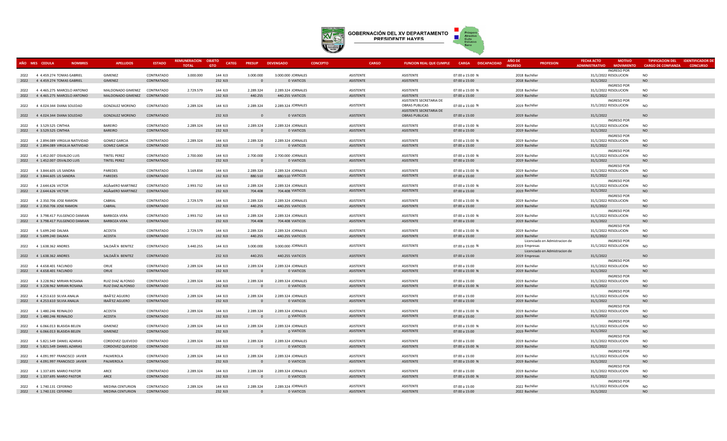# GOBERNACIÓN DEL XV DEPARTAMENTO PRESIDENTE HAYES

| AÑO | MES | CEDULA | NOMBRES | APELLIDOS | ESTADO | REMUNERACION TOTAL | OBJETO GTO | CATEG | PRESUP | DEVENGADO | CONCEPTO | CARGO | FUNCION REAL QUE CUMPLE | CARGA | DISCAPACIDAD | AÑO DE INGRESO | PROFESION | FECHA ACTO ADMINISTRATIVO | MOTIVO MOVIMIENTO | TIPIFICACION DEL CARGO DE CONFIANZA | IDENTIFICADOR DE CONCURSO |
|---|---|---|---|---|---|---|---|---|---|---|---|---|---|---|---|---|---|---|---|---|---|
| 2022 | 4 | 4.459.274 | TOMAS GABRIEL | GIMENEZ | CONTRATADO | 3.000.000 | 144 | XJ3 | 3.000.000 | 3.000.000 | JORNALES | ASISTENTE | ASISTENTE | 07:00 a 15:00 | N | 2018 | Bachiller | 31/1/2022 | INGRESO POR RESOLUCION | NO | |
| 2022 | 4 | 4.459.274 | TOMAS GABRIEL | GIMENEZ | CONTRATADO | | 232 | XJ3 | 0 | 0 | VIATICOS | ASISTENTE | ASISTENTE | 07:00 a 15:00 | | 2018 | Bachiller | 31/1/2022 | | NO | |
| 2022 | 4 | 4.465.275 | MARCELO ANTONIO | MALDONADO GIMENEZ | CONTRATADO | 2.729.579 | 144 | XJ3 | 2.289.324 | 2.289.324 | JORNALES | ASISTENTE | ASISTENTE | 07:00 a 15:00 | N | 2018 | Bachiller | 31/1/2022 | INGRESO POR RESOLUCION | NO | |
| 2022 | 4 | 4.465.275 | MARCELO ANTONIO | MALDONADO GIMENEZ | CONTRATADO | | 232 | XJ3 | 440.255 | 440.255 | VIATICOS | ASISTENTE | ASISTENTE | 07:00 a 15:00 | | 2019 | Bachiller | 31/1/2022 | | NO | |
| 2022 | 4 | 4.024.344 | DIANA SOLEDAD | GONZALEZ MORENO | CONTRATADO | 2.289.324 | 144 | XJ3 | 2.289.324 | 2.289.324 | JORNALES | ASISTENTE | ASISTENTE SECRETARIA DE OBRAS PUBLICAS | 07:00 a 15:00 | N | 2019 | Bachiller | 31/1/2022 | INGRESO POR RESOLUCION | NO | |
| 2022 | 4 | 4.024.344 | DIANA SOLEDAD | GONZALEZ MORENO | CONTRATADO | | 232 | XJ3 | 0 | 0 | VIATICOS | ASISTENTE | ASISTENTE SECRETARIA DE OBRAS PUBLICAS | 07:00 a 15:00 | | 2019 | Bachiller | 31/1/2022 | | NO | |
| 2022 | 4 | 3.529.525 | CINTHIA | BAREIRO | CONTRATADO | 2.289.324 | 144 | XJ3 | 2.289.324 | 2.289.324 | JORNALES | ASISTENTE | ASISTENTE | 07:00 a 15:00 | N | 2019 | Bachiller | 31/1/2022 | INGRESO POR RESOLUCION | NO | |
| 2022 | 4 | 3.529.525 | CINTHIA | BAREIRO | CONTRATADO | | 232 | XJ3 | 0 | 0 | VIATICOS | ASISTENTE | ASISTENTE | 07:00 a 15:00 | | 2019 | Bachiller | 31/1/2022 | | NO | |
| 2022 | 4 | 2.894.089 | VIRGILIA NATIVIDAD | GOMEZ GARCIA | CONTRATADO | 2.289.324 | 144 | XJ3 | 2.289.324 | 2.289.324 | JORNALES | ASISTENTE | ASISTENTE | 07:00 a 15:00 | N | 2019 | Bachiller | 31/1/2022 | INGRESO POR RESOLUCION | NO | |
| 2022 | 4 | 2.894.089 | VIRGILIA NATIVIDAD | GOMEZ GARCIA | CONTRATADO | | 232 | XJ3 | 0 | 0 | VIATICOS | ASISTENTE | ASISTENTE | 07:00 a 15:00 | | 2019 | Bachiller | 31/1/2022 | | NO | |
| 2022 | 4 | 1.452.007 | OSVALDO LUIS | TINTEL PEREZ | CONTRATADO | 2.700.000 | 144 | XJ3 | 2.700.000 | 2.700.000 | JORNALES | ASISTENTE | ASISTENTE | 07:00 a 15:00 | N | 2019 | Bachiller | 31/1/2022 | INGRESO POR RESOLUCION | NO | |
| 2022 | 4 | 1.452.007 | OSVALDO LUIS | TINTEL PEREZ | CONTRATADO | | 232 | XJ3 | 0 | 0 | VIATICOS | ASISTENTE | ASISTENTE | 07:00 a 15:00 | | 2019 | Bachiller | 31/1/2022 | | NO | |
| 2022 | 4 | 3.844.605 | LIS SANDRA | PAREDES | CONTRATADO | 3.169.834 | 144 | XJ3 | 2.289.324 | 2.289.324 | JORNALES | ASISTENTE | ASISTENTE | 07:00 a 15:00 | N | 2019 | Bachiller | 31/1/2022 | INGRESO POR RESOLUCION | NO | |
| 2022 | 4 | 3.844.605 | LIS SANDRA | PAREDES | CONTRATADO | | 232 | XJ3 | 880.510 | 880.510 | VIATICOS | ASISTENTE | ASISTENTE | 07:00 a 15:00 | | 2019 | Bachiller | 31/1/2022 | | NO | |
| 2022 | 4 | 2.644.626 | VICTOR | AGÃœERO MARTINEZ | CONTRATADO | 2.993.732 | 144 | XJ3 | 2.289.324 | 2.289.324 | JORNALES | ASISTENTE | ASISTENTE | 07:00 a 15:00 | N | 2019 | Bachiller | 31/1/2022 | INGRESO POR RESOLUCION | NO | |
| 2022 | 4 | 2.644.626 | VICTOR | AGÃœERO MARTINEZ | CONTRATADO | | 232 | XJ3 | 704.408 | 704.408 | VIATICOS | ASISTENTE | ASISTENTE | 07:00 a 15:00 | | 2019 | Bachiller | 31/1/2022 | | NO | |
| 2022 | 4 | 2.350.706 | JOSE RAMON | CABRAL | CONTRATADO | 2.729.579 | 144 | XJ3 | 2.289.324 | 2.289.324 | JORNALES | ASISTENTE | ASISTENTE | 07:00 a 15:00 | N | 2019 | Bachiller | 31/1/2022 | INGRESO POR RESOLUCION | NO | |
| 2022 | 4 | 2.350.706 | JOSE RAMON | CABRAL | CONTRATADO | | 232 | XJ3 | 440.255 | 440.255 | VIATICOS | ASISTENTE | ASISTENTE | 07:00 a 15:00 | | 2019 | Bachiller | 31/1/2022 | | NO | |
| 2022 | 4 | 3.798.417 | FULGENCIO DAMIAN | BARBOZA VERA | CONTRATADO | 2.993.732 | 144 | XJ3 | 2.289.324 | 2.289.324 | JORNALES | ASISTENTE | ASISTENTE | 07:00 a 15:00 | N | 2019 | Bachiller | 31/1/2022 | INGRESO POR RESOLUCION | NO | |
| 2022 | 4 | 3.798.417 | FULGENCIO DAMIAN | BARBOZA VERA | CONTRATADO | | 232 | XJ3 | 704.408 | 704.408 | VIATICOS | ASISTENTE | ASISTENTE | 07:00 a 15:00 | | 2019 | Bachiller | 31/1/2022 | | NO | |
| 2022 | 4 | 5.699.240 | DALMA | ACOSTA | CONTRATADO | 2.729.579 | 144 | XJ3 | 2.289.324 | 2.289.324 | JORNALES | ASISTENTE | ASISTENTE | 07:00 a 15:00 | N | 2019 | Bachiller | 31/1/2022 | INGRESO POR RESOLUCION | NO | |
| 2022 | 4 | 5.699.240 | DALMA | ACOSTA | CONTRATADO | | 232 | XJ3 | 440.255 | 440.255 | VIATICOS | ASISTENTE | ASISTENTE | 07:00 a 15:00 | | 2019 | Bachiller | 31/1/2022 | | NO | |
| 2022 | 4 | 1.638.362 | ANDRES | SALDAÃ'A BENITEZ | CONTRATADO | 3.440.255 | 144 | XJ3 | 3.000.000 | 3.000.000 | JORNALES | ASISTENTE | ASISTENTE | 07:00 a 15:00 | N | 2019 | Licenciado en Admistracion de Empresas | 31/1/2022 | INGRESO POR RESOLUCION | NO | |
| 2022 | 4 | 1.638.362 | ANDRES | SALDAÃ'A BENITEZ | CONTRATADO | | 232 | XJ3 | 440.255 | 440.255 | VIATICOS | ASISTENTE | ASISTENTE | 07:00 a 15:00 | | 2019 | Licenciado en Admistracion de Empresas | 31/1/2022 | | NO | |
| 2022 | 4 | 4.658.401 | FACUNDO | ORUE | CONTRATADO | 2.289.324 | 144 | XJ3 | 2.289.324 | 2.289.324 | JORNALES | ASISTENTE | ASISTENTE | 07:00 a 15:00 | | 2019 | Bachiller | 31/1/2022 | INGRESO POR RESOLUCION | NO | |
| 2022 | 4 | 4.658.401 | FACUNDO | ORUE | CONTRATADO | | 232 | XJ3 | 0 | 0 | VIATICOS | ASISTENTE | ASISTENTE | 07:00 a 15:00 | N | 2019 | Bachiller | 31/1/2022 | | NO | |
| 2022 | 4 | 3.228.962 | MIRIAN ROSANA | RUIZ DIAZ ALFONSO | CONTRATADO | 2.289.324 | 144 | XJ3 | 2.289.324 | 2.289.324 | JORNALES | ASISTENTE | ASISTENTE | 07:00 a 15:00 | | 2019 | Bachiller | 31/1/2022 | INGRESO POR RESOLUCION | NO | |
| 2022 | 4 | 3.228.962 | MIRIAN ROSANA | RUIZ DIAZ ALFONSO | CONTRATADO | | 232 | XJ3 | 0 | 0 | VIATICOS | ASISTENTE | ASISTENTE | 07:00 a 15:00 | N | 2019 | Bachiller | 31/1/2022 | | NO | |
| 2022 | 4 | 4.253.610 | SILVIA ANALIA | IBAÃ'EZ AGUERO | CONTRATADO | 2.289.324 | 144 | XJ3 | 2.289.324 | 2.289.324 | JORNALES | ASISTENTE | ASISTENTE | 07:00 a 15:00 | | 2019 | Bachiller | 31/1/2022 | INGRESO POR RESOLUCION | NO | |
| 2022 | 4 | 4.253.610 | SILVIA ANALIA | IBAÃ'EZ AGUERO | CONTRATADO | | 232 | XJ3 | 0 | 0 | VIATICOS | ASISTENTE | ASISTENTE | 07:00 a 15:00 | | 2019 | Bachiller | 31/1/2022 | | NO | |
| 2022 | 4 | 1.480.246 | REINALDO | ACOSTA | CONTRATADO | 2.289.324 | 144 | XJ3 | 2.289.324 | 2.289.324 | JORNALES | ASISTENTE | ASISTENTE | 07:00 a 15:00 | N | 2019 | Bachiller | 31/1/2022 | INGRESO POR RESOLUCION | NO | |
| 2022 | 4 | 1.480.246 | REINALDO | ACOSTA | CONTRATADO | | 232 | XJ3 | 0 | 0 | VIATICOS | ASISTENTE | ASISTENTE | 07:00 a 15:00 | | 2019 | Bachiller | 31/1/2022 | | NO | |
| 2022 | 4 | 6.066.013 | BLASIDA BELEN | GIMENEZ | CONTRATADO | 2.289.324 | 144 | XJ3 | 2.289.324 | 2.289.324 | JORNALES | ASISTENTE | ASISTENTE | 07:00 a 15:00 | N | 2019 | Bachiller | 31/1/2022 | INGRESO POR RESOLUCION | NO | |
| 2022 | 4 | 6.066.013 | BLASIDA BELEN | GIMENEZ | CONTRATADO | | 232 | XJ3 | 0 | 0 | VIATICOS | ASISTENTE | ASISTENTE | 07:00 a 15:00 | | 2019 | Bachiller | 31/1/2022 | | NO | |
| 2022 | 4 | 5.821.549 | DANIEL AZARIAS | CORDOVEZ QUEVEDO | CONTRATADO | 2.289.324 | 144 | XJ3 | 2.289.324 | 2.289.324 | JORNALES | ASISTENTE | ASISTENTE | 07:00 a 15:00 | | 2019 | Bachiller | 31/1/2022 | INGRESO POR RESOLUCION | NO | |
| 2022 | 4 | 5.821.549 | DANIEL AZARIAS | CORDOVEZ QUEVEDO | CONTRATADO | | 232 | XJ3 | 0 | 0 | VIATICOS | ASISTENTE | ASISTENTE | 07:00 a 15:00 | N | 2019 | Bachiller | 31/1/2022 | | NO | |
| 2022 | 4 | 4.091.997 | FRANCISCO JAVIER | PALMEROLA | CONTRATADO | 2.289.324 | 144 | XJ3 | 2.289.324 | 2.289.324 | JORNALES | ASISTENTE | ASISTENTE | 07:00 a 15:00 | | 2019 | Bachiller | 31/1/2022 | INGRESO POR RESOLUCION | NO | |
| 2022 | 4 | 4.091.997 | FRANCISCO JAVIER | PALMEROLA | CONTRATADO | | 232 | XJ3 | 0 | 0 | VIATICOS | ASISTENTE | ASISTENTE | 07:00 a 15:00 | N | 2019 | Bachiller | 31/1/2022 | | NO | |
| 2022 | 4 | 1.337.695 | MARIO PASTOR | ARCE | CONTRATADO | 2.289.324 | 144 | XJ3 | 2.289.324 | 2.289.324 | JORNALES | ASISTENTE | ASISTENTE | 07:00 a 15:00 | | 2019 | Bachiller | 31/1/2022 | INGRESO POR RESOLUCION | NO | |
| 2022 | 4 | 1.337.695 | MARIO PASTOR | ARCE | CONTRATADO | | 232 | XJ3 | 0 | 0 | VIATICOS | ASISTENTE | ASISTENTE | 07:00 a 15:00 | N | 2019 | Bachiller | 31/1/2022 | | NO | |
| 2022 | 4 | 1.740.131 | CEFERINO | MEDINA CENTURION | CONTRATADO | 2.289.324 | 144 | XJ3 | 2.289.324 | 2.289.324 | JORNALES | ASISTENTE | ASISTENTE | 07:00 a 15:00 | | 2022 | Bachiller | 31/1/2022 | INGRESO POR RESOLUCION | NO | |
| 2022 | 4 | 1.740.131 | CEFERINO | MEDINA CENTURION | CONTRATADO | | 232 | XJ3 | 0 | 0 | VIATICOS | ASISTENTE | ASISTENTE | 07:00 a 15:00 | | 2022 | Bachiller | 31/1/2022 | | NO | |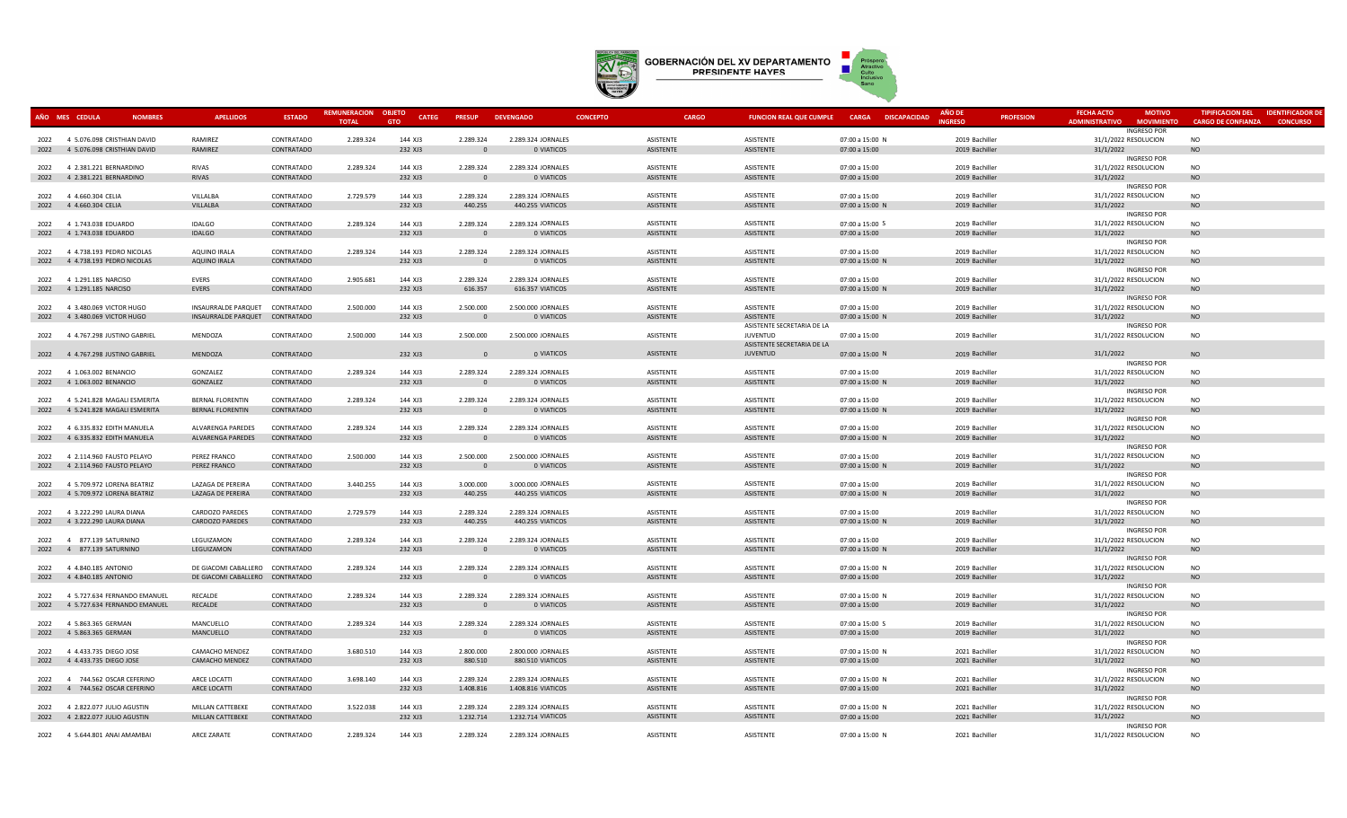# GOBERNACIÓN DEL XV DEPARTAMENTO PRESIDENTE HAYES

| AÑO | MES | CEDULA | NOMBRES | APELLIDOS | ESTADO | REMUNERACION TOTAL | OBJETO GTO | CATEG | PRESUP | DEVENGADO | CONCEPTO | CARGO | FUNCION REAL QUE CUMPLE | CARGA | DISCAPACIDAD | AÑO DE INGRESO | PROFESION | FECHA ACTO ADMINISTRATIVO | MOTIVO MOVIMIENTO | TIPIFICACION DEL CARGO DE CONFIANZA | IDENTIFICADOR DE CONCURSO |
|---|---|---|---|---|---|---|---|---|---|---|---|---|---|---|---|---|---|---|---|---|---|
| 2022 | 4 | 5.076.098 | CRISTHIAN DAVID | RAMIREZ | CONTRATADO | 2.289.324 | 144 | XJ3 | 2.289.324 | 2.289.324 | JORNALES | ASISTENTE | ASISTENTE | 07:00 a 15:00 | N | 2019 | Bachiller | 31/1/2022 | INGRESO POR RESOLUCION | NO | |
| 2022 | 4 | 5.076.098 | CRISTHIAN DAVID | RAMIREZ | CONTRATADO | | 232 | XJ3 | 0 | 0 | VIATICOS | ASISTENTE | ASISTENTE | 07:00 a 15:00 | | 2019 | Bachiller | 31/1/2022 | | NO | |
| 2022 | 4 | 2.381.221 | BERNARDINO | RIVAS | CONTRATADO | 2.289.324 | 144 | XJ3 | 2.289.324 | 2.289.324 | JORNALES | ASISTENTE | ASISTENTE | 07:00 a 15:00 | | 2019 | Bachiller | 31/1/2022 | INGRESO POR RESOLUCION | NO | |
| 2022 | 4 | 2.381.221 | BERNARDINO | RIVAS | CONTRATADO | | 232 | XJ3 | 0 | 0 | VIATICOS | ASISTENTE | ASISTENTE | 07:00 a 15:00 | | 2019 | Bachiller | 31/1/2022 | | NO | |
| 2022 | 4 | 4.660.304 | CELIA | VILLALBA | CONTRATADO | 2.729.579 | 144 | XJ3 | 2.289.324 | 2.289.324 | JORNALES | ASISTENTE | ASISTENTE | 07:00 a 15:00 | | 2019 | Bachiller | 31/1/2022 | INGRESO POR RESOLUCION | NO | |
| 2022 | 4 | 4.660.304 | CELIA | VILLALBA | CONTRATADO | | 232 | XJ3 | 440.255 | 440.255 | VIATICOS | ASISTENTE | ASISTENTE | 07:00 a 15:00 | N | 2019 | Bachiller | 31/1/2022 | | NO | |
| 2022 | 4 | 1.743.038 | EDUARDO | IDALGO | CONTRATADO | 2.289.324 | 144 | XJ3 | 2.289.324 | 2.289.324 | JORNALES | ASISTENTE | ASISTENTE | 07:00 a 15:00 | S | 2019 | Bachiller | 31/1/2022 | INGRESO POR RESOLUCION | NO | |
| 2022 | 4 | 1.743.038 | EDUARDO | IDALGO | CONTRATADO | | 232 | XJ3 | 0 | 0 | VIATICOS | ASISTENTE | ASISTENTE | 07:00 a 15:00 | | 2019 | Bachiller | 31/1/2022 | | NO | |
| 2022 | 4 | 4.738.193 | PEDRO NICOLAS | AQUINO IRALA | CONTRATADO | 2.289.324 | 144 | XJ3 | 2.289.324 | 2.289.324 | JORNALES | ASISTENTE | ASISTENTE | 07:00 a 15:00 | | 2019 | Bachiller | 31/1/2022 | INGRESO POR RESOLUCION | NO | |
| 2022 | 4 | 4.738.193 | PEDRO NICOLAS | AQUINO IRALA | CONTRATADO | | 232 | XJ3 | 0 | 0 | VIATICOS | ASISTENTE | ASISTENTE | 07:00 a 15:00 | N | 2019 | Bachiller | 31/1/2022 | | NO | |
| 2022 | 4 | 1.291.185 | NARCISO | EVERS | CONTRATADO | 2.905.681 | 144 | XJ3 | 2.289.324 | 2.289.324 | JORNALES | ASISTENTE | ASISTENTE | 07:00 a 15:00 | | 2019 | Bachiller | 31/1/2022 | INGRESO POR RESOLUCION | NO | |
| 2022 | 4 | 1.291.185 | NARCISO | EVERS | CONTRATADO | | 232 | XJ3 | 616.357 | 616.357 | VIATICOS | ASISTENTE | ASISTENTE | 07:00 a 15:00 | N | 2019 | Bachiller | 31/1/2022 | | NO | |
| 2022 | 4 | 3.480.069 | VICTOR HUGO | INSAURRALDE PARQUET | CONTRATADO | 2.500.000 | 144 | XJ3 | 2.500.000 | 2.500.000 | JORNALES | ASISTENTE | ASISTENTE | 07:00 a 15:00 | | 2019 | Bachiller | 31/1/2022 | INGRESO POR RESOLUCION | NO | |
| 2022 | 4 | 3.480.069 | VICTOR HUGO | INSAURRALDE PARQUET | CONTRATADO | | 232 | XJ3 | 0 | 0 | VIATICOS | ASISTENTE | ASISTENTE | 07:00 a 15:00 | N | 2019 | Bachiller | 31/1/2022 | | NO | |
| 2022 | 4 | 4.767.298 | JUSTINO GABRIEL | MENDOZA | CONTRATADO | 2.500.000 | 144 | XJ3 | 2.500.000 | 2.500.000 | JORNALES | ASISTENTE | ASISTENTE SECRETARIA DE LA JUVENTUD | 07:00 a 15:00 | | 2019 | Bachiller | 31/1/2022 | INGRESO POR RESOLUCION | NO | |
| 2022 | 4 | 4.767.298 | JUSTINO GABRIEL | MENDOZA | CONTRATADO | | 232 | XJ3 | 0 | 0 | VIATICOS | ASISTENTE | ASISTENTE SECRETARIA DE LA JUVENTUD | 07:00 a 15:00 | N | 2019 | Bachiller | 31/1/2022 | | NO | |
| 2022 | 4 | 1.063.002 | BENANCIO | GONZALEZ | CONTRATADO | 2.289.324 | 144 | XJ3 | 2.289.324 | 2.289.324 | JORNALES | ASISTENTE | ASISTENTE | 07:00 a 15:00 | | 2019 | Bachiller | 31/1/2022 | INGRESO POR RESOLUCION | NO | |
| 2022 | 4 | 1.063.002 | BENANCIO | GONZALEZ | CONTRATADO | | 232 | XJ3 | 0 | 0 | VIATICOS | ASISTENTE | ASISTENTE | 07:00 a 15:00 | N | 2019 | Bachiller | 31/1/2022 | | NO | |
| 2022 | 4 | 5.241.828 | MAGALI ESMERITA | BERNAL FLORENTIN | CONTRATADO | 2.289.324 | 144 | XJ3 | 2.289.324 | 2.289.324 | JORNALES | ASISTENTE | ASISTENTE | 07:00 a 15:00 | | 2019 | Bachiller | 31/1/2022 | INGRESO POR RESOLUCION | NO | |
| 2022 | 4 | 5.241.828 | MAGALI ESMERITA | BERNAL FLORENTIN | CONTRATADO | | 232 | XJ3 | 0 | 0 | VIATICOS | ASISTENTE | ASISTENTE | 07:00 a 15:00 | N | 2019 | Bachiller | 31/1/2022 | | NO | |
| 2022 | 4 | 6.335.832 | EDITH MANUELA | ALVARENGA PAREDES | CONTRATADO | 2.289.324 | 144 | XJ3 | 2.289.324 | 2.289.324 | JORNALES | ASISTENTE | ASISTENTE | 07:00 a 15:00 | | 2019 | Bachiller | 31/1/2022 | INGRESO POR RESOLUCION | NO | |
| 2022 | 4 | 6.335.832 | EDITH MANUELA | ALVARENGA PAREDES | CONTRATADO | | 232 | XJ3 | 0 | 0 | VIATICOS | ASISTENTE | ASISTENTE | 07:00 a 15:00 | N | 2019 | Bachiller | 31/1/2022 | | NO | |
| 2022 | 4 | 2.114.960 | FAUSTO PELAYO | PEREZ FRANCO | CONTRATADO | 2.500.000 | 144 | XJ3 | 2.500.000 | 2.500.000 | JORNALES | ASISTENTE | ASISTENTE | 07:00 a 15:00 | | 2019 | Bachiller | 31/1/2022 | INGRESO POR RESOLUCION | NO | |
| 2022 | 4 | 2.114.960 | FAUSTO PELAYO | PEREZ FRANCO | CONTRATADO | | 232 | XJ3 | 0 | 0 | VIATICOS | ASISTENTE | ASISTENTE | 07:00 a 15:00 | N | 2019 | Bachiller | 31/1/2022 | | NO | |
| 2022 | 4 | 5.709.972 | LORENA BEATRIZ | LAZAGA DE PEREIRA | CONTRATADO | 3.440.255 | 144 | XJ3 | 3.000.000 | 3.000.000 | JORNALES | ASISTENTE | ASISTENTE | 07:00 a 15:00 | | 2019 | Bachiller | 31/1/2022 | INGRESO POR RESOLUCION | NO | |
| 2022 | 4 | 5.709.972 | LORENA BEATRIZ | LAZAGA DE PEREIRA | CONTRATADO | | 232 | XJ3 | 440.255 | 440.255 | VIATICOS | ASISTENTE | ASISTENTE | 07:00 a 15:00 | N | 2019 | Bachiller | 31/1/2022 | | NO | |
| 2022 | 4 | 3.222.290 | LAURA DIANA | CARDOZO PAREDES | CONTRATADO | 2.729.579 | 144 | XJ3 | 2.289.324 | 2.289.324 | JORNALES | ASISTENTE | ASISTENTE | 07:00 a 15:00 | | 2019 | Bachiller | 31/1/2022 | INGRESO POR RESOLUCION | NO | |
| 2022 | 4 | 3.222.290 | LAURA DIANA | CARDOZO PAREDES | CONTRATADO | | 232 | XJ3 | 440.255 | 440.255 | VIATICOS | ASISTENTE | ASISTENTE | 07:00 a 15:00 | N | 2019 | Bachiller | 31/1/2022 | | NO | |
| 2022 | 4 | 877.139 | SATURNINO | LEGUIZAMON | CONTRATADO | 2.289.324 | 144 | XJ3 | 2.289.324 | 2.289.324 | JORNALES | ASISTENTE | ASISTENTE | 07:00 a 15:00 | | 2019 | Bachiller | 31/1/2022 | INGRESO POR RESOLUCION | NO | |
| 2022 | 4 | 877.139 | SATURNINO | LEGUIZAMON | CONTRATADO | | 232 | XJ3 | 0 | 0 | VIATICOS | ASISTENTE | ASISTENTE | 07:00 a 15:00 | N | 2019 | Bachiller | 31/1/2022 | | NO | |
| 2022 | 4 | 4.840.185 | ANTONIO | DE GIACOMI CABALLERO | CONTRATADO | 2.289.324 | 144 | XJ3 | 2.289.324 | 2.289.324 | JORNALES | ASISTENTE | ASISTENTE | 07:00 a 15:00 | N | 2019 | Bachiller | 31/1/2022 | INGRESO POR RESOLUCION | NO | |
| 2022 | 4 | 4.840.185 | ANTONIO | DE GIACOMI CABALLERO | CONTRATADO | | 232 | XJ3 | 0 | 0 | VIATICOS | ASISTENTE | ASISTENTE | 07:00 a 15:00 | | 2019 | Bachiller | 31/1/2022 | | NO | |
| 2022 | 4 | 5.727.634 | FERNANDO EMANUEL | RECALDE | CONTRATADO | 2.289.324 | 144 | XJ3 | 2.289.324 | 2.289.324 | JORNALES | ASISTENTE | ASISTENTE | 07:00 a 15:00 | N | 2019 | Bachiller | 31/1/2022 | INGRESO POR RESOLUCION | NO | |
| 2022 | 4 | 5.727.634 | FERNANDO EMANUEL | RECALDE | CONTRATADO | | 232 | XJ3 | 0 | 0 | VIATICOS | ASISTENTE | ASISTENTE | 07:00 a 15:00 | | 2019 | Bachiller | 31/1/2022 | | NO | |
| 2022 | 4 | 5.863.365 | GERMAN | MANCUELLO | CONTRATADO | 2.289.324 | 144 | XJ3 | 2.289.324 | 2.289.324 | JORNALES | ASISTENTE | ASISTENTE | 07:00 a 15:00 | S | 2019 | Bachiller | 31/1/2022 | INGRESO POR RESOLUCION | NO | |
| 2022 | 4 | 5.863.365 | GERMAN | MANCUELLO | CONTRATADO | | 232 | XJ3 | 0 | 0 | VIATICOS | ASISTENTE | ASISTENTE | 07:00 a 15:00 | | 2019 | Bachiller | 31/1/2022 | | NO | |
| 2022 | 4 | 4.433.735 | DIEGO JOSE | CAMACHO MENDEZ | CONTRATADO | 3.680.510 | 144 | XJ3 | 2.800.000 | 2.800.000 | JORNALES | ASISTENTE | ASISTENTE | 07:00 a 15:00 | N | 2021 | Bachiller | 31/1/2022 | INGRESO POR RESOLUCION | NO | |
| 2022 | 4 | 4.433.735 | DIEGO JOSE | CAMACHO MENDEZ | CONTRATADO | | 232 | XJ3 | 880.510 | 880.510 | VIATICOS | ASISTENTE | ASISTENTE | 07:00 a 15:00 | | 2021 | Bachiller | 31/1/2022 | | NO | |
| 2022 | 4 | 744.562 | OSCAR CEFERINO | ARCE LOCATTI | CONTRATADO | 3.698.140 | 144 | XJ3 | 2.289.324 | 2.289.324 | JORNALES | ASISTENTE | ASISTENTE | 07:00 a 15:00 | N | 2021 | Bachiller | 31/1/2022 | INGRESO POR RESOLUCION | NO | |
| 2022 | 4 | 744.562 | OSCAR CEFERINO | ARCE LOCATTI | CONTRATADO | | 232 | XJ3 | 1.408.816 | 1.408.816 | VIATICOS | ASISTENTE | ASISTENTE | 07:00 a 15:00 | | 2021 | Bachiller | 31/1/2022 | | NO | |
| 2022 | 4 | 2.822.077 | JULIO AGUSTIN | MILLAN CATTEBEKE | CONTRATADO | 3.522.038 | 144 | XJ3 | 2.289.324 | 2.289.324 | JORNALES | ASISTENTE | ASISTENTE | 07:00 a 15:00 | N | 2021 | Bachiller | 31/1/2022 | INGRESO POR RESOLUCION | NO | |
| 2022 | 4 | 2.822.077 | JULIO AGUSTIN | MILLAN CATTEBEKE | CONTRATADO | | 232 | XJ3 | 1.232.714 | 1.232.714 | VIATICOS | ASISTENTE | ASISTENTE | 07:00 a 15:00 | | 2021 | Bachiller | 31/1/2022 | | NO | |
| 2022 | 4 | 5.644.801 | ANAI AMAMBAI | ARCE ZARATE | CONTRATADO | 2.289.324 | 144 | XJ3 | 2.289.324 | 2.289.324 | JORNALES | ASISTENTE | ASISTENTE | 07:00 a 15:00 | N | 2021 | Bachiller | 31/1/2022 | INGRESO POR RESOLUCION | NO | |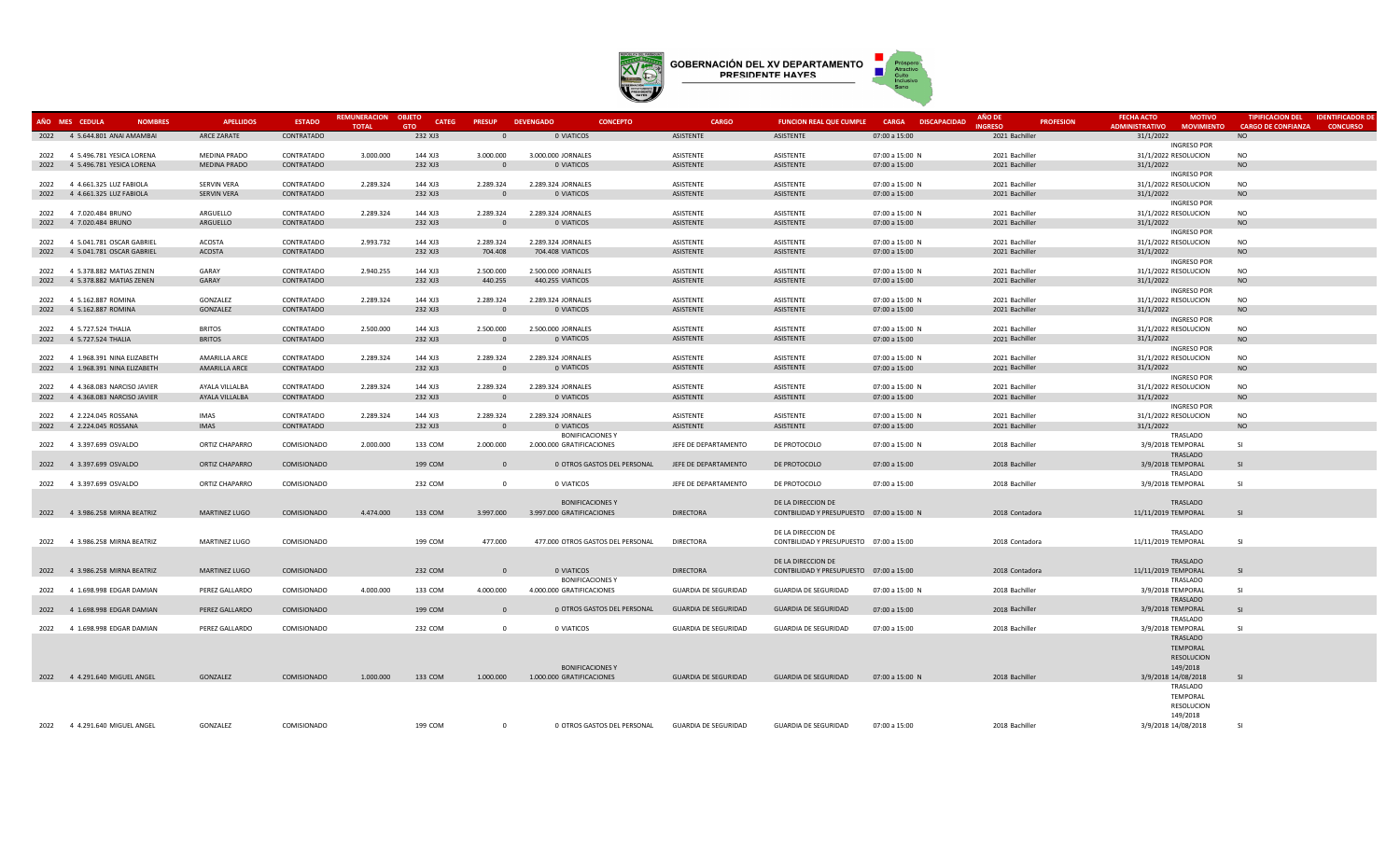# GOBERNACIÓN DEL XV DEPARTAMENTO PRESIDENTE HAYES

| AÑO | MES | CEDULA | NOMBRES | APELLIDOS | ESTADO | REMUNERACION TOTAL | OBJETO GTO | CATEG | PRESUP | DEVENGADO | CONCEPTO | CARGO | FUNCION REAL QUE CUMPLE | CARGA | DISCAPACIDAD | AÑO DE INGRESO | PROFESION | FECHA ACTO ADMINISTRATIVO | MOTIVO MOVIMIENTO | TIPIFICACION DEL CARGO DE CONFIANZA | IDENTIFICADOR DE CONCURSO |
|---|---|---|---|---|---|---|---|---|---|---|---|---|---|---|---|---|---|---|---|---|---|
| 2022 | 4 | 5.644.801 | ANAI AMAMBAI | ARCE ZARATE | CONTRATADO | | 232 | XJ3 | 0 | 0 | VIATICOS | ASISTENTE | ASISTENTE | 07:00 a 15:00 | | 2021 | Bachiller | 31/1/2022 | | NO | |
| 2022 | 4 | 5.496.781 | YESICA LORENA | MEDINA PRADO | CONTRATADO | 3.000.000 | 144 | XJ3 | 3.000.000 | 3.000.000 | JORNALES | ASISTENTE | ASISTENTE | 07:00 a 15:00 | N | 2021 | Bachiller | 31/1/2022 | INGRESO POR RESOLUCION | NO | |
| 2022 | 4 | 5.496.781 | YESICA LORENA | MEDINA PRADO | CONTRATADO | | 232 | XJ3 | 0 | 0 | VIATICOS | ASISTENTE | ASISTENTE | 07:00 a 15:00 | | 2021 | Bachiller | 31/1/2022 | | NO | |
| 2022 | 4 | 4.661.325 | LUZ FABIOLA | SERVIN VERA | CONTRATADO | 2.289.324 | 144 | XJ3 | 2.289.324 | 2.289.324 | JORNALES | ASISTENTE | ASISTENTE | 07:00 a 15:00 | N | 2021 | Bachiller | 31/1/2022 | INGRESO POR RESOLUCION | NO | |
| 2022 | 4 | 4.661.325 | LUZ FABIOLA | SERVIN VERA | CONTRATADO | | 232 | XJ3 | 0 | 0 | VIATICOS | ASISTENTE | ASISTENTE | 07:00 a 15:00 | | 2021 | Bachiller | 31/1/2022 | | NO | |
| 2022 | 4 | 7.020.484 | BRUNO | ARGUELLO | CONTRATADO | 2.289.324 | 144 | XJ3 | 2.289.324 | 2.289.324 | JORNALES | ASISTENTE | ASISTENTE | 07:00 a 15:00 | N | 2021 | Bachiller | 31/1/2022 | INGRESO POR RESOLUCION | NO | |
| 2022 | 4 | 7.020.484 | BRUNO | ARGUELLO | CONTRATADO | | 232 | XJ3 | 0 | 0 | VIATICOS | ASISTENTE | ASISTENTE | 07:00 a 15:00 | | 2021 | Bachiller | 31/1/2022 | | NO | |
| 2022 | 4 | 5.041.781 | OSCAR GABRIEL | ACOSTA | CONTRATADO | 2.993.732 | 144 | XJ3 | 2.289.324 | 2.289.324 | JORNALES | ASISTENTE | ASISTENTE | 07:00 a 15:00 | N | 2021 | Bachiller | 31/1/2022 | INGRESO POR RESOLUCION | NO | |
| 2022 | 4 | 5.041.781 | OSCAR GABRIEL | ACOSTA | CONTRATADO | | 232 | XJ3 | 704.408 | 704.408 | VIATICOS | ASISTENTE | ASISTENTE | 07:00 a 15:00 | | 2021 | Bachiller | 31/1/2022 | | NO | |
| 2022 | 4 | 5.378.882 | MATIAS ZENEN | GARAY | CONTRATADO | 2.940.255 | 144 | XJ3 | 2.500.000 | 2.500.000 | JORNALES | ASISTENTE | ASISTENTE | 07:00 a 15:00 | N | 2021 | Bachiller | 31/1/2022 | INGRESO POR RESOLUCION | NO | |
| 2022 | 4 | 5.378.882 | MATIAS ZENEN | GARAY | CONTRATADO | | 232 | XJ3 | 440.255 | 440.255 | VIATICOS | ASISTENTE | ASISTENTE | 07:00 a 15:00 | | 2021 | Bachiller | 31/1/2022 | | NO | |
| 2022 | 4 | 5.162.887 | ROMINA | GONZALEZ | CONTRATADO | 2.289.324 | 144 | XJ3 | 2.289.324 | 2.289.324 | JORNALES | ASISTENTE | ASISTENTE | 07:00 a 15:00 | N | 2021 | Bachiller | 31/1/2022 | INGRESO POR RESOLUCION | NO | |
| 2022 | 4 | 5.162.887 | ROMINA | GONZALEZ | CONTRATADO | | 232 | XJ3 | 0 | 0 | VIATICOS | ASISTENTE | ASISTENTE | 07:00 a 15:00 | | 2021 | Bachiller | 31/1/2022 | | NO | |
| 2022 | 4 | 5.727.524 | THALIA | BRITOS | CONTRATADO | 2.500.000 | 144 | XJ3 | 2.500.000 | 2.500.000 | JORNALES | ASISTENTE | ASISTENTE | 07:00 a 15:00 | N | 2021 | Bachiller | 31/1/2022 | INGRESO POR RESOLUCION | NO | |
| 2022 | 4 | 5.727.524 | THALIA | BRITOS | CONTRATADO | | 232 | XJ3 | 0 | 0 | VIATICOS | ASISTENTE | ASISTENTE | 07:00 a 15:00 | | 2021 | Bachiller | 31/1/2022 | | NO | |
| 2022 | 4 | 1.968.391 | NINA ELIZABETH | AMARILLA ARCE | CONTRATADO | 2.289.324 | 144 | XJ3 | 2.289.324 | 2.289.324 | JORNALES | ASISTENTE | ASISTENTE | 07:00 a 15:00 | N | 2021 | Bachiller | 31/1/2022 | INGRESO POR RESOLUCION | NO | |
| 2022 | 4 | 1.968.391 | NINA ELIZABETH | AMARILLA ARCE | CONTRATADO | | 232 | XJ3 | 0 | 0 | VIATICOS | ASISTENTE | ASISTENTE | 07:00 a 15:00 | | 2021 | Bachiller | 31/1/2022 | | NO | |
| 2022 | 4 | 4.368.083 | NARCISO JAVIER | AYALA VILLALBA | CONTRATADO | 2.289.324 | 144 | XJ3 | 2.289.324 | 2.289.324 | JORNALES | ASISTENTE | ASISTENTE | 07:00 a 15:00 | N | 2021 | Bachiller | 31/1/2022 | INGRESO POR RESOLUCION | NO | |
| 2022 | 4 | 4.368.083 | NARCISO JAVIER | AYALA VILLALBA | CONTRATADO | | 232 | XJ3 | 0 | 0 | VIATICOS | ASISTENTE | ASISTENTE | 07:00 a 15:00 | | 2021 | Bachiller | 31/1/2022 | | NO | |
| 2022 | 4 | 2.224.045 | ROSSANA | IMAS | CONTRATADO | 2.289.324 | 144 | XJ3 | 2.289.324 | 2.289.324 | JORNALES | ASISTENTE | ASISTENTE | 07:00 a 15:00 | N | 2021 | Bachiller | 31/1/2022 | INGRESO POR RESOLUCION | NO | |
| 2022 | 4 | 2.224.045 | ROSSANA | IMAS | CONTRATADO | | 232 | XJ3 | 0 | 0 | VIATICOS | ASISTENTE | ASISTENTE | 07:00 a 15:00 | | 2021 | Bachiller | 31/1/2022 | | NO | |
| 2022 | 4 | 3.397.699 | OSVALDO | ORTIZ CHAPARRO | COMISIONADO | 2.000.000 | 133 | COM | 2.000.000 | 2.000.000 | BONIFICACIONES Y GRATIFICACIONES | JEFE DE DEPARTAMENTO | DE PROTOCOLO | 07:00 a 15:00 | N | 2018 | Bachiller | 3/9/2018 | TRASLADO TEMPORAL | SI | |
| 2022 | 4 | 3.397.699 | OSVALDO | ORTIZ CHAPARRO | COMISIONADO | | 199 | COM | 0 | 0 | OTROS GASTOS DEL PERSONAL | JEFE DE DEPARTAMENTO | DE PROTOCOLO | 07:00 a 15:00 | | 2018 | Bachiller | 3/9/2018 | TRASLADO TEMPORAL | SI | |
| 2022 | 4 | 3.397.699 | OSVALDO | ORTIZ CHAPARRO | COMISIONADO | | 232 | COM | 0 | 0 | VIATICOS | JEFE DE DEPARTAMENTO | DE PROTOCOLO | 07:00 a 15:00 | | 2018 | Bachiller | 3/9/2018 | TRASLADO TEMPORAL | SI | |
| 2022 | 4 | 3.986.258 | MIRNA BEATRIZ | MARTINEZ LUGO | COMISIONADO | 4.474.000 | 133 | COM | 3.997.000 | 3.997.000 | BONIFICACIONES Y GRATIFICACIONES | DIRECTORA | DE LA DIRECCION DE CONTBILIDAD Y PRESUPUESTO | 07:00 a 15:00 | N | 2018 | Contadora | 11/11/2019 | TRASLADO TEMPORAL | SI | |
| 2022 | 4 | 3.986.258 | MIRNA BEATRIZ | MARTINEZ LUGO | COMISIONADO | | 199 | COM | 477.000 | 477.000 | OTROS GASTOS DEL PERSONAL | DIRECTORA | DE LA DIRECCION DE CONTBILIDAD Y PRESUPUESTO | 07:00 a 15:00 | | 2018 | Contadora | 11/11/2019 | TRASLADO TEMPORAL | SI | |
| 2022 | 4 | 3.986.258 | MIRNA BEATRIZ | MARTINEZ LUGO | COMISIONADO | | 232 | COM | 0 | 0 | VIATICOS | DIRECTORA | DE LA DIRECCION DE CONTBILIDAD Y PRESUPUESTO | 07:00 a 15:00 | | 2018 | Contadora | 11/11/2019 | TRASLADO TEMPORAL | SI | |
| 2022 | 4 | 1.698.998 | EDGAR DAMIAN | PEREZ GALLARDO | COMISIONADO | 4.000.000 | 133 | COM | 4.000.000 | 4.000.000 | BONIFICACIONES Y GRATIFICACIONES | GUARDIA DE SEGURIDAD | GUARDIA DE SEGURIDAD | 07:00 a 15:00 | N | 2018 | Bachiller | 3/9/2018 | TRASLADO TEMPORAL | SI | |
| 2022 | 4 | 1.698.998 | EDGAR DAMIAN | PEREZ GALLARDO | COMISIONADO | | 199 | COM | 0 | 0 | OTROS GASTOS DEL PERSONAL | GUARDIA DE SEGURIDAD | GUARDIA DE SEGURIDAD | 07:00 a 15:00 | | 2018 | Bachiller | 3/9/2018 | TRASLADO TEMPORAL | SI | |
| 2022 | 4 | 1.698.998 | EDGAR DAMIAN | PEREZ GALLARDO | COMISIONADO | | 232 | COM | 0 | 0 | VIATICOS | GUARDIA DE SEGURIDAD | GUARDIA DE SEGURIDAD | 07:00 a 15:00 | | 2018 | Bachiller | 3/9/2018 | TRASLADO TEMPORAL | SI | |
| 2022 | 4 | 4.291.640 | MIGUEL ANGEL | GONZALEZ | COMISIONADO | 1.000.000 | 133 | COM | 1.000.000 | 1.000.000 | BONIFICACIONES Y GRATIFICACIONES | GUARDIA DE SEGURIDAD | GUARDIA DE SEGURIDAD | 07:00 a 15:00 | N | 2018 | Bachiller | 3/9/2018 | TRASLADO TEMPORAL RESOLUCION 149/2018 14/08/2018 | SI | |
| 2022 | 4 | 4.291.640 | MIGUEL ANGEL | GONZALEZ | COMISIONADO | | 199 | COM | 0 | 0 | OTROS GASTOS DEL PERSONAL | GUARDIA DE SEGURIDAD | GUARDIA DE SEGURIDAD | 07:00 a 15:00 | | 2018 | Bachiller | 3/9/2018 | TRASLADO TEMPORAL RESOLUCION 149/2018 14/08/2018 | SI | |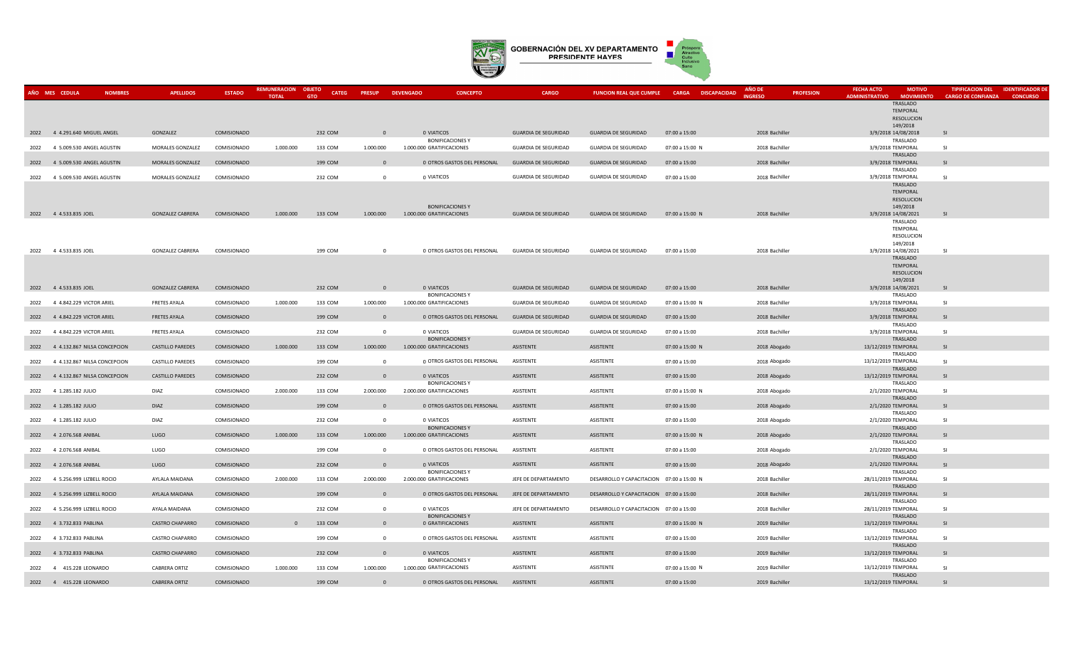# GOBERNACIÓN DEL XV DEPARTAMENTO PRESIDENTE HAYES

| AÑO | MES | CEDULA | NOMBRES | APELLIDOS | ESTADO | REMUNERACION TOTAL | OBJETO GTO | CATEG | PRESUP | DEVENGADO | CONCEPTO | CARGO | FUNCION REAL QUE CUMPLE | CARGA | DISCAPACIDAD | AÑO DE INGRESO | PROFESION | FECHA ACTO ADMINISTRATIVO | MOTIVO MOVIMIENTO | TIPIFICACION DEL CARGO DE CONFIANZA | IDENTIFICADOR DE CONCURSO |
|---|---|---|---|---|---|---|---|---|---|---|---|---|---|---|---|---|---|---|---|---|---|
| 2022 | 4 | 4.291.640 | MIGUEL ANGEL | GONZALEZ | COMISIONADO | | 232 | COM | 0 | 0 | VIATICOS | GUARDIA DE SEGURIDAD | GUARDIA DE SEGURIDAD | 07:00 a 15:00 | | 2018 | Bachiller | 3/9/2018 | TRASLADO TEMPORAL RESOLUCION 149/2018 14/08/2018 | SI | |
| 2022 | 4 | 5.009.530 | ANGEL AGUSTIN | MORALES GONZALEZ | COMISIONADO | 1.000.000 | 133 | COM | 1.000.000 | 1.000.000 | BONIFICACIONES Y GRATIFICACIONES | GUARDIA DE SEGURIDAD | GUARDIA DE SEGURIDAD | 07:00 a 15:00 | N | 2018 | Bachiller | 3/9/2018 | TRASLADO TEMPORAL | SI | |
| 2022 | 4 | 5.009.530 | ANGEL AGUSTIN | MORALES GONZALEZ | COMISIONADO | | 199 | COM | 0 | 0 | OTROS GASTOS DEL PERSONAL | GUARDIA DE SEGURIDAD | GUARDIA DE SEGURIDAD | 07:00 a 15:00 | | 2018 | Bachiller | 3/9/2018 | TRASLADO TEMPORAL | SI | |
| 2022 | 4 | 5.009.530 | ANGEL AGUSTIN | MORALES GONZALEZ | COMISIONADO | | 232 | COM | 0 | 0 | VIATICOS | GUARDIA DE SEGURIDAD | GUARDIA DE SEGURIDAD | 07:00 a 15:00 | | 2018 | Bachiller | 3/9/2018 | TRASLADO TEMPORAL | SI | |
| 2022 | 4 | 4.533.835 | JOEL | GONZALEZ CABRERA | COMISIONADO | 1.000.000 | 133 | COM | 1.000.000 | 1.000.000 | BONIFICACIONES Y GRATIFICACIONES | GUARDIA DE SEGURIDAD | GUARDIA DE SEGURIDAD | 07:00 a 15:00 | N | 2018 | Bachiller | 3/9/2018 | TRASLADO TEMPORAL RESOLUCION 149/2018 14/08/2021 | SI | |
| 2022 | 4 | 4.533.835 | JOEL | GONZALEZ CABRERA | COMISIONADO | | 199 | COM | 0 | 0 | OTROS GASTOS DEL PERSONAL | GUARDIA DE SEGURIDAD | GUARDIA DE SEGURIDAD | 07:00 a 15:00 | | 2018 | Bachiller | 3/9/2018 | TRASLADO TEMPORAL RESOLUCION 149/2018 14/08/2021 | SI | |
| 2022 | 4 | 4.533.835 | JOEL | GONZALEZ CABRERA | COMISIONADO | | 232 | COM | 0 | 0 | VIATICOS | GUARDIA DE SEGURIDAD | GUARDIA DE SEGURIDAD | 07:00 a 15:00 | | 2018 | Bachiller | 3/9/2018 | TRASLADO TEMPORAL RESOLUCION 149/2018 14/08/2021 | SI | |
| 2022 | 4 | 4.842.229 | VICTOR ARIEL | FRETES AYALA | COMISIONADO | 1.000.000 | 133 | COM | 1.000.000 | 1.000.000 | BONIFICACIONES Y GRATIFICACIONES | GUARDIA DE SEGURIDAD | GUARDIA DE SEGURIDAD | 07:00 a 15:00 | N | 2018 | Bachiller | 3/9/2018 | TRASLADO TEMPORAL | SI | |
| 2022 | 4 | 4.842.229 | VICTOR ARIEL | FRETES AYALA | COMISIONADO | | 199 | COM | 0 | 0 | OTROS GASTOS DEL PERSONAL | GUARDIA DE SEGURIDAD | GUARDIA DE SEGURIDAD | 07:00 a 15:00 | | 2018 | Bachiller | 3/9/2018 | TRASLADO TEMPORAL | SI | |
| 2022 | 4 | 4.842.229 | VICTOR ARIEL | FRETES AYALA | COMISIONADO | | 232 | COM | 0 | 0 | VIATICOS | GUARDIA DE SEGURIDAD | GUARDIA DE SEGURIDAD | 07:00 a 15:00 | | 2018 | Bachiller | 3/9/2018 | TRASLADO TEMPORAL | SI | |
| 2022 | 4 | 4.132.867 | NILSA CONCEPCION | CASTILLO PAREDES | COMISIONADO | 1.000.000 | 133 | COM | 1.000.000 | 1.000.000 | BONIFICACIONES Y GRATIFICACIONES | ASISTENTE | ASISTENTE | 07:00 a 15:00 | N | 2018 | Abogado | 13/12/2019 | TRASLADO TEMPORAL | SI | |
| 2022 | 4 | 4.132.867 | NILSA CONCEPCION | CASTILLO PAREDES | COMISIONADO | | 199 | COM | 0 | 0 | OTROS GASTOS DEL PERSONAL | ASISTENTE | ASISTENTE | 07:00 a 15:00 | | 2018 | Abogado | 13/12/2019 | TRASLADO TEMPORAL | SI | |
| 2022 | 4 | 4.132.867 | NILSA CONCEPCION | CASTILLO PAREDES | COMISIONADO | | 232 | COM | 0 | 0 | VIATICOS | ASISTENTE | ASISTENTE | 07:00 a 15:00 | | 2018 | Abogado | 13/12/2019 | TRASLADO TEMPORAL | SI | |
| 2022 | 4 | 1.285.182 | JULIO | DIAZ | COMISIONADO | 2.000.000 | 133 | COM | 2.000.000 | 2.000.000 | BONIFICACIONES Y GRATIFICACIONES | ASISTENTE | ASISTENTE | 07:00 a 15:00 | N | 2018 | Abogado | 2/1/2020 | TRASLADO TEMPORAL | SI | |
| 2022 | 4 | 1.285.182 | JULIO | DIAZ | COMISIONADO | | 199 | COM | 0 | 0 | OTROS GASTOS DEL PERSONAL | ASISTENTE | ASISTENTE | 07:00 a 15:00 | | 2018 | Abogado | 2/1/2020 | TRASLADO TEMPORAL | SI | |
| 2022 | 4 | 1.285.182 | JULIO | DIAZ | COMISIONADO | | 232 | COM | 0 | 0 | VIATICOS | ASISTENTE | ASISTENTE | 07:00 a 15:00 | | 2018 | Abogado | 2/1/2020 | TRASLADO TEMPORAL | SI | |
| 2022 | 4 | 2.076.568 | ANIBAL | LUGO | COMISIONADO | 1.000.000 | 133 | COM | 1.000.000 | 1.000.000 | BONIFICACIONES Y GRATIFICACIONES | ASISTENTE | ASISTENTE | 07:00 a 15:00 | N | 2018 | Abogado | 2/1/2020 | TRASLADO TEMPORAL | SI | |
| 2022 | 4 | 2.076.568 | ANIBAL | LUGO | COMISIONADO | | 199 | COM | 0 | 0 | OTROS GASTOS DEL PERSONAL | ASISTENTE | ASISTENTE | 07:00 a 15:00 | | 2018 | Abogado | 2/1/2020 | TRASLADO TEMPORAL | SI | |
| 2022 | 4 | 2.076.568 | ANIBAL | LUGO | COMISIONADO | | 232 | COM | 0 | 0 | VIATICOS | ASISTENTE | ASISTENTE | 07:00 a 15:00 | | 2018 | Abogado | 2/1/2020 | TRASLADO TEMPORAL | SI | |
| 2022 | 4 | 5.256.999 | LIZBELL ROCIO | AYLALA MAIDANA | COMISIONADO | 2.000.000 | 133 | COM | 2.000.000 | 2.000.000 | BONIFICACIONES Y GRATIFICACIONES | JEFE DE DEPARTAMENTO | DESARROLLO Y CAPACITACION | 07:00 a 15:00 | N | 2018 | Bachiller | 28/11/2019 | TRASLADO TEMPORAL | SI | |
| 2022 | 4 | 5.256.999 | LIZBELL ROCIO | AYLALA MAIDANA | COMISIONADO | | 199 | COM | 0 | 0 | OTROS GASTOS DEL PERSONAL | JEFE DE DEPARTAMENTO | DESARROLLO Y CAPACITACION | 07:00 a 15:00 | | 2018 | Bachiller | 28/11/2019 | TRASLADO TEMPORAL | SI | |
| 2022 | 4 | 5.256.999 | LIZBELL ROCIO | AYALA MAIDANA | COMISIONADO | | 232 | COM | 0 | 0 | VIATICOS | JEFE DE DEPARTAMENTO | DESARROLLO Y CAPACITACION | 07:00 a 15:00 | | 2018 | Bachiller | 28/11/2019 | TRASLADO TEMPORAL | SI | |
| 2022 | 4 | 3.732.833 | PABLINA | CASTRO CHAPARRO | COMISIONADO | 0 | 133 | COM | 0 | 0 | BONIFICACIONES Y GRATIFICACIONES | ASISTENTE | ASISTENTE | 07:00 a 15:00 | N | 2019 | Bachiller | 13/12/2019 | TRASLADO TEMPORAL | SI | |
| 2022 | 4 | 3.732.833 | PABLINA | CASTRO CHAPARRO | COMISIONADO | | 199 | COM | 0 | 0 | OTROS GASTOS DEL PERSONAL | ASISTENTE | ASISTENTE | 07:00 a 15:00 | | 2019 | Bachiller | 13/12/2019 | TRASLADO TEMPORAL | SI | |
| 2022 | 4 | 3.732.833 | PABLINA | CASTRO CHAPARRO | COMISIONADO | | 232 | COM | 0 | 0 | VIATICOS | ASISTENTE | ASISTENTE | 07:00 a 15:00 | | 2019 | Bachiller | 13/12/2019 | TRASLADO TEMPORAL | SI | |
| 2022 | 4 | 415.228 | LEONARDO | CABRERA ORTIZ | COMISIONADO | 1.000.000 | 133 | COM | 1.000.000 | 1.000.000 | BONIFICACIONES Y GRATIFICACIONES | ASISTENTE | ASISTENTE | 07:00 a 15:00 | N | 2019 | Bachiller | 13/12/2019 | TRASLADO TEMPORAL | SI | |
| 2022 | 4 | 415.228 | LEONARDO | CABRERA ORTIZ | COMISIONADO | | 199 | COM | 0 | 0 | OTROS GASTOS DEL PERSONAL | ASISTENTE | ASISTENTE | 07:00 a 15:00 | | 2019 | Bachiller | 13/12/2019 | TRASLADO TEMPORAL | SI | |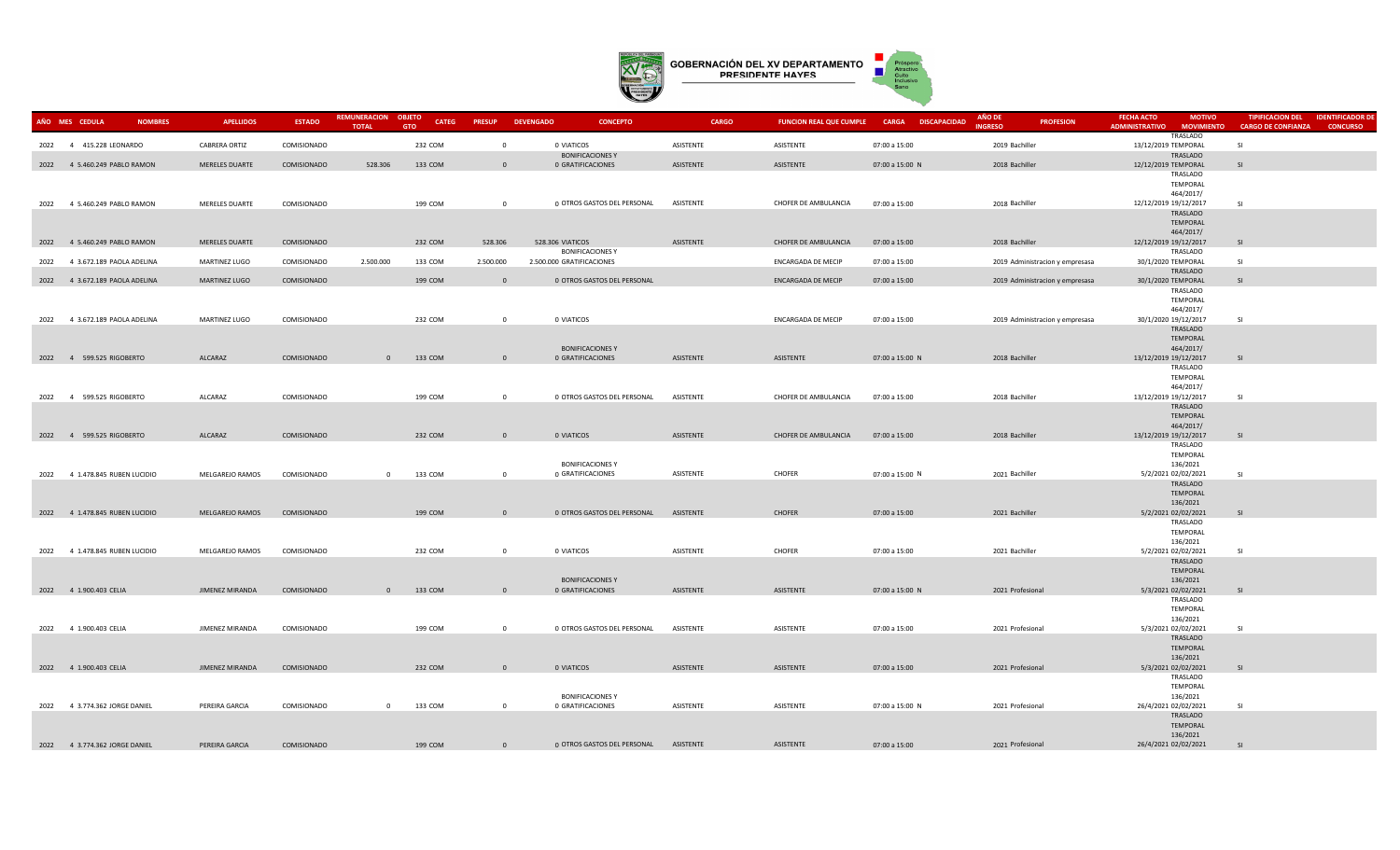# GOBERNACIÓN DEL XV DEPARTAMENTO PRESIDENTE HAYES

| AÑO | MES | CEDULA | NOMBRES | APELLIDOS | ESTADO | REMUNERACION TOTAL | OBJETO GTO | CATEG | PRESUP | DEVENGADO | CONCEPTO | CARGO | FUNCION REAL QUE CUMPLE | CARGA | DISCAPACIDAD | AÑO DE INGRESO | PROFESION | FECHA ACTO ADMINISTRATIVO | MOTIVO MOVIMIENTO | TIPIFICACION DEL CARGO DE CONFIANZA | IDENTIFICADOR DE CONCURSO |
|---|---|---|---|---|---|---|---|---|---|---|---|---|---|---|---|---|---|---|---|---|---|
| 2022 | 4 | 415.228 | LEONARDO | CABRERA ORTIZ | COMISIONADO | | 232 | COM | 0 | 0 | VIATICOS | ASISTENTE | ASISTENTE | 07:00 a 15:00 | | 2019 | Bachiller | 13/12/2019 | TRASLADO TEMPORAL | SI | |
| 2022 | 4 | 5.460.249 | PABLO RAMON | MERELES DUARTE | COMISIONADO | 528.306 | 133 | COM | 0 | 0 | BONIFICACIONES Y GRATIFICACIONES | ASISTENTE | ASISTENTE | 07:00 a 15:00 | N | 2018 | Bachiller | 12/12/2019 | TRASLADO TEMPORAL | SI | |
| 2022 | 4 | 5.460.249 | PABLO RAMON | MERELES DUARTE | COMISIONADO | | 199 | COM | 0 | 0 | OTROS GASTOS DEL PERSONAL | ASISTENTE | CHOFER DE AMBULANCIA | 07:00 a 15:00 | | 2018 | Bachiller | 12/12/2019 | TRASLADO TEMPORAL 464/2017/ 19/12/2017 | SI | |
| 2022 | 4 | 5.460.249 | PABLO RAMON | MERELES DUARTE | COMISIONADO | | 232 | COM | 528.306 | 528.306 | VIATICOS | ASISTENTE | CHOFER DE AMBULANCIA | 07:00 a 15:00 | | 2018 | Bachiller | 12/12/2019 | TRASLADO TEMPORAL 464/2017/ 19/12/2017 | SI | |
| 2022 | 4 | 3.672.189 | PAOLA ADELINA | MARTINEZ LUGO | COMISIONADO | 2.500.000 | 133 | COM | 2.500.000 | 2.500.000 | BONIFICACIONES Y GRATIFICACIONES | | ENCARGADA DE MECIP | 07:00 a 15:00 | | 2019 | Administracion y empresasa | 30/1/2020 | TRASLADO TEMPORAL | SI | |
| 2022 | 4 | 3.672.189 | PAOLA ADELINA | MARTINEZ LUGO | COMISIONADO | | 199 | COM | 0 | 0 | OTROS GASTOS DEL PERSONAL | | ENCARGADA DE MECIP | 07:00 a 15:00 | | 2019 | Administracion y empresasa | 30/1/2020 | TRASLADO TEMPORAL | SI | |
| 2022 | 4 | 3.672.189 | PAOLA ADELINA | MARTINEZ LUGO | COMISIONADO | | 232 | COM | 0 | 0 | VIATICOS | | ENCARGADA DE MECIP | 07:00 a 15:00 | | 2019 | Administracion y empresasa | 30/1/2020 | TRASLADO TEMPORAL 464/2017/ 19/12/2017 | SI | |
| 2022 | 4 | 599.525 | RIGOBERTO | ALCARAZ | COMISIONADO | 0 | 133 | COM | 0 | 0 | BONIFICACIONES Y GRATIFICACIONES | ASISTENTE | ASISTENTE | 07:00 a 15:00 | N | 2018 | Bachiller | 13/12/2019 | TRASLADO TEMPORAL 464/2017/ 19/12/2017 | SI | |
| 2022 | 4 | 599.525 | RIGOBERTO | ALCARAZ | COMISIONADO | | 199 | COM | 0 | 0 | OTROS GASTOS DEL PERSONAL | ASISTENTE | CHOFER DE AMBULANCIA | 07:00 a 15:00 | | 2018 | Bachiller | 13/12/2019 | TRASLADO TEMPORAL 464/2017/ 19/12/2017 | SI | |
| 2022 | 4 | 599.525 | RIGOBERTO | ALCARAZ | COMISIONADO | | 232 | COM | 0 | 0 | VIATICOS | ASISTENTE | CHOFER DE AMBULANCIA | 07:00 a 15:00 | | 2018 | Bachiller | 13/12/2019 | TRASLADO TEMPORAL 464/2017/ 19/12/2017 | SI | |
| 2022 | 4 | 1.478.845 | RUBEN LUCIDIO | MELGAREJO RAMOS | COMISIONADO | 0 | 133 | COM | 0 | 0 | BONIFICACIONES Y GRATIFICACIONES | ASISTENTE | CHOFER | 07:00 a 15:00 | N | 2021 | Bachiller | 5/2/2021 | TRASLADO TEMPORAL 136/2021 02/02/2021 | SI | |
| 2022 | 4 | 1.478.845 | RUBEN LUCIDIO | MELGAREJO RAMOS | COMISIONADO | | 199 | COM | 0 | 0 | OTROS GASTOS DEL PERSONAL | ASISTENTE | CHOFER | 07:00 a 15:00 | | 2021 | Bachiller | 5/2/2021 | TRASLADO TEMPORAL 136/2021 02/02/2021 | SI | |
| 2022 | 4 | 1.478.845 | RUBEN LUCIDIO | MELGAREJO RAMOS | COMISIONADO | | 232 | COM | 0 | 0 | VIATICOS | ASISTENTE | CHOFER | 07:00 a 15:00 | | 2021 | Bachiller | 5/2/2021 | TRASLADO TEMPORAL 136/2021 02/02/2021 | SI | |
| 2022 | 4 | 1.900.403 | CELIA | JIMENEZ MIRANDA | COMISIONADO | 0 | 133 | COM | 0 | 0 | BONIFICACIONES Y GRATIFICACIONES | ASISTENTE | ASISTENTE | 07:00 a 15:00 | N | 2021 | Profesional | 5/3/2021 | TRASLADO TEMPORAL 136/2021 02/02/2021 | SI | |
| 2022 | 4 | 1.900.403 | CELIA | JIMENEZ MIRANDA | COMISIONADO | | 199 | COM | 0 | 0 | OTROS GASTOS DEL PERSONAL | ASISTENTE | ASISTENTE | 07:00 a 15:00 | | 2021 | Profesional | 5/3/2021 | TRASLADO TEMPORAL 136/2021 02/02/2021 | SI | |
| 2022 | 4 | 1.900.403 | CELIA | JIMENEZ MIRANDA | COMISIONADO | | 232 | COM | 0 | 0 | VIATICOS | ASISTENTE | ASISTENTE | 07:00 a 15:00 | | 2021 | Profesional | 5/3/2021 | TRASLADO TEMPORAL 136/2021 02/02/2021 | SI | |
| 2022 | 4 | 3.774.362 | JORGE DANIEL | PEREIRA GARCIA | COMISIONADO | 0 | 133 | COM | 0 | 0 | BONIFICACIONES Y GRATIFICACIONES | ASISTENTE | ASISTENTE | 07:00 a 15:00 | N | 2021 | Profesional | 26/4/2021 | TRASLADO TEMPORAL 136/2021 02/02/2021 | SI | |
| 2022 | 4 | 3.774.362 | JORGE DANIEL | PEREIRA GARCIA | COMISIONADO | | 199 | COM | 0 | 0 | OTROS GASTOS DEL PERSONAL | ASISTENTE | ASISTENTE | 07:00 a 15:00 | | 2021 | Profesional | 26/4/2021 | TRASLADO TEMPORAL 136/2021 02/02/2021 | SI | |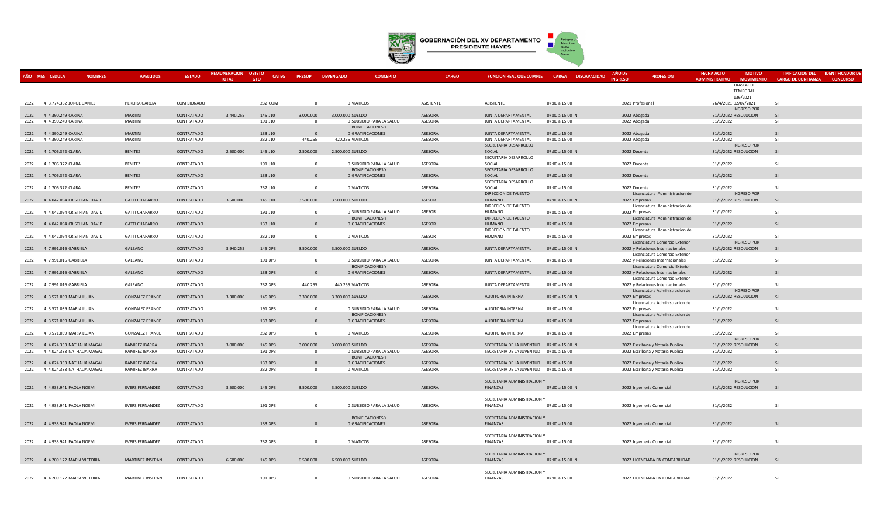GOBERNACIÓN DEL XV DEPARTAMENTO PRESIDENTE HAYES

| AÑO | MES | CEDULA | NOMBRES | APELLIDOS | ESTADO | REMUNERACION TOTAL | OBJETO GTO | CATEG | PRESUP | DEVENGADO | CONCEPTO | CARGO | FUNCION REAL QUE CUMPLE | CARGA | DISCAPACIDAD | AÑO DE INGRESO | PROFESION | FECHA ACTO ADMINISTRATIVO | MOTIVO MOVIMIENTO | TIPIFICACION DEL CARGO DE CONFIANZA | IDENTIFICADOR DE CONCURSO |
|---|---|---|---|---|---|---|---|---|---|---|---|---|---|---|---|---|---|---|---|---|---|
| 2022 | 4 | 3.774.362 | JORGE DANIEL | PEREIRA GARCIA | COMISIONADO | | 232 | COM | 0 | 0 | VIATICOS | ASISTENTE | ASISTENTE | 07:00 a 15:00 | | 2021 | Profesional | 26/4/2021 | TRASLADO TEMPORAL 136/2021 02/02/2021 | SI | |
| 2022 | 4 | 4.390.249 | CARINA | MARTINI | CONTRATADO | 3.440.255 | 145 | J10 | 3.000.000 | 3.000.000 | SUELDO | ASESORA | JUNTA DEPARTAMENTAL | 07:00 a 15:00 | N | 2022 | Abogada | 31/1/2022 | INGRESO POR RESOLUCION | SI | |
| 2022 | 4 | 4.390.249 | CARINA | MARTINI | CONTRATADO | | 191 | J10 | 0 | 0 | SUBSIDIO PARA LA SALUD | ASESORA | JUNTA DEPARTAMENTAL | 07:00 a 15:00 | | 2022 | Abogada | 31/1/2022 | | SI | |
| 2022 | 4 | 4.390.249 | CARINA | MARTINI | CONTRATADO | | 133 | J10 | 0 | 0 | BONIFICACIONES Y GRATIFICACIONES | ASESORA | JUNTA DEPARTAMENTAL | 07:00 a 15:00 | | 2022 | Abogada | 31/1/2022 | | SI | |
| 2022 | 4 | 4.390.249 | CARINA | MARTINI | CONTRATADO | | 232 | J10 | 440.255 | 420.255 | VIATICOS | ASESORA | JUNTA DEPARTAMENTAL | 07:00 a 15:00 | | 2022 | Abogada | 31/1/2022 | | SI | |
| 2022 | 4 | 1.706.372 | CLARA | BENITEZ | CONTRATADO | 2.500.000 | 145 | J10 | 2.500.000 | 2.500.000 | SUELDO | ASESORA | SECRETARIA DESARROLLO SOCIAL | 07:00 a 15:00 | N | 2022 | Docente | 31/1/2022 | INGRESO POR RESOLUCION | SI | |
| 2022 | 4 | 1.706.372 | CLARA | BENITEZ | CONTRATADO | | 191 | J10 | 0 | 0 | SUBSIDIO PARA LA SALUD | ASESORA | SECRETARIA DESARROLLO SOCIAL | 07:00 a 15:00 | | 2022 | Docente | 31/1/2022 | | SI | |
| 2022 | 4 | 1.706.372 | CLARA | BENITEZ | CONTRATADO | | 133 | J10 | 0 | 0 | BONIFICACIONES Y GRATIFICACIONES | ASESORA | SECRETARIA DESARROLLO SOCIAL | 07:00 a 15:00 | | 2022 | Docente | 31/1/2022 | | SI | |
| 2022 | 4 | 1.706.372 | CLARA | BENITEZ | CONTRATADO | | 232 | J10 | 0 | 0 | VIATICOS | ASESORA | SECRETARIA DESARROLLO SOCIAL | 07:00 a 15:00 | | 2022 | Docente | 31/1/2022 | | SI | |
| 2022 | 4 | 4.042.094 | CRISTHIAN DAVID | GATTI CHAPARRO | CONTRATADO | 3.500.000 | 145 | J10 | 3.500.000 | 3.500.000 | SUELDO | ASESOR | DIRECCION DE TALENTO HUMANO | 07:00 a 15:00 | N | 2022 | Licenciatura Administracion de Empresas | 31/1/2022 | INGRESO POR RESOLUCION | SI | |
| 2022 | 4 | 4.042.094 | CRISTHIAN DAVID | GATTI CHAPARRO | CONTRATADO | | 191 | J10 | 0 | 0 | SUBSIDIO PARA LA SALUD | ASESOR | DIRECCION DE TALENTO HUMANO | 07:00 a 15:00 | | 2022 | Licenciatura Administracion de Empresas | 31/1/2022 | | SI | |
| 2022 | 4 | 4.042.094 | CRISTHIAN DAVID | GATTI CHAPARRO | CONTRATADO | | 133 | J10 | 0 | 0 | BONIFICACIONES Y GRATIFICACIONES | ASESOR | DIRECCION DE TALENTO HUMANO | 07:00 a 15:00 | | 2022 | Licenciatura Administracion de Empresas | 31/1/2022 | | SI | |
| 2022 | 4 | 4.042.094 | CRISTHIAN DAVID | GATTI CHAPARRO | CONTRATADO | | 232 | J10 | 0 | 0 | VIATICOS | ASESOR | DIRECCION DE TALENTO HUMANO | 07:00 a 15:00 | | 2022 | Licenciatura Administracion de Empresas | 31/1/2022 | | SI | |
| 2022 | 4 | 7.991.016 | GABRIELA | GALEANO | CONTRATADO | 3.940.255 | 145 | XP3 | 3.500.000 | 3.500.000 | SUELDO | ASESORA | JUNTA DEPARTAMENTAL | 07:00 a 15:00 | N | 2022 | Licenciatura Comercio Exterior y Relaciones Internacionales | 31/1/2022 | INGRESO POR RESOLUCION | SI | |
| 2022 | 4 | 7.991.016 | GABRIELA | GALEANO | CONTRATADO | | 191 | XP3 | 0 | 0 | SUBSIDIO PARA LA SALUD | ASESORA | JUNTA DEPARTAMENTAL | 07:00 a 15:00 | | 2022 | Licenciatura Comercio Exterior y Relaciones Internacionales | 31/1/2022 | | SI | |
| 2022 | 4 | 7.991.016 | GABRIELA | GALEANO | CONTRATADO | | 133 | XP3 | 0 | 0 | BONIFICACIONES Y GRATIFICACIONES | ASESORA | JUNTA DEPARTAMENTAL | 07:00 a 15:00 | | 2022 | Licenciatura Comercio Exterior y Relaciones Internacionales | 31/1/2022 | | SI | |
| 2022 | 4 | 7.991.016 | GABRIELA | GALEANO | CONTRATADO | | 232 | XP3 | 440.255 | 440.255 | VIATICOS | ASESORA | JUNTA DEPARTAMENTAL | 07:00 a 15:00 | | 2022 | Licenciatura Comercio Exterior y Relaciones Internacionales | 31/1/2022 | | SI | |
| 2022 | 4 | 3.571.039 | MARIA LUJAN | GONZALEZ FRANCO | CONTRATADO | 3.300.000 | 145 | XP3 | 3.300.000 | 3.300.000 | SUELDO | ASESORA | AUDITORIA INTERNA | 07:00 a 15:00 | N | 2022 | Licenciatura Administracion de Empresas | 31/1/2022 | INGRESO POR RESOLUCION | SI | |
| 2022 | 4 | 3.571.039 | MARIA LUJAN | GONZALEZ FRANCO | CONTRATADO | | 191 | XP3 | 0 | 0 | SUBSIDIO PARA LA SALUD | ASESORA | AUDITORIA INTERNA | 07:00 a 15:00 | | 2022 | Licenciatura Administracion de Empresas | 31/1/2022 | | SI | |
| 2022 | 4 | 3.571.039 | MARIA LUJAN | GONZALEZ FRANCO | CONTRATADO | | 133 | XP3 | 0 | 0 | BONIFICACIONES Y GRATIFICACIONES | ASESORA | AUDITORIA INTERNA | 07:00 a 15:00 | | 2022 | Licenciatura Administracion de Empresas | 31/1/2022 | | SI | |
| 2022 | 4 | 3.571.039 | MARIA LUJAN | GONZALEZ FRANCO | CONTRATADO | | 232 | XP3 | 0 | 0 | VIATICOS | ASESORA | AUDITORIA INTERNA | 07:00 a 15:00 | | 2022 | Licenciatura Administracion de Empresas | 31/1/2022 | | SI | |
| 2022 | 4 | 4.024.333 | NATHALIA MAGALI | RAMIREZ IBARRA | CONTRATADO | 3.000.000 | 145 | XP3 | 3.000.000 | 3.000.000 | SUELDO | ASESORA | SECRETARIA DE LA JUVENTUD | 07:00 a 15:00 | N | 2022 | Escribana y Notaria Publica | 31/1/2022 | INGRESO POR RESOLUCION | SI | |
| 2022 | 4 | 4.024.333 | NATHALIA MAGALI | RAMIREZ IBARRA | CONTRATADO | | 191 | XP3 | 0 | 0 | SUBSIDIO PARA LA SALUD | ASESORA | SECRETARIA DE LA JUVENTUD | 07:00 a 15:00 | | 2022 | Escribana y Notaria Publica | 31/1/2022 | | SI | |
| 2022 | 4 | 4.024.333 | NATHALIA MAGALI | RAMIREZ IBARRA | CONTRATADO | | 133 | XP3 | 0 | 0 | BONIFICACIONES Y GRATIFICACIONES | ASESORA | SECRETARIA DE LA JUVENTUD | 07:00 a 15:00 | | 2022 | Escribana y Notaria Publica | 31/1/2022 | | SI | |
| 2022 | 4 | 4.024.333 | NATHALIA MAGALI | RAMIREZ IBARRA | CONTRATADO | | 232 | XP3 | 0 | 0 | VIATICOS | ASESORA | SECRETARIA DE LA JUVENTUD | 07:00 a 15:00 | | 2022 | Escribana y Notaria Publica | 31/1/2022 | | SI | |
| 2022 | 4 | 4.933.941 | PAOLA NOEMI | EVERS FERNANDEZ | CONTRATADO | 3.500.000 | 145 | XP3 | 3.500.000 | 3.500.000 | SUELDO | ASESORA | SECRETARIA ADMINISTRACION Y FINANZAS | 07:00 a 15:00 | N | 2022 | Ingenieria Comercial | 31/1/2022 | INGRESO POR RESOLUCION | SI | |
| 2022 | 4 | 4.933.941 | PAOLA NOEMI | EVERS FERNANDEZ | CONTRATADO | | 191 | XP3 | 0 | 0 | SUBSIDIO PARA LA SALUD | ASESORA | SECRETARIA ADMINISTRACION Y FINANZAS | 07:00 a 15:00 | | 2022 | Ingenieria Comercial | 31/1/2022 | | SI | |
| 2022 | 4 | 4.933.941 | PAOLA NOEMI | EVERS FERNANDEZ | CONTRATADO | | 133 | XP3 | 0 | 0 | BONIFICACIONES Y GRATIFICACIONES | ASESORA | SECRETARIA ADMINISTRACION Y FINANZAS | 07:00 a 15:00 | | 2022 | Ingenieria Comercial | 31/1/2022 | | SI | |
| 2022 | 4 | 4.933.941 | PAOLA NOEMI | EVERS FERNANDEZ | CONTRATADO | | 232 | XP3 | 0 | 0 | VIATICOS | ASESORA | SECRETARIA ADMINISTRACION Y FINANZAS | 07:00 a 15:00 | | 2022 | Ingenieria Comercial | 31/1/2022 | | SI | |
| 2022 | 4 | 4.209.172 | MARIA VICTORIA | MARTINEZ INSFRAN | CONTRATADO | 6.500.000 | 145 | XP3 | 6.500.000 | 6.500.000 | SUELDO | ASESORA | SECRETARIA ADMINISTRACION Y FINANZAS | 07:00 a 15:00 | N | 2022 | LICENCIADA EN CONTABILIDAD | 31/1/2022 | INGRESO POR RESOLUCION | SI | |
| 2022 | 4 | 4.209.172 | MARIA VICTORIA | MARTINEZ INSFRAN | CONTRATADO | | 191 | XP3 | 0 | 0 | SUBSIDIO PARA LA SALUD | ASESORA | SECRETARIA ADMINISTRACION Y FINANZAS | 07:00 a 15:00 | | 2022 | LICENCIADA EN CONTABILIDAD | 31/1/2022 | | SI | |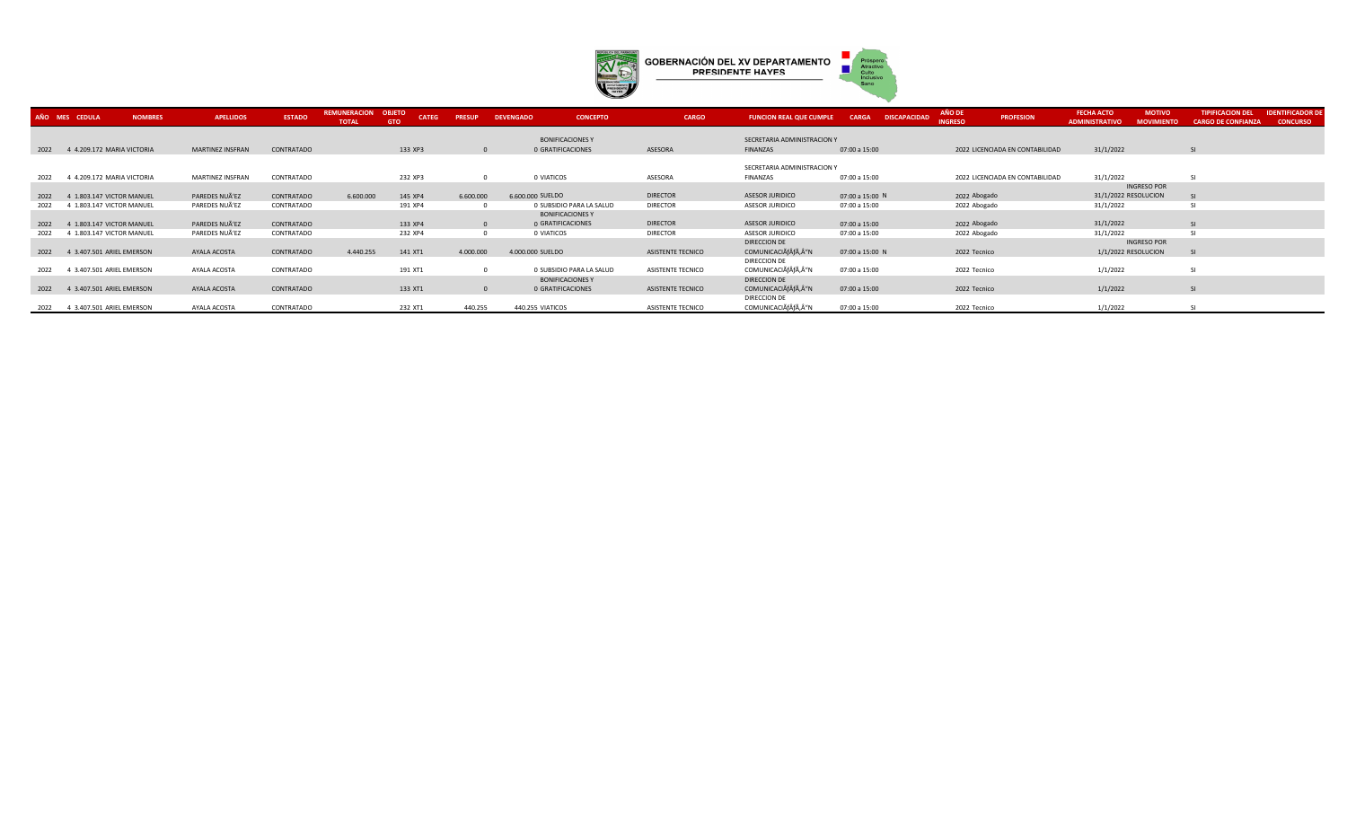GOBERNACIÓN DEL XV DEPARTAMENTO PRESIDENTE HAYES

Próspero Atractivo Culto Inclusivo Sano

| AÑO | MES | CEDULA | NOMBRES | APELLIDOS | ESTADO | REMUNERACION TOTAL | OBJETO GTO | CATEG | PRESUP | DEVENGADO | CONCEPTO | CARGO | FUNCION REAL QUE CUMPLE | CARGA | DISCAPACIDAD | AÑO DE INGRESO | PROFESION | FECHA ACTO ADMINISTRATIVO | MOTIVO MOVIMIENTO | TIPIFICACION DEL CARGO DE CONFIANZA | IDENTIFICADOR DE CONCURSO |
|---|---|---|---|---|---|---|---|---|---|---|---|---|---|---|---|---|---|---|---|---|---|
| 2022 | 4 | 4.209.172 | MARIA VICTORIA | MARTINEZ INSFRAN | CONTRATADO | | 133 | XP3 | 0 | 0 | BONIFICACIONES Y GRATIFICACIONES | ASESORA | SECRETARIA ADMINISTRACION Y FINANZAS | 07:00 a 15:00 | | 2022 | LICENCIADA EN CONTABILIDAD | 31/1/2022 | | SI | |
| 2022 | 4 | 4.209.172 | MARIA VICTORIA | MARTINEZ INSFRAN | CONTRATADO | | 232 | XP3 | 0 | 0 | VIATICOS | ASESORA | SECRETARIA ADMINISTRACION Y FINANZAS | 07:00 a 15:00 | | 2022 | LICENCIADA EN CONTABILIDAD | 31/1/2022 | | SI | |
| 2022 | 4 | 1.803.147 | VICTOR MANUEL | PAREDES NUÃ'EZ | CONTRATADO | 6.600.000 | 145 | XP4 | 6.600.000 | 6.600.000 | SUELDO | DIRECTOR | ASESOR JURIDICO | 07:00 a 15:00 | N | 2022 | Abogado | 31/1/2022 | INGRESO POR RESOLUCION | SI | |
| 2022 | 4 | 1.803.147 | VICTOR MANUEL | PAREDES NUÃ'EZ | CONTRATADO | | 191 | XP4 | 0 | 0 | SUBSIDIO PARA LA SALUD | DIRECTOR | ASESOR JURIDICO | 07:00 a 15:00 | | 2022 | Abogado | 31/1/2022 | | SI | |
| 2022 | 4 | 1.803.147 | VICTOR MANUEL | PAREDES NUÃ'EZ | CONTRATADO | | 133 | XP4 | 0 | 0 | BONIFICACIONES Y GRATIFICACIONES | DIRECTOR | ASESOR JURIDICO | 07:00 a 15:00 | | 2022 | Abogado | 31/1/2022 | | SI | |
| 2022 | 4 | 1.803.147 | VICTOR MANUEL | PAREDES NUÃ'EZ | CONTRATADO | | 232 | XP4 | 0 | 0 | VIATICOS | DIRECTOR | ASESOR JURIDICO | 07:00 a 15:00 | | 2022 | Abogado | 31/1/2022 | | SI | |
| 2022 | 4 | 3.407.501 | ARIEL EMERSON | AYALA ACOSTA | CONTRATADO | 4.440.255 | 141 | XT1 | 4.000.000 | 4.000.000 | SUELDO | ASISTENTE TECNICO | DIRECCION DE COMUNICACIÃƒÂ"N | 07:00 a 15:00 | N | 2022 | Tecnico | 1/1/2022 | INGRESO POR RESOLUCION | SI | |
| 2022 | 4 | 3.407.501 | ARIEL EMERSON | AYALA ACOSTA | CONTRATADO | | 191 | XT1 | 0 | 0 | SUBSIDIO PARA LA SALUD | ASISTENTE TECNICO | DIRECCION DE COMUNICACIÃƒÂ"N | 07:00 a 15:00 | | 2022 | Tecnico | 1/1/2022 | | SI | |
| 2022 | 4 | 3.407.501 | ARIEL EMERSON | AYALA ACOSTA | CONTRATADO | | 133 | XT1 | 0 | 0 | BONIFICACIONES Y GRATIFICACIONES | ASISTENTE TECNICO | DIRECCION DE COMUNICACIÃƒÂ"N | 07:00 a 15:00 | | 2022 | Tecnico | 1/1/2022 | | SI | |
| 2022 | 4 | 3.407.501 | ARIEL EMERSON | AYALA ACOSTA | CONTRATADO | | 232 | XT1 | 440.255 | 440.255 | VIATICOS | ASISTENTE TECNICO | DIRECCION DE COMUNICACIÃƒÂ"N | 07:00 a 15:00 | | 2022 | Tecnico | 1/1/2022 | | SI | |